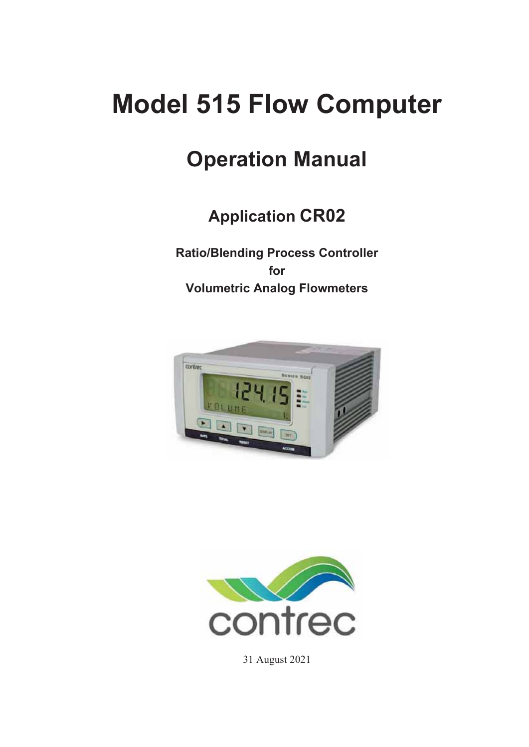# Model 515 Flow Computer

## Operation Manual

### Application CR02

**Ratio/Blending Process Controller**
**for**
**Volumetric Analog Flowmeters**

31 August 2021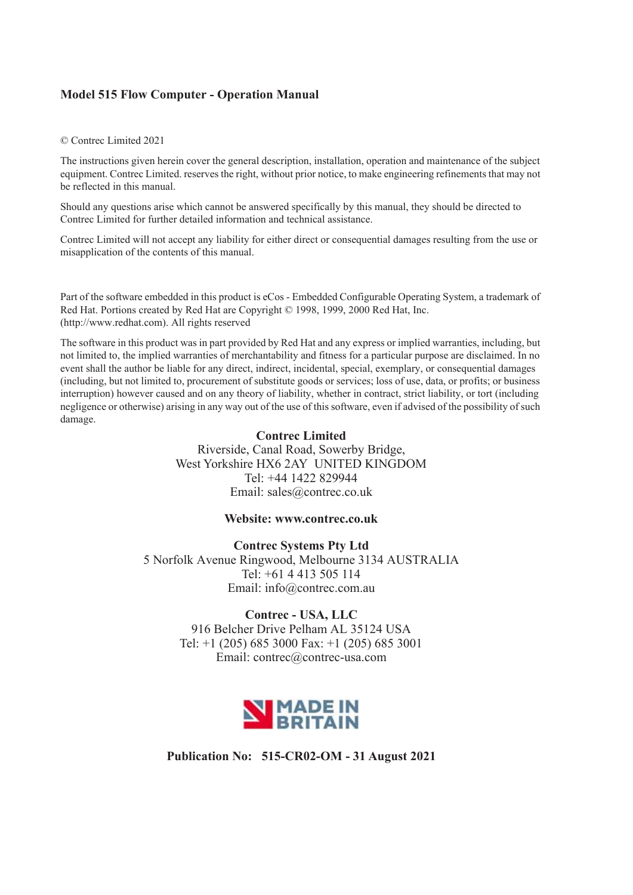**Model 515 Flow Computer - Operation Manual**

© Contrec Limited 2021

The instructions given herein cover the general description, installation, operation and maintenance of the subject equipment. Contrec Limited. reserves the right, without prior notice, to make engineering refinements that may not be reflected in this manual.

Should any questions arise which cannot be answered specifically by this manual, they should be directed to Contrec Limited for further detailed information and technical assistance.

Contrec Limited will not accept any liability for either direct or consequential damages resulting from the use or misapplication of the contents of this manual.

Part of the software embedded in this product is eCos - Embedded Configurable Operating System, a trademark of Red Hat. Portions created by Red Hat are Copyright © 1998, 1999, 2000 Red Hat, Inc. (http://www.redhat.com). All rights reserved

The software in this product was in part provided by Red Hat and any express or implied warranties, including, but not limited to, the implied warranties of merchantability and fitness for a particular purpose are disclaimed. In no event shall the author be liable for any direct, indirect, incidental, special, exemplary, or consequential damages (including, but not limited to, procurement of substitute goods or services; loss of use, data, or profits; or business interruption) however caused and on any theory of liability, whether in contract, strict liability, or tort (including negligence or otherwise) arising in any way out of the use of this software, even if advised of the possibility of such damage.

**Contrec Limited**
Riverside, Canal Road, Sowerby Bridge,
West Yorkshire HX6 2AY UNITED KINGDOM
Tel: +44 1422 829944
Email: sales@contrec.co.uk

**Website: www.contrec.co.uk**

**Contrec Systems Pty Ltd**
5 Norfolk Avenue Ringwood, Melbourne 3134 AUSTRALIA
Tel: +61 4 413 505 114
Email: info@contrec.com.au

**Contrec - USA, LLC**
916 Belcher Drive Pelham AL 35124 USA
Tel: +1 (205) 685 3000 Fax: +1 (205) 685 3001
Email: contrec@contrec-usa.com

MADE IN BRITAIN

**Publication No: 515-CR02-OM - 31 August 2021**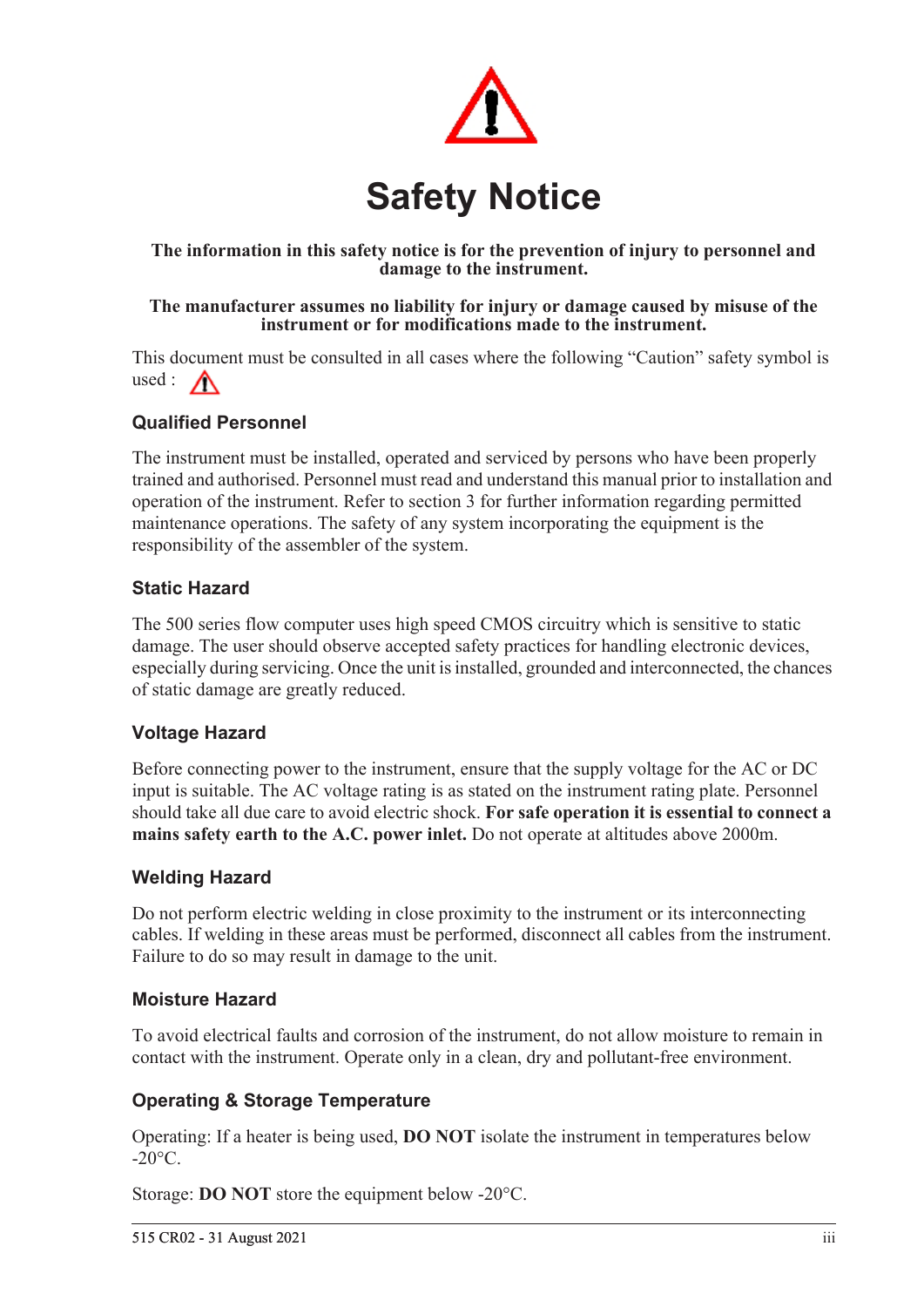# Safety Notice

**The information in this safety notice is for the prevention of injury to personnel and damage to the instrument.**

**The manufacturer assumes no liability for injury or damage caused by misuse of the instrument or for modifications made to the instrument.**

This document must be consulted in all cases where the following "Caution" safety symbol is used :

### Qualified Personnel

The instrument must be installed, operated and serviced by persons who have been properly trained and authorised. Personnel must read and understand this manual prior to installation and operation of the instrument. Refer to section 3 for further information regarding permitted maintenance operations. The safety of any system incorporating the equipment is the responsibility of the assembler of the system.

### Static Hazard

The 500 series flow computer uses high speed CMOS circuitry which is sensitive to static damage. The user should observe accepted safety practices for handling electronic devices, especially during servicing. Once the unit is installed, grounded and interconnected, the chances of static damage are greatly reduced.

### Voltage Hazard

Before connecting power to the instrument, ensure that the supply voltage for the AC or DC input is suitable. The AC voltage rating is as stated on the instrument rating plate. Personnel should take all due care to avoid electric shock. **For safe operation it is essential to connect a mains safety earth to the A.C. power inlet.** Do not operate at altitudes above 2000m.

### Welding Hazard

Do not perform electric welding in close proximity to the instrument or its interconnecting cables. If welding in these areas must be performed, disconnect all cables from the instrument. Failure to do so may result in damage to the unit.

### Moisture Hazard

To avoid electrical faults and corrosion of the instrument, do not allow moisture to remain in contact with the instrument. Operate only in a clean, dry and pollutant-free environment.

### Operating & Storage Temperature

Operating: If a heater is being used, **DO NOT** isolate the instrument in temperatures below -20°C.

Storage: **DO NOT** store the equipment below -20°C.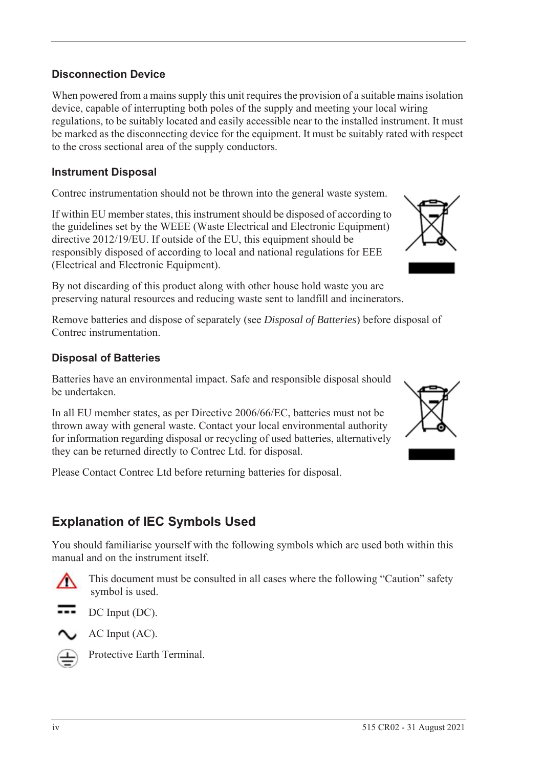### Disconnection Device

When powered from a mains supply this unit requires the provision of a suitable mains isolation device, capable of interrupting both poles of the supply and meeting your local wiring regulations, to be suitably located and easily accessible near to the installed instrument. It must be marked as the disconnecting device for the equipment. It must be suitably rated with respect to the cross sectional area of the supply conductors.

### Instrument Disposal

Contrec instrumentation should not be thrown into the general waste system.

If within EU member states, this instrument should be disposed of according to the guidelines set by the WEEE (Waste Electrical and Electronic Equipment) directive 2012/19/EU. If outside of the EU, this equipment should be responsibly disposed of according to local and national regulations for EEE (Electrical and Electronic Equipment).

By not discarding of this product along with other house hold waste you are preserving natural resources and reducing waste sent to landfill and incinerators.

Remove batteries and dispose of separately (see *Disposal of Batteries*) before disposal of Contrec instrumentation.

### Disposal of Batteries

Batteries have an environmental impact. Safe and responsible disposal should be undertaken.

In all EU member states, as per Directive 2006/66/EC, batteries must not be thrown away with general waste. Contact your local environmental authority for information regarding disposal or recycling of used batteries, alternatively they can be returned directly to Contrec Ltd. for disposal.

Please Contact Contrec Ltd before returning batteries for disposal.

## Explanation of IEC Symbols Used

You should familiarise yourself with the following symbols which are used both within this manual and on the instrument itself.

⚠ This document must be consulted in all cases where the following "Caution" safety symbol is used.

⎓ DC Input (DC).

∿ AC Input (AC).

⏚ Protective Earth Terminal.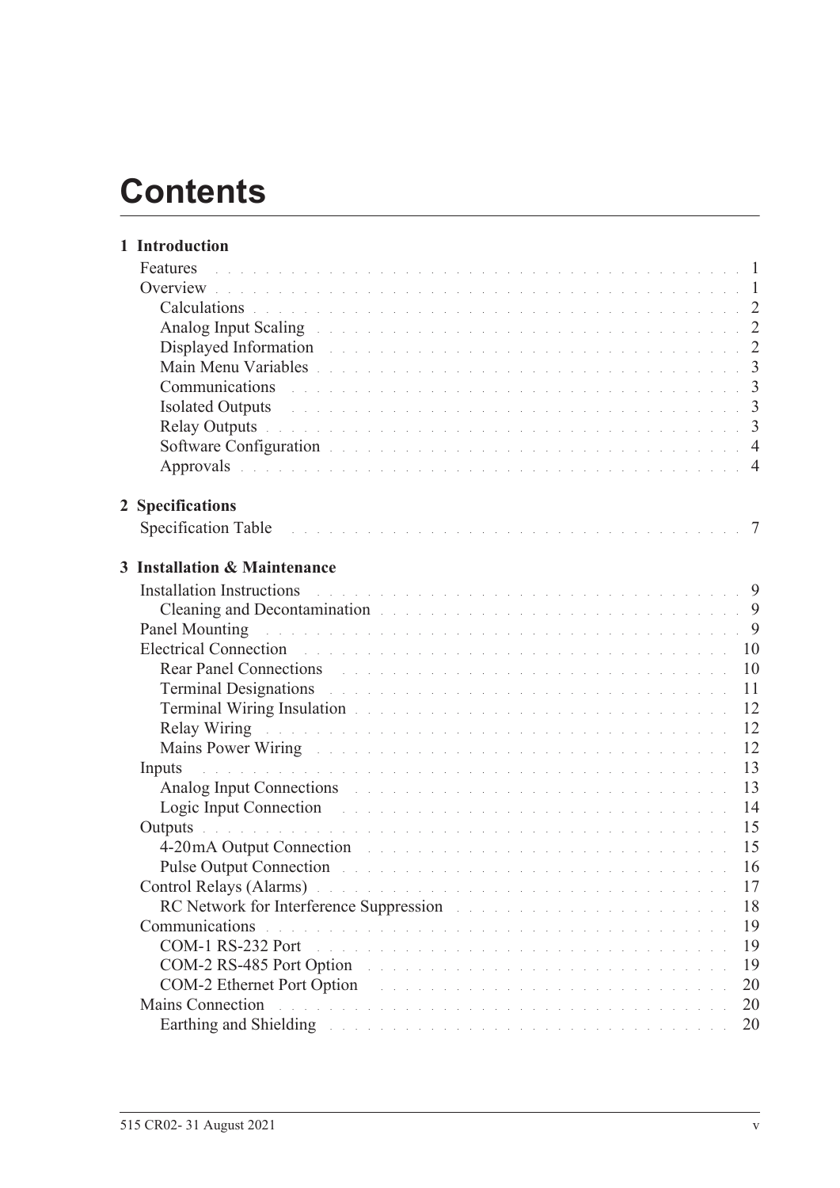# Contents

**1 Introduction**

- Features . . . 1
- Overview . . . 1
  - Calculations . . . 2
  - Analog Input Scaling . . . 2
  - Displayed Information . . . 2
  - Main Menu Variables . . . 3
  - Communications . . . 3
  - Isolated Outputs . . . 3
  - Relay Outputs . . . 3
  - Software Configuration . . . 4
  - Approvals . . . 4

**2 Specifications**

- Specification Table . . . 7

**3 Installation & Maintenance**

- Installation Instructions . . . 9
  - Cleaning and Decontamination . . . 9
- Panel Mounting . . . 9
- Electrical Connection . . . 10
  - Rear Panel Connections . . . 10
  - Terminal Designations . . . 11
  - Terminal Wiring Insulation . . . 12
  - Relay Wiring . . . 12
  - Mains Power Wiring . . . 12
- Inputs . . . 13
  - Analog Input Connections . . . 13
  - Logic Input Connection . . . 14
- Outputs . . . 15
  - 4-20mA Output Connection . . . 15
  - Pulse Output Connection . . . 16
- Control Relays (Alarms) . . . 17
  - RC Network for Interference Suppression . . . 18
- Communications . . . 19
  - COM-1 RS-232 Port . . . 19
  - COM-2 RS-485 Port Option . . . 19
  - COM-2 Ethernet Port Option . . . 20
- Mains Connection . . . 20
  - Earthing and Shielding . . . 20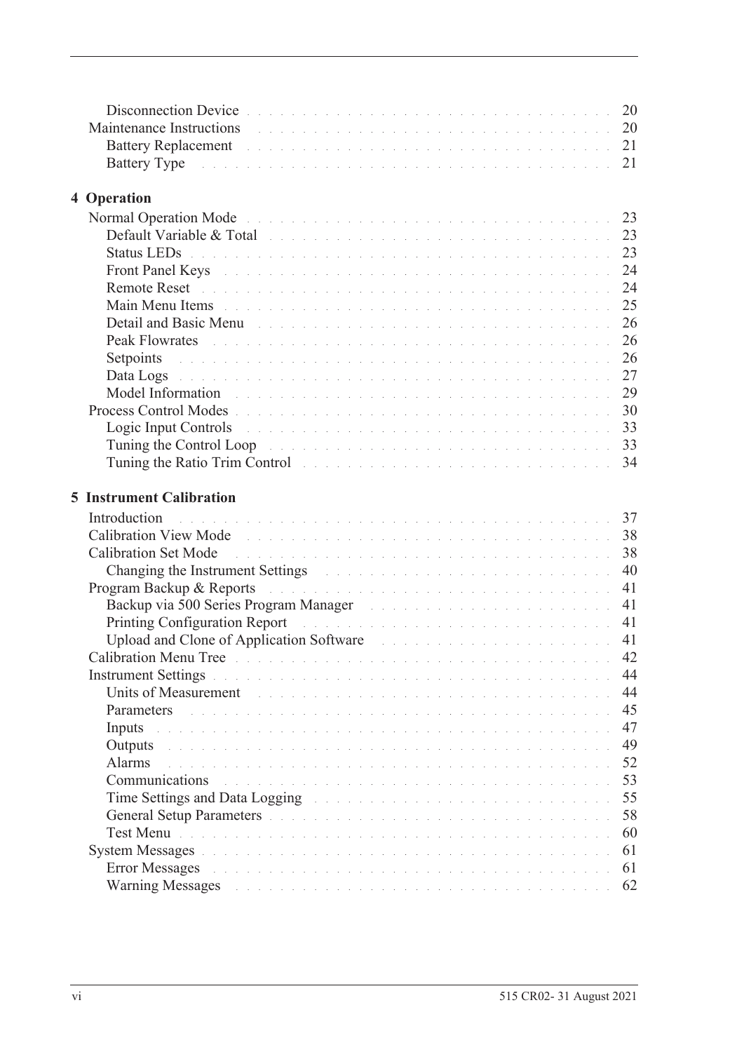Disconnection Device . . . . . . . . . . . . . . . . . . . . . . . . . . . . . . . . . . . 20
Maintenance Instructions . . . . . . . . . . . . . . . . . . . . . . . . . . . . . . . . . . . 20
Battery Replacement . . . . . . . . . . . . . . . . . . . . . . . . . . . . . . . . . . . 21
Battery Type . . . . . . . . . . . . . . . . . . . . . . . . . . . . . . . . . . . 21

**4 Operation**

Normal Operation Mode . . . . . . . . . . . . . . . . . . . . . . . . . . . . . . . . . . . 23
Default Variable & Total . . . . . . . . . . . . . . . . . . . . . . . . . . . . . . . . . . . 23
Status LEDs . . . . . . . . . . . . . . . . . . . . . . . . . . . . . . . . . . . 23
Front Panel Keys . . . . . . . . . . . . . . . . . . . . . . . . . . . . . . . . . . . 24
Remote Reset . . . . . . . . . . . . . . . . . . . . . . . . . . . . . . . . . . . 24
Main Menu Items . . . . . . . . . . . . . . . . . . . . . . . . . . . . . . . . . . . 25
Detail and Basic Menu . . . . . . . . . . . . . . . . . . . . . . . . . . . . . . . . . . . 26
Peak Flowrates . . . . . . . . . . . . . . . . . . . . . . . . . . . . . . . . . . . 26
Setpoints . . . . . . . . . . . . . . . . . . . . . . . . . . . . . . . . . . . 26
Data Logs . . . . . . . . . . . . . . . . . . . . . . . . . . . . . . . . . . . 27
Model Information . . . . . . . . . . . . . . . . . . . . . . . . . . . . . . . . . . . 29
Process Control Modes . . . . . . . . . . . . . . . . . . . . . . . . . . . . . . . . . . . 30
Logic Input Controls . . . . . . . . . . . . . . . . . . . . . . . . . . . . . . . . . . . 33
Tuning the Control Loop . . . . . . . . . . . . . . . . . . . . . . . . . . . . . . . . . . . 33
Tuning the Ratio Trim Control . . . . . . . . . . . . . . . . . . . . . . . . . . . . . . . . . . . 34

**5 Instrument Calibration**

Introduction . . . . . . . . . . . . . . . . . . . . . . . . . . . . . . . . . . . 37
Calibration View Mode . . . . . . . . . . . . . . . . . . . . . . . . . . . . . . . . . . . 38
Calibration Set Mode . . . . . . . . . . . . . . . . . . . . . . . . . . . . . . . . . . . 38
Changing the Instrument Settings . . . . . . . . . . . . . . . . . . . . . . . . . . . . . . . . . . . 40
Program Backup & Reports . . . . . . . . . . . . . . . . . . . . . . . . . . . . . . . . . . . 41
Backup via 500 Series Program Manager . . . . . . . . . . . . . . . . . . . . . . . . . . . . . . . . . . . 41
Printing Configuration Report . . . . . . . . . . . . . . . . . . . . . . . . . . . . . . . . . . . 41
Upload and Clone of Application Software . . . . . . . . . . . . . . . . . . . . . . . . . . . . . . . . . . . 41
Calibration Menu Tree . . . . . . . . . . . . . . . . . . . . . . . . . . . . . . . . . . . 42
Instrument Settings . . . . . . . . . . . . . . . . . . . . . . . . . . . . . . . . . . . 44
Units of Measurement . . . . . . . . . . . . . . . . . . . . . . . . . . . . . . . . . . . 44
Parameters . . . . . . . . . . . . . . . . . . . . . . . . . . . . . . . . . . . 45
Inputs . . . . . . . . . . . . . . . . . . . . . . . . . . . . . . . . . . . 47
Outputs . . . . . . . . . . . . . . . . . . . . . . . . . . . . . . . . . . . 49
Alarms . . . . . . . . . . . . . . . . . . . . . . . . . . . . . . . . . . . 52
Communications . . . . . . . . . . . . . . . . . . . . . . . . . . . . . . . . . . . 53
Time Settings and Data Logging . . . . . . . . . . . . . . . . . . . . . . . . . . . . . . . . . . . 55
General Setup Parameters . . . . . . . . . . . . . . . . . . . . . . . . . . . . . . . . . . . 58
Test Menu . . . . . . . . . . . . . . . . . . . . . . . . . . . . . . . . . . . 60
System Messages . . . . . . . . . . . . . . . . . . . . . . . . . . . . . . . . . . . 61
Error Messages . . . . . . . . . . . . . . . . . . . . . . . . . . . . . . . . . . . 61
Warning Messages . . . . . . . . . . . . . . . . . . . . . . . . . . . . . . . . . . . 62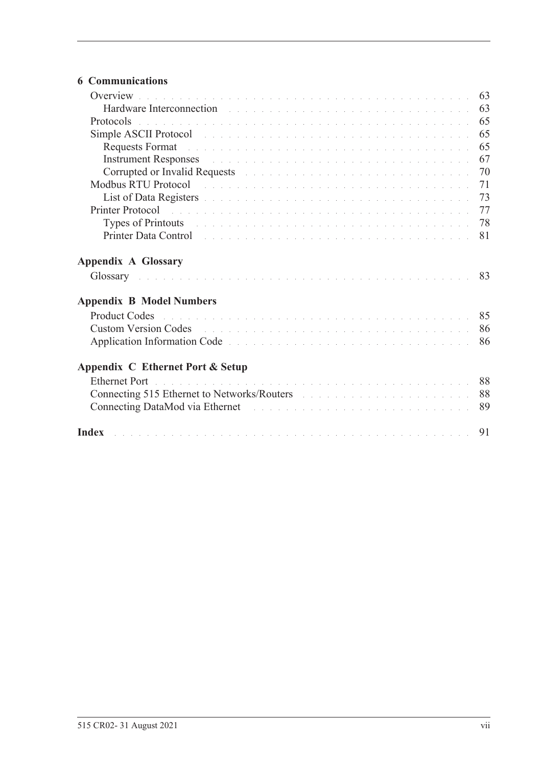**6 Communications**

Overview . . . . . . . . . . . . . . . . . . . . . . . . . . . . . . . . . . . . . . . . . . . 63
    Hardware Interconnection . . . . . . . . . . . . . . . . . . . . . . . . . . . . . . . . . 63
Protocols . . . . . . . . . . . . . . . . . . . . . . . . . . . . . . . . . . . . . . . . . . . 65
Simple ASCII Protocol . . . . . . . . . . . . . . . . . . . . . . . . . . . . . . . . . . . . 65
    Requests Format . . . . . . . . . . . . . . . . . . . . . . . . . . . . . . . . . . . . . 65
    Instrument Responses . . . . . . . . . . . . . . . . . . . . . . . . . . . . . . . . . . . 67
    Corrupted or Invalid Requests . . . . . . . . . . . . . . . . . . . . . . . . . . . . . . . 70
Modbus RTU Protocol . . . . . . . . . . . . . . . . . . . . . . . . . . . . . . . . . . . . 71
    List of Data Registers . . . . . . . . . . . . . . . . . . . . . . . . . . . . . . . . . . . 73
Printer Protocol . . . . . . . . . . . . . . . . . . . . . . . . . . . . . . . . . . . . . . . 77
    Types of Printouts . . . . . . . . . . . . . . . . . . . . . . . . . . . . . . . . . . . . . 78
    Printer Data Control . . . . . . . . . . . . . . . . . . . . . . . . . . . . . . . . . . . . 81

**Appendix A Glossary**

Glossary . . . . . . . . . . . . . . . . . . . . . . . . . . . . . . . . . . . . . . . . . . . 83

**Appendix B Model Numbers**

Product Codes . . . . . . . . . . . . . . . . . . . . . . . . . . . . . . . . . . . . . . . . 85
Custom Version Codes . . . . . . . . . . . . . . . . . . . . . . . . . . . . . . . . . . . . 86
Application Information Code . . . . . . . . . . . . . . . . . . . . . . . . . . . . . . . . 86

**Appendix C Ethernet Port & Setup**

Ethernet Port . . . . . . . . . . . . . . . . . . . . . . . . . . . . . . . . . . . . . . . . 88
Connecting 515 Ethernet to Networks/Routers . . . . . . . . . . . . . . . . . . . . . . . . 88
Connecting DataMod via Ethernet . . . . . . . . . . . . . . . . . . . . . . . . . . . . . . 89

**Index** . . . . . . . . . . . . . . . . . . . . . . . . . . . . . . . . . . . . . . . . . . . . 91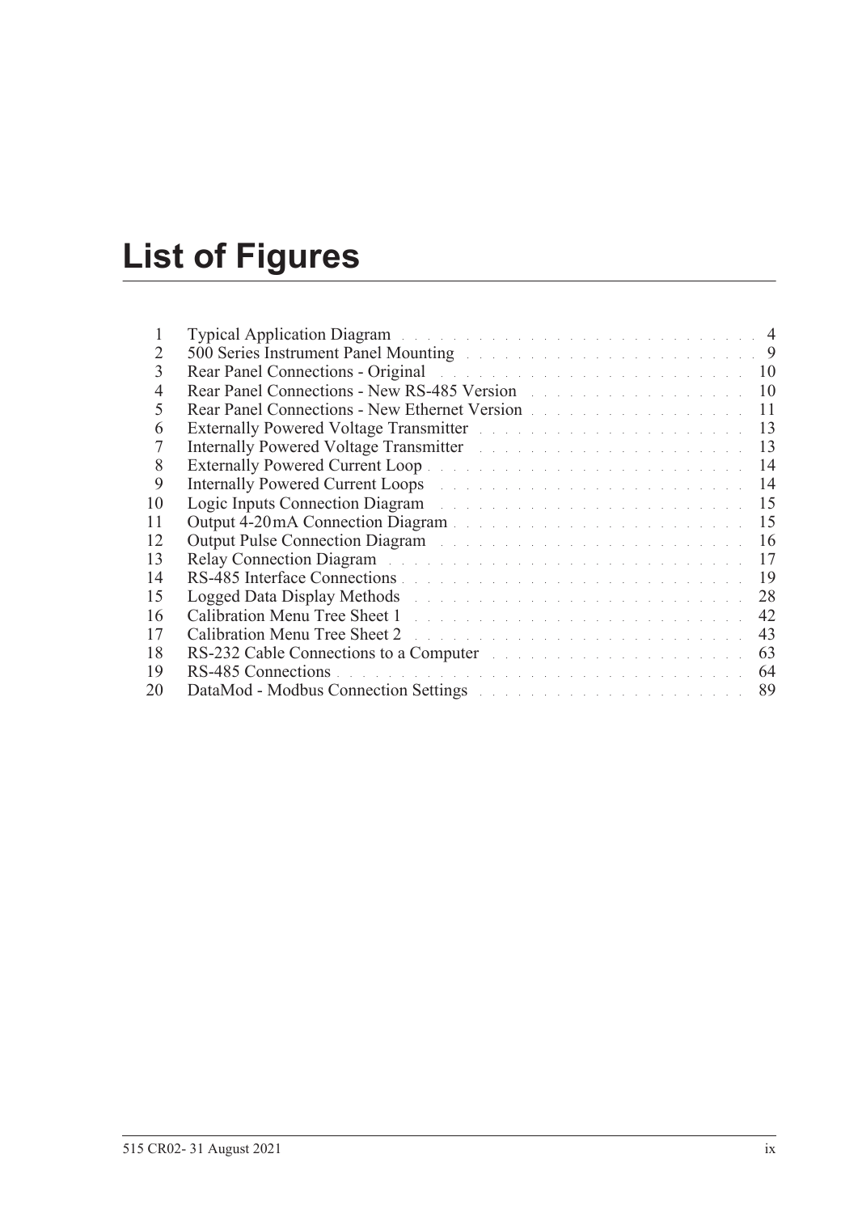# List of Figures

| | | |
|---|---|---|
| 1 | Typical Application Diagram | 4 |
| 2 | 500 Series Instrument Panel Mounting | 9 |
| 3 | Rear Panel Connections - Original | 10 |
| 4 | Rear Panel Connections - New RS-485 Version | 10 |
| 5 | Rear Panel Connections - New Ethernet Version | 11 |
| 6 | Externally Powered Voltage Transmitter | 13 |
| 7 | Internally Powered Voltage Transmitter | 13 |
| 8 | Externally Powered Current Loop | 14 |
| 9 | Internally Powered Current Loops | 14 |
| 10 | Logic Inputs Connection Diagram | 15 |
| 11 | Output 4-20 mA Connection Diagram | 15 |
| 12 | Output Pulse Connection Diagram | 16 |
| 13 | Relay Connection Diagram | 17 |
| 14 | RS-485 Interface Connections | 19 |
| 15 | Logged Data Display Methods | 28 |
| 16 | Calibration Menu Tree Sheet 1 | 42 |
| 17 | Calibration Menu Tree Sheet 2 | 43 |
| 18 | RS-232 Cable Connections to a Computer | 63 |
| 19 | RS-485 Connections | 64 |
| 20 | DataMod - Modbus Connection Settings | 89 |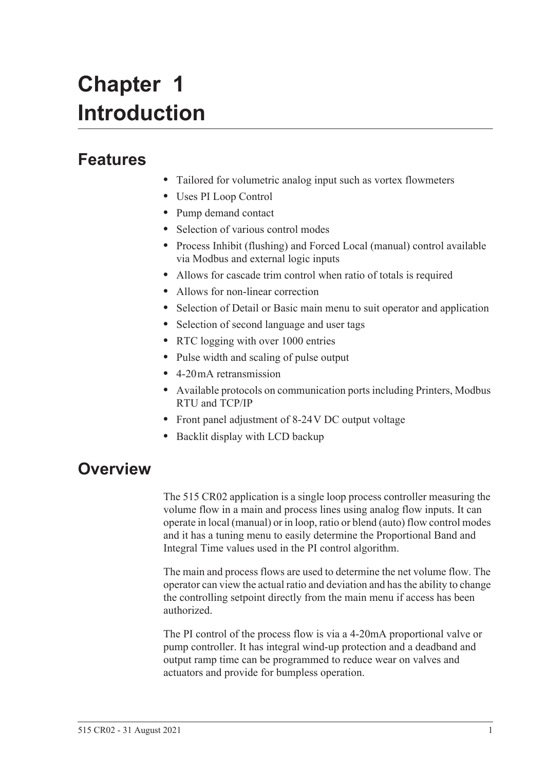# Chapter 1 Introduction

## Features

- Tailored for volumetric analog input such as vortex flowmeters
- Uses PI Loop Control
- Pump demand contact
- Selection of various control modes
- Process Inhibit (flushing) and Forced Local (manual) control available via Modbus and external logic inputs
- Allows for cascade trim control when ratio of totals is required
- Allows for non-linear correction
- Selection of Detail or Basic main menu to suit operator and application
- Selection of second language and user tags
- RTC logging with over 1000 entries
- Pulse width and scaling of pulse output
- 4-20 mA retransmission
- Available protocols on communication ports including Printers, Modbus RTU and TCP/IP
- Front panel adjustment of 8-24 V DC output voltage
- Backlit display with LCD backup

## Overview

The 515 CR02 application is a single loop process controller measuring the volume flow in a main and process lines using analog flow inputs. It can operate in local (manual) or in loop, ratio or blend (auto) flow control modes and it has a tuning menu to easily determine the Proportional Band and Integral Time values used in the PI control algorithm.

The main and process flows are used to determine the net volume flow. The operator can view the actual ratio and deviation and has the ability to change the controlling setpoint directly from the main menu if access has been authorized.

The PI control of the process flow is via a 4-20mA proportional valve or pump controller. It has integral wind-up protection and a deadband and output ramp time can be programmed to reduce wear on valves and actuators and provide for bumpless operation.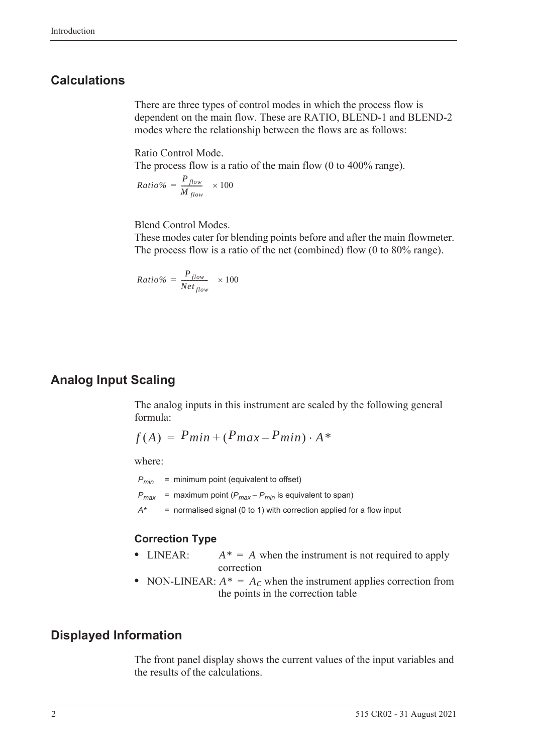## Calculations

There are three types of control modes in which the process flow is dependent on the main flow. These are RATIO, BLEND-1 and BLEND-2 modes where the relationship between the flows are as follows:

Ratio Control Mode.
The process flow is a ratio of the main flow (0 to 400% range).

$$Ratio\% = \frac{P_{flow}}{M_{flow}} \times 100$$

Blend Control Modes.
These modes cater for blending points before and after the main flowmeter. The process flow is a ratio of the net (combined) flow (0 to 80% range).

$$Ratio\% = \frac{P_{flow}}{Net_{flow}} \times 100$$

## Analog Input Scaling

The analog inputs in this instrument are scaled by the following general formula:

$$f(A) = P_{min} + (P_{max} - P_{min}) \cdot A^*$$

where:

$P_{min}$ = minimum point (equivalent to offset)

$P_{max}$ = maximum point ($P_{max} - P_{min}$ is equivalent to span)

$A^*$ = normalised signal (0 to 1) with correction applied for a flow input

### Correction Type

- LINEAR: $A^* = A$ when the instrument is not required to apply correction
- NON-LINEAR: $A^* = A_C$ when the instrument applies correction from the points in the correction table

## Displayed Information

The front panel display shows the current values of the input variables and the results of the calculations.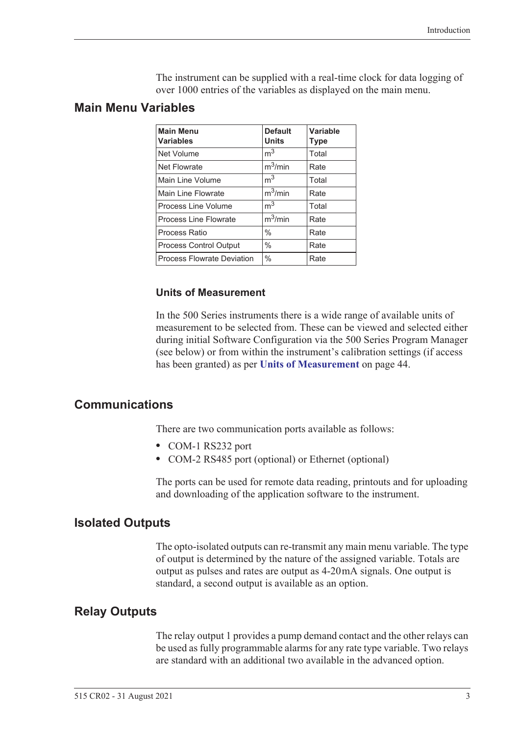The instrument can be supplied with a real-time clock for data logging of over 1000 entries of the variables as displayed on the main menu.

## Main Menu Variables

| Main Menu Variables | Default Units | Variable Type |
|---|---|---|
| Net Volume | $m^3$ | Total |
| Net Flowrate | $m^3$/min | Rate |
| Main Line Volume | $m^3$ | Total |
| Main Line Flowrate | $m^3$/min | Rate |
| Process Line Volume | $m^3$ | Total |
| Process Line Flowrate | $m^3$/min | Rate |
| Process Ratio | % | Rate |
| Process Control Output | % | Rate |
| Process Flowrate Deviation | % | Rate |

### Units of Measurement

In the 500 Series instruments there is a wide range of available units of measurement to be selected from. These can be viewed and selected either during initial Software Configuration via the 500 Series Program Manager (see below) or from within the instrument's calibration settings (if access has been granted) as per **Units of Measurement** on page 44.

## Communications

There are two communication ports available as follows:

- COM-1 RS232 port
- COM-2 RS485 port (optional) or Ethernet (optional)

The ports can be used for remote data reading, printouts and for uploading and downloading of the application software to the instrument.

## Isolated Outputs

The opto-isolated outputs can re-transmit any main menu variable. The type of output is determined by the nature of the assigned variable. Totals are output as pulses and rates are output as 4-20 mA signals. One output is standard, a second output is available as an option.

## Relay Outputs

The relay output 1 provides a pump demand contact and the other relays can be used as fully programmable alarms for any rate type variable. Two relays are standard with an additional two available in the advanced option.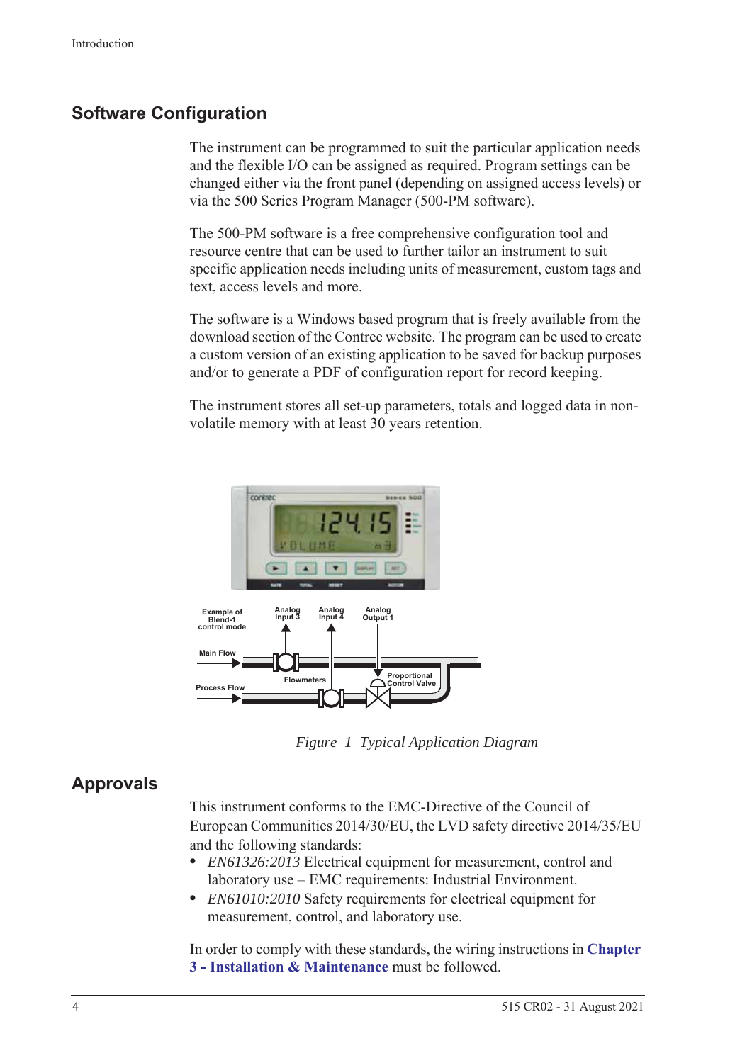## Software Configuration

The instrument can be programmed to suit the particular application needs and the flexible I/O can be assigned as required. Program settings can be changed either via the front panel (depending on assigned access levels) or via the 500 Series Program Manager (500-PM software).

The 500-PM software is a free comprehensive configuration tool and resource centre that can be used to further tailor an instrument to suit specific application needs including units of measurement, custom tags and text, access levels and more.

The software is a Windows based program that is freely available from the download section of the Contrec website. The program can be used to create a custom version of an existing application to be saved for backup purposes and/or to generate a PDF of configuration report for record keeping.

The instrument stores all set-up parameters, totals and logged data in non-volatile memory with at least 30 years retention.

*Figure 1 Typical Application Diagram*

## Approvals

This instrument conforms to the EMC-Directive of the Council of European Communities 2014/30/EU, the LVD safety directive 2014/35/EU and the following standards:

- *EN61326:2013* Electrical equipment for measurement, control and laboratory use – EMC requirements: Industrial Environment.
- *EN61010:2010* Safety requirements for electrical equipment for measurement, control, and laboratory use.

In order to comply with these standards, the wiring instructions in **Chapter 3 - Installation & Maintenance** must be followed.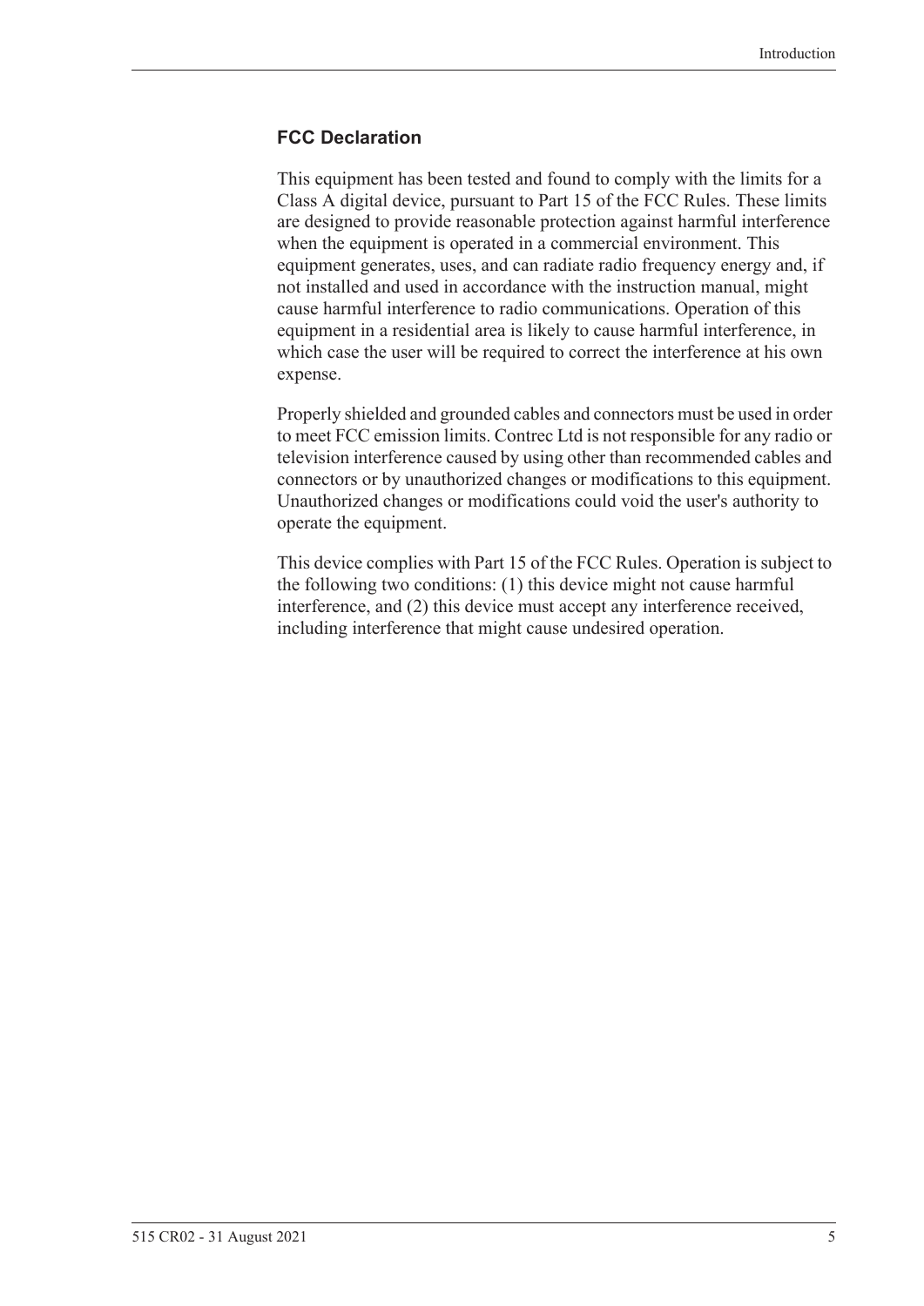## FCC Declaration

This equipment has been tested and found to comply with the limits for a Class A digital device, pursuant to Part 15 of the FCC Rules. These limits are designed to provide reasonable protection against harmful interference when the equipment is operated in a commercial environment. This equipment generates, uses, and can radiate radio frequency energy and, if not installed and used in accordance with the instruction manual, might cause harmful interference to radio communications. Operation of this equipment in a residential area is likely to cause harmful interference, in which case the user will be required to correct the interference at his own expense.

Properly shielded and grounded cables and connectors must be used in order to meet FCC emission limits. Contrec Ltd is not responsible for any radio or television interference caused by using other than recommended cables and connectors or by unauthorized changes or modifications to this equipment. Unauthorized changes or modifications could void the user's authority to operate the equipment.

This device complies with Part 15 of the FCC Rules. Operation is subject to the following two conditions: (1) this device might not cause harmful interference, and (2) this device must accept any interference received, including interference that might cause undesired operation.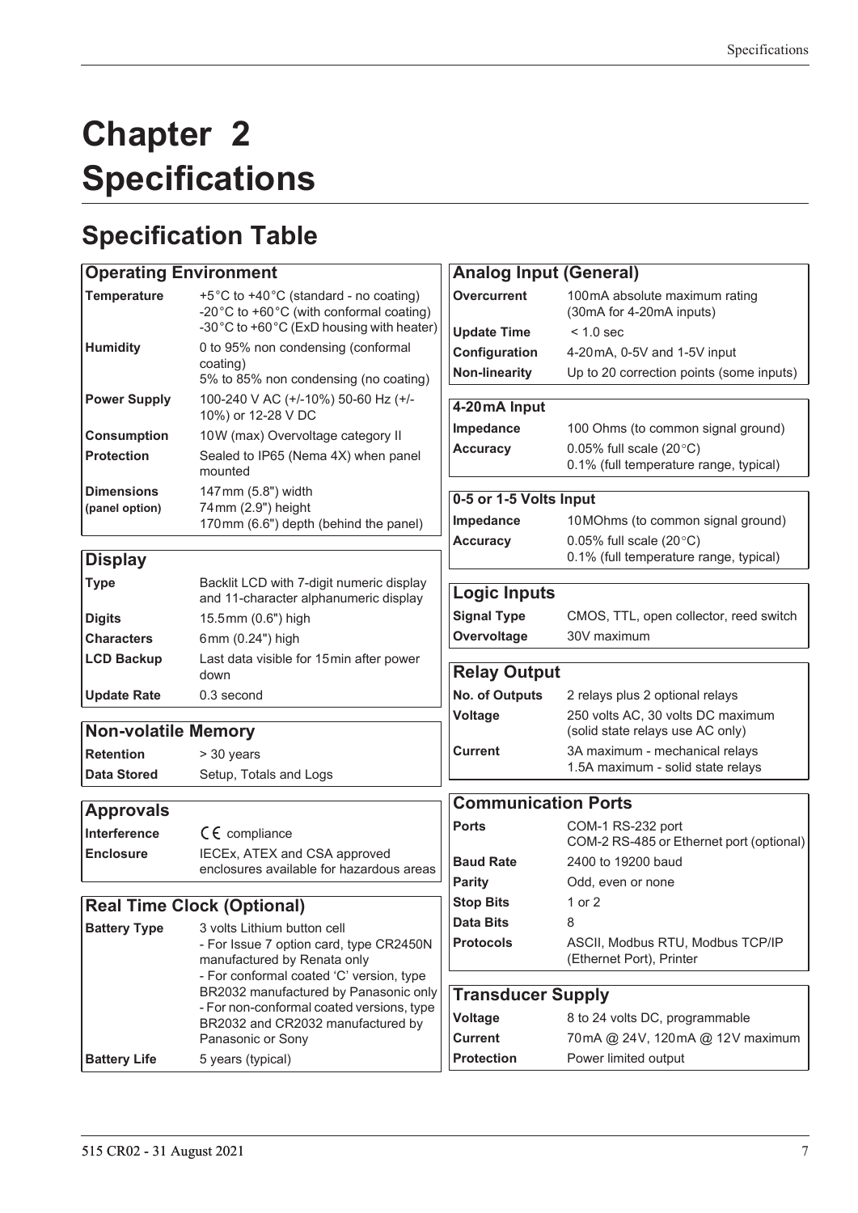# Chapter 2 Specifications

## Specification Table

| Operating Environment | |
|---|---|
| **Temperature** | +5°C to +40°C (standard - no coating)<br>-20°C to +60°C (with conformal coating)<br>-30°C to +60°C (ExD housing with heater) |
| **Humidity** | 0 to 95% non condensing (conformal coating)<br>5% to 85% non condensing (no coating) |
| **Power Supply** | 100-240 V AC (+/-10%) 50-60 Hz (+/-10%) or 12-28 V DC |
| **Consumption** | 10W (max) Overvoltage category II |
| **Protection** | Sealed to IP65 (Nema 4X) when panel mounted |
| **Dimensions (panel option)** | 147 mm (5.8") width<br>74 mm (2.9") height<br>170 mm (6.6") depth (behind the panel) |

| Display | |
|---|---|
| **Type** | Backlit LCD with 7-digit numeric display and 11-character alphanumeric display |
| **Digits** | 15.5 mm (0.6") high |
| **Characters** | 6 mm (0.24") high |
| **LCD Backup** | Last data visible for 15 min after power down |
| **Update Rate** | 0.3 second |

| Non-volatile Memory | |
|---|---|
| **Retention** | > 30 years |
| **Data Stored** | Setup, Totals and Logs |

| Approvals | |
|---|---|
| **Interference** | CE compliance |
| **Enclosure** | IECEx, ATEX and CSA approved enclosures available for hazardous areas |

| Real Time Clock (Optional) | |
|---|---|
| **Battery Type** | 3 volts Lithium button cell<br>- For Issue 7 option card, type CR2450N manufactured by Renata only<br>- For conformal coated 'C' version, type BR2032 manufactured by Panasonic only<br>- For non-conformal coated versions, type BR2032 and CR2032 manufactured by Panasonic or Sony |
| **Battery Life** | 5 years (typical) |

| Analog Input (General) | |
|---|---|
| **Overcurrent** | 100 mA absolute maximum rating (30mA for 4-20mA inputs) |
| **Update Time** | < 1.0 sec |
| **Configuration** | 4-20 mA, 0-5V and 1-5V input |
| **Non-linearity** | Up to 20 correction points (some inputs) |

| 4-20 mA Input | |
|---|---|
| **Impedance** | 100 Ohms (to common signal ground) |
| **Accuracy** | 0.05% full scale (20°C)<br>0.1% (full temperature range, typical) |

| 0-5 or 1-5 Volts Input | |
|---|---|
| **Impedance** | 10 MOhms (to common signal ground) |
| **Accuracy** | 0.05% full scale (20°C)<br>0.1% (full temperature range, typical) |

| Logic Inputs | |
|---|---|
| **Signal Type** | CMOS, TTL, open collector, reed switch |
| **Overvoltage** | 30V maximum |

| Relay Output | |
|---|---|
| **No. of Outputs** | 2 relays plus 2 optional relays |
| **Voltage** | 250 volts AC, 30 volts DC maximum (solid state relays use AC only) |
| **Current** | 3A maximum - mechanical relays<br>1.5A maximum - solid state relays |

| Communication Ports | |
|---|---|
| **Ports** | COM-1 RS-232 port<br>COM-2 RS-485 or Ethernet port (optional) |
| **Baud Rate** | 2400 to 19200 baud |
| **Parity** | Odd, even or none |
| **Stop Bits** | 1 or 2 |
| **Data Bits** | 8 |
| **Protocols** | ASCII, Modbus RTU, Modbus TCP/IP (Ethernet Port), Printer |

| Transducer Supply | |
|---|---|
| **Voltage** | 8 to 24 volts DC, programmable |
| **Current** | 70 mA @ 24V, 120 mA @ 12V maximum |
| **Protection** | Power limited output |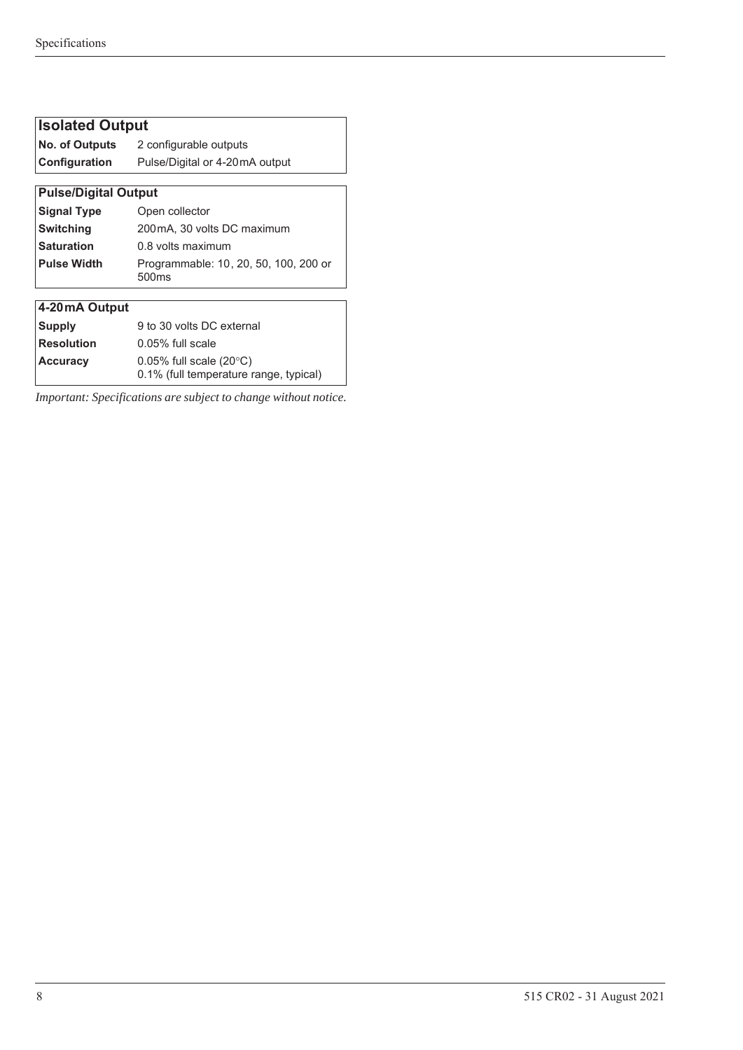| Isolated Output | |
|---|---|
| **No. of Outputs** | 2 configurable outputs |
| **Configuration** | Pulse/Digital or 4-20mA output |

| Pulse/Digital Output | |
|---|---|
| **Signal Type** | Open collector |
| **Switching** | 200mA, 30 volts DC maximum |
| **Saturation** | 0.8 volts maximum |
| **Pulse Width** | Programmable: 10, 20, 50, 100, 200 or 500ms |

| 4-20mA Output | |
|---|---|
| **Supply** | 9 to 30 volts DC external |
| **Resolution** | 0.05% full scale |
| **Accuracy** | 0.05% full scale (20°C)<br>0.1% (full temperature range, typical) |

*Important: Specifications are subject to change without notice.*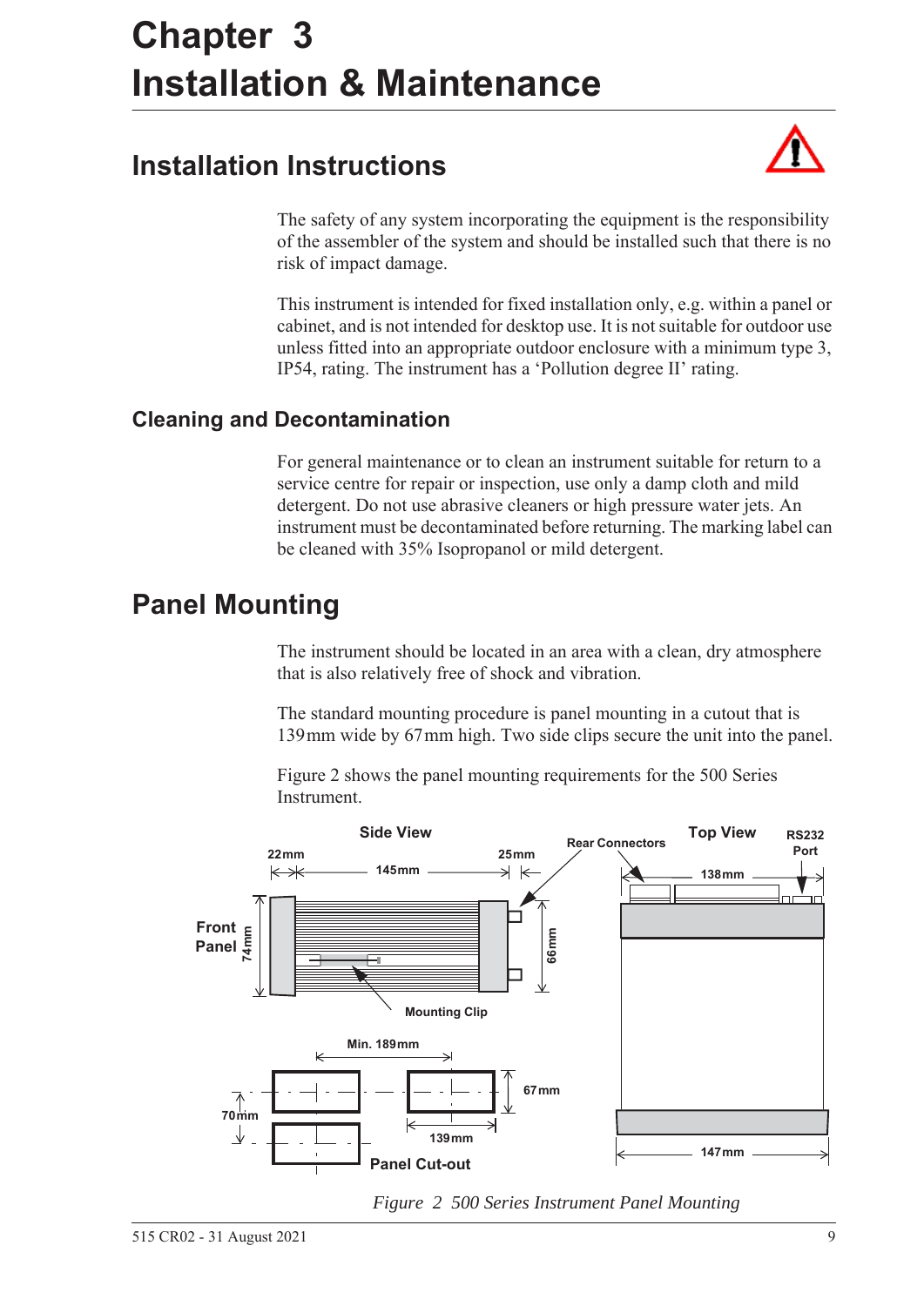# Chapter 3 Installation & Maintenance

## Installation Instructions

The safety of any system incorporating the equipment is the responsibility of the assembler of the system and should be installed such that there is no risk of impact damage.

This instrument is intended for fixed installation only, e.g. within a panel or cabinet, and is not intended for desktop use. It is not suitable for outdoor use unless fitted into an appropriate outdoor enclosure with a minimum type 3, IP54, rating. The instrument has a 'Pollution degree II' rating.

### Cleaning and Decontamination

For general maintenance or to clean an instrument suitable for return to a service centre for repair or inspection, use only a damp cloth and mild detergent. Do not use abrasive cleaners or high pressure water jets. An instrument must be decontaminated before returning. The marking label can be cleaned with 35% Isopropanol or mild detergent.

## Panel Mounting

The instrument should be located in an area with a clean, dry atmosphere that is also relatively free of shock and vibration.

The standard mounting procedure is panel mounting in a cutout that is 139 mm wide by 67 mm high. Two side clips secure the unit into the panel.

Figure 2 shows the panel mounting requirements for the 500 Series Instrument.

Side View — 22mm, 145mm, 25mm, 74mm, 66mm, Front Panel, Mounting Clip, Rear Connectors
Top View — RS232 Port, 138mm, 147mm
Panel Cut-out — Min. 189mm, 67mm, 70mm, 139mm

*Figure 2 500 Series Instrument Panel Mounting*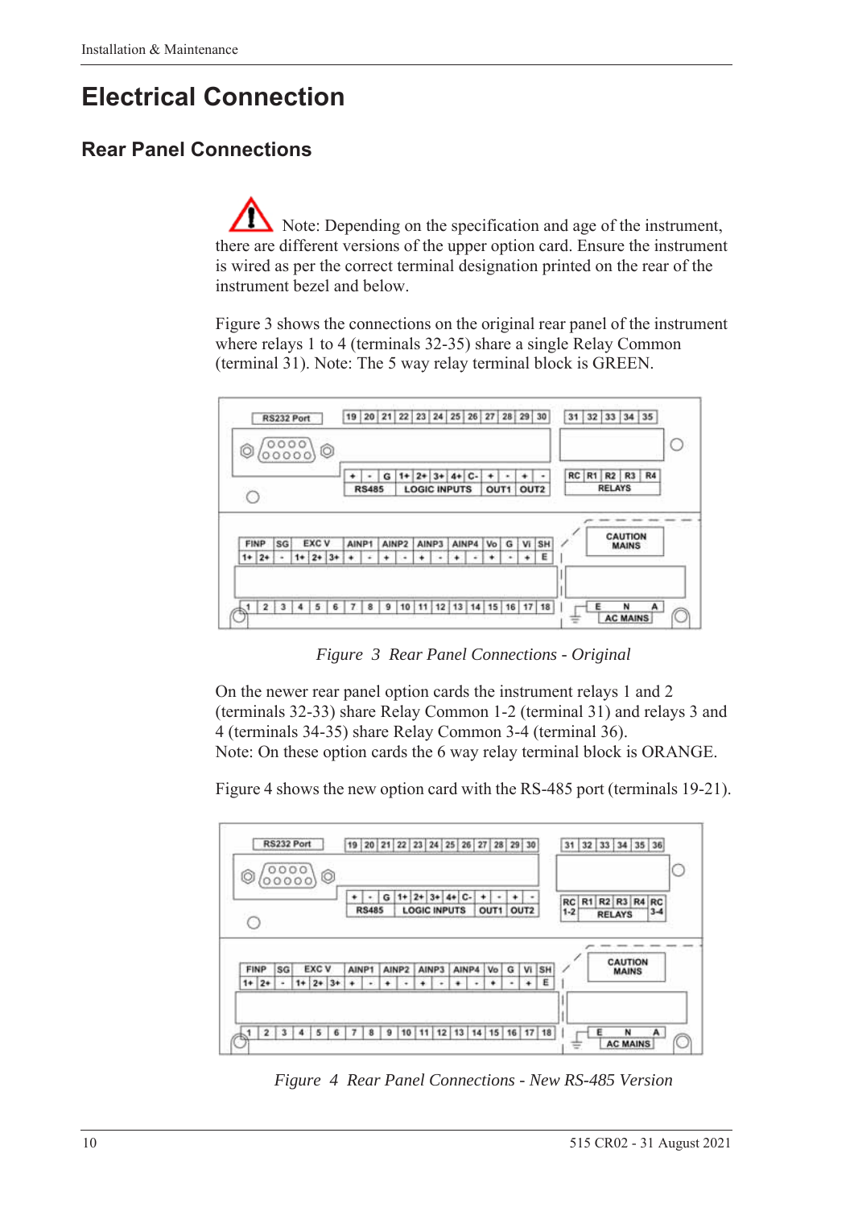# Electrical Connection

## Rear Panel Connections

Note: Depending on the specification and age of the instrument, there are different versions of the upper option card. Ensure the instrument is wired as per the correct terminal designation printed on the rear of the instrument bezel and below.

Figure 3 shows the connections on the original rear panel of the instrument where relays 1 to 4 (terminals 32-35) share a single Relay Common (terminal 31). Note: The 5 way relay terminal block is GREEN.

*Figure 3 Rear Panel Connections - Original*

On the newer rear panel option cards the instrument relays 1 and 2 (terminals 32-33) share Relay Common 1-2 (terminal 31) and relays 3 and 4 (terminals 34-35) share Relay Common 3-4 (terminal 36).
Note: On these option cards the 6 way relay terminal block is ORANGE.

Figure 4 shows the new option card with the RS-485 port (terminals 19-21).

*Figure 4 Rear Panel Connections - New RS-485 Version*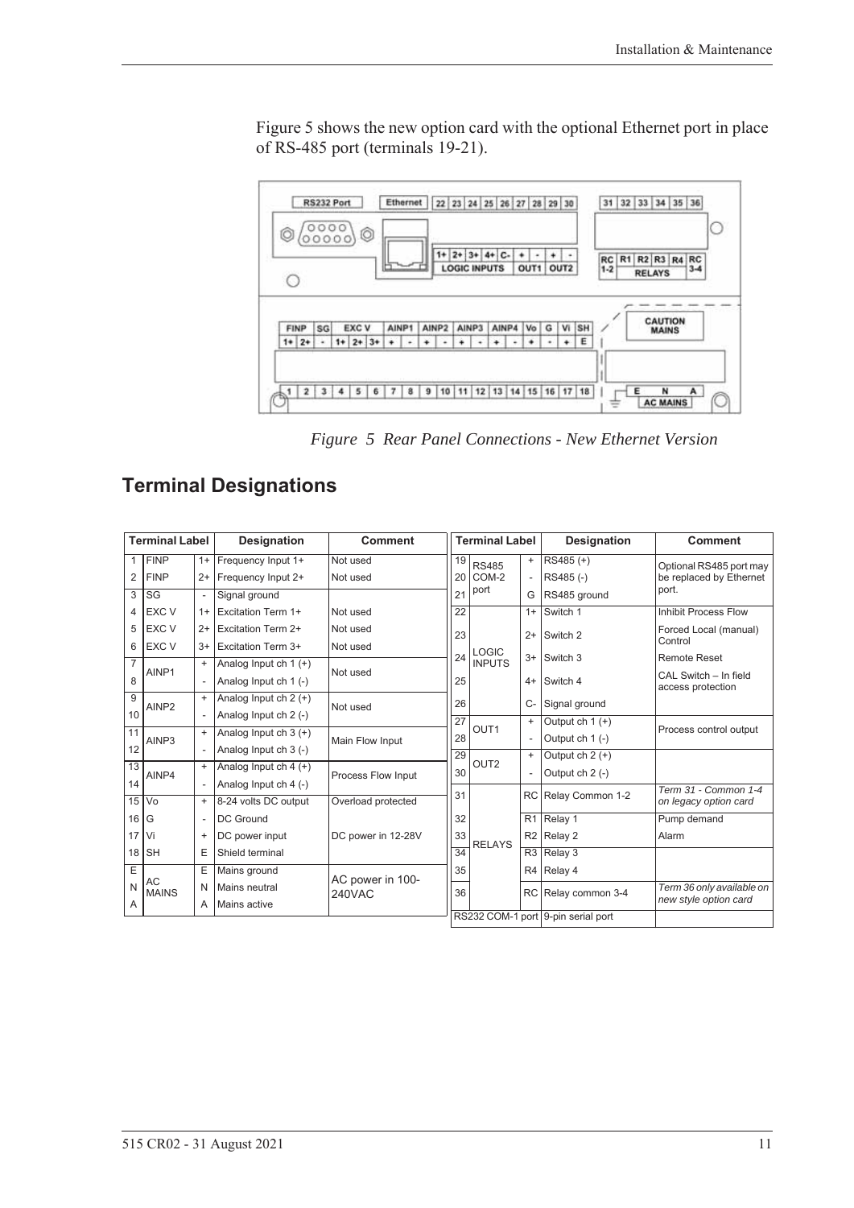Figure 5 shows the new option card with the optional Ethernet port in place of RS-485 port (terminals 19-21).

*Figure 5 Rear Panel Connections - New Ethernet Version*

## Terminal Designations

| Terminal Label | | | Designation | Comment |
|---|---|---|---|---|
| 1 | FINP | 1+ | Frequency Input 1+ | Not used |
| 2 | FINP | 2+ | Frequency Input 2+ | Not used |
| 3 | SG | - | Signal ground | |
| 4 | EXC V | 1+ | Excitation Term 1+ | Not used |
| 5 | EXC V | 2+ | Excitation Term 2+ | Not used |
| 6 | EXC V | 3+ | Excitation Term 3+ | Not used |
| 7 | AINP1 | + | Analog Input ch 1 (+) | Not used |
| 8 | | - | Analog Input ch 1 (-) | |
| 9 | AINP2 | + | Analog Input ch 2 (+) | Not used |
| 10 | | - | Analog Input ch 2 (-) | |
| 11 | AINP3 | + | Analog Input ch 3 (+) | Main Flow Input |
| 12 | | - | Analog Input ch 3 (-) | |
| 13 | AINP4 | + | Analog Input ch 4 (+) | Process Flow Input |
| 14 | | - | Analog Input ch 4 (-) | |
| 15 | Vo | + | 8-24 volts DC output | Overload protected |
| 16 | G | - | DC Ground | |
| 17 | Vi | + | DC power input | DC power in 12-28V |
| 18 | SH | E | Shield terminal | |
| E | AC MAINS | E | Mains ground | AC power in 100-240VAC |
| N | | N | Mains neutral | |
| A | | A | Mains active | |

| Terminal Label | | | Designation | Comment |
|---|---|---|---|---|
| 19 | RS485 COM-2 port | + | RS485 (+) | Optional RS485 port may be replaced by Ethernet port. |
| 20 | | - | RS485 (-) | |
| 21 | | G | RS485 ground | |
| 22 | LOGIC INPUTS | 1+ | Switch 1 | Inhibit Process Flow |
| 23 | | 2+ | Switch 2 | Forced Local (manual) Control |
| 24 | | 3+ | Switch 3 | Remote Reset |
| 25 | | 4+ | Switch 4 | CAL Switch – In field access protection |
| 26 | | C- | Signal ground | |
| 27 | OUT1 | + | Output ch 1 (+) | Process control output |
| 28 | | - | Output ch 1 (-) | |
| 29 | OUT2 | + | Output ch 2 (+) | |
| 30 | | - | Output ch 2 (-) | |
| 31 | RELAYS | RC | Relay Common 1-2 | *Term 31 - Common 1-4 on legacy option card* |
| 32 | | R1 | Relay 1 | Pump demand |
| 33 | | R2 | Relay 2 | Alarm |
| 34 | | R3 | Relay 3 | |
| 35 | | R4 | Relay 4 | |
| 36 | | RC | Relay common 3-4 | *Term 36 only available on new style option card* |
| RS232 COM-1 port | | | 9-pin serial port | |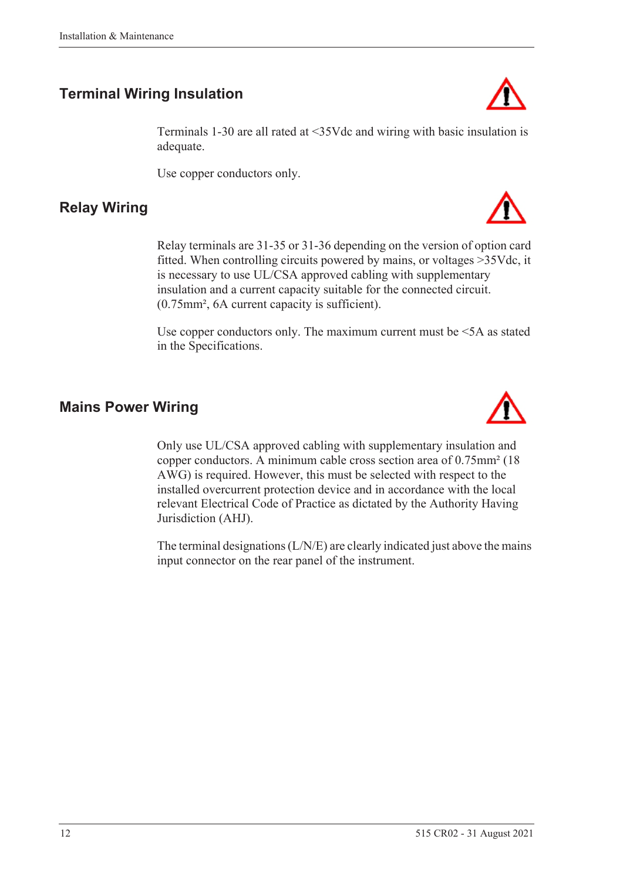## Terminal Wiring Insulation

Terminals 1-30 are all rated at <35Vdc and wiring with basic insulation is adequate.

Use copper conductors only.

## Relay Wiring

Relay terminals are 31-35 or 31-36 depending on the version of option card fitted. When controlling circuits powered by mains, or voltages >35Vdc, it is necessary to use UL/CSA approved cabling with supplementary insulation and a current capacity suitable for the connected circuit. (0.75mm², 6A current capacity is sufficient).

Use copper conductors only. The maximum current must be <5A as stated in the Specifications.

## Mains Power Wiring

Only use UL/CSA approved cabling with supplementary insulation and copper conductors. A minimum cable cross section area of 0.75mm² (18 AWG) is required. However, this must be selected with respect to the installed overcurrent protection device and in accordance with the local relevant Electrical Code of Practice as dictated by the Authority Having Jurisdiction (AHJ).

The terminal designations (L/N/E) are clearly indicated just above the mains input connector on the rear panel of the instrument.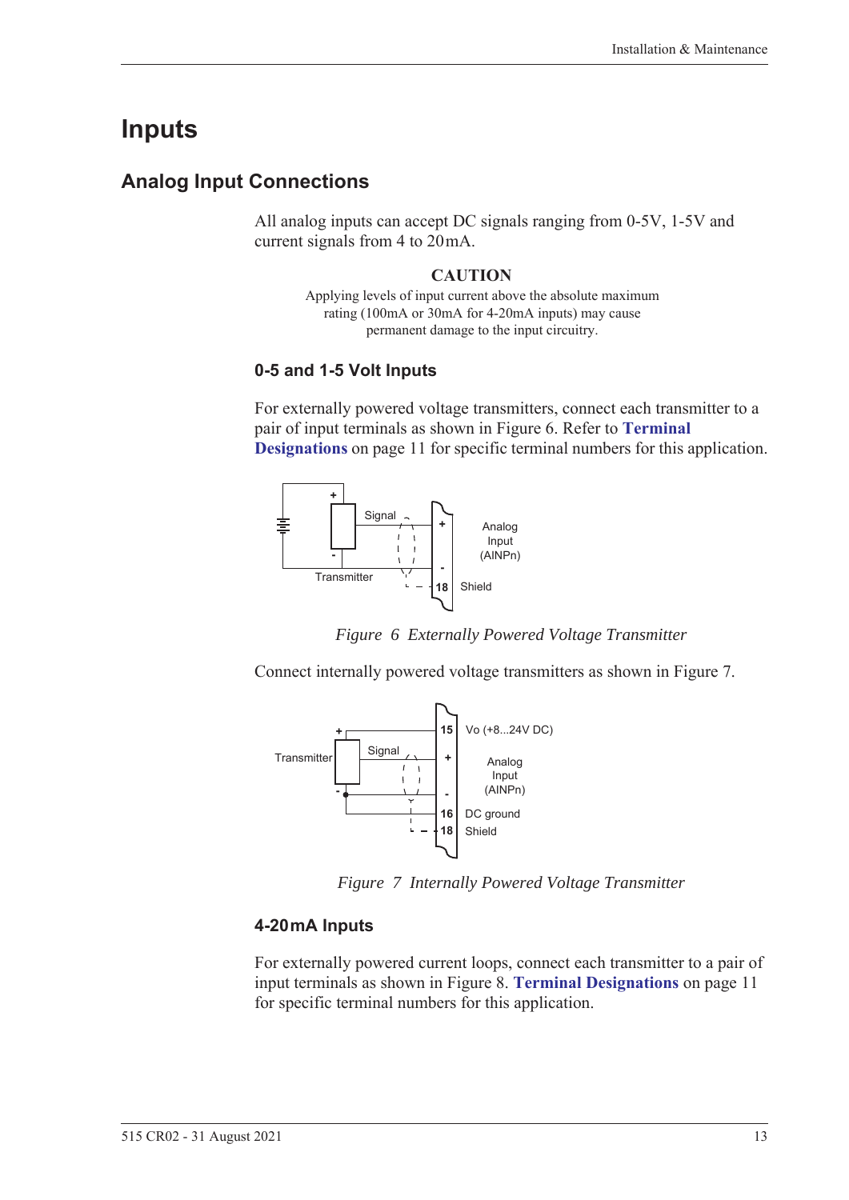# Inputs

## Analog Input Connections

All analog inputs can accept DC signals ranging from 0-5V, 1-5V and current signals from 4 to 20mA.

**CAUTION**

Applying levels of input current above the absolute maximum rating (100mA or 30mA for 4-20mA inputs) may cause permanent damage to the input circuitry.

### 0-5 and 1-5 Volt Inputs

For externally powered voltage transmitters, connect each transmitter to a pair of input terminals as shown in Figure 6. Refer to **Terminal Designations** on page 11 for specific terminal numbers for this application.

*Figure 6 Externally Powered Voltage Transmitter*

Connect internally powered voltage transmitters as shown in Figure 7.

*Figure 7 Internally Powered Voltage Transmitter*

### 4-20mA Inputs

For externally powered current loops, connect each transmitter to a pair of input terminals as shown in Figure 8. **Terminal Designations** on page 11 for specific terminal numbers for this application.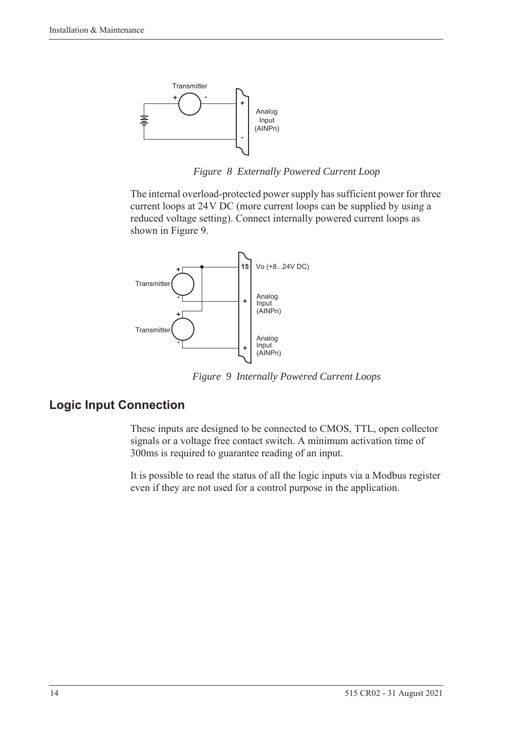*Figure 8 Externally Powered Current Loop*

The internal overload-protected power supply has sufficient power for three current loops at 24V DC (more current loops can be supplied by using a reduced voltage setting). Connect internally powered current loops as shown in Figure 9.

*Figure 9 Internally Powered Current Loops*

## Logic Input Connection

These inputs are designed to be connected to CMOS, TTL, open collector signals or a voltage free contact switch. A minimum activation time of 300ms is required to guarantee reading of an input.

It is possible to read the status of all the logic inputs via a Modbus register even if they are not used for a control purpose in the application.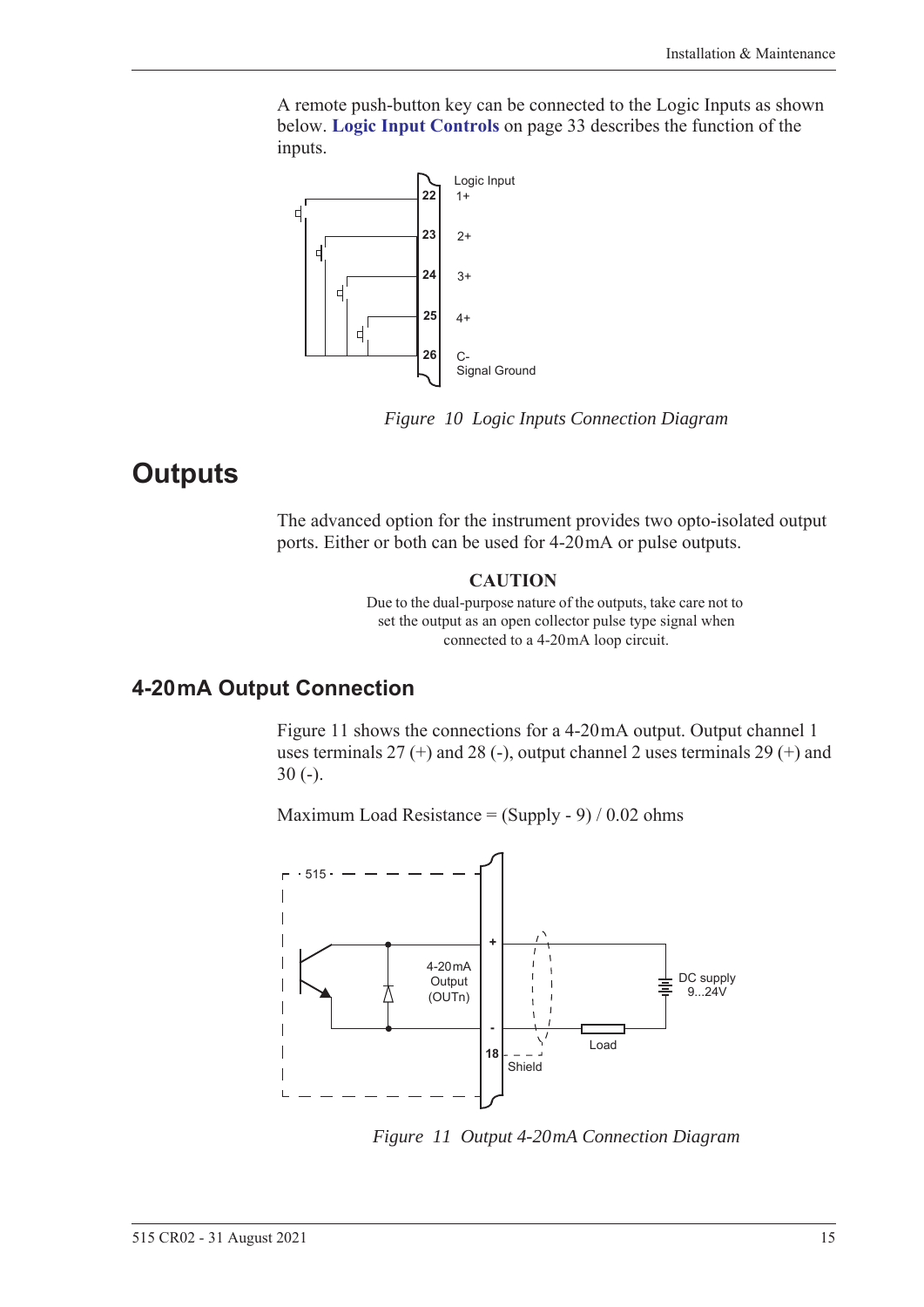A remote push-button key can be connected to the Logic Inputs as shown below. **Logic Input Controls** on page 33 describes the function of the inputs.

*Figure 10 Logic Inputs Connection Diagram*

# Outputs

The advanced option for the instrument provides two opto-isolated output ports. Either or both can be used for 4-20 mA or pulse outputs.

**CAUTION**

Due to the dual-purpose nature of the outputs, take care not to set the output as an open collector pulse type signal when connected to a 4-20 mA loop circuit.

## 4-20 mA Output Connection

Figure 11 shows the connections for a 4-20 mA output. Output channel 1 uses terminals 27 (+) and 28 (-), output channel 2 uses terminals 29 (+) and 30 (-).

Maximum Load Resistance = (Supply - 9) / 0.02 ohms

*Figure 11 Output 4-20 mA Connection Diagram*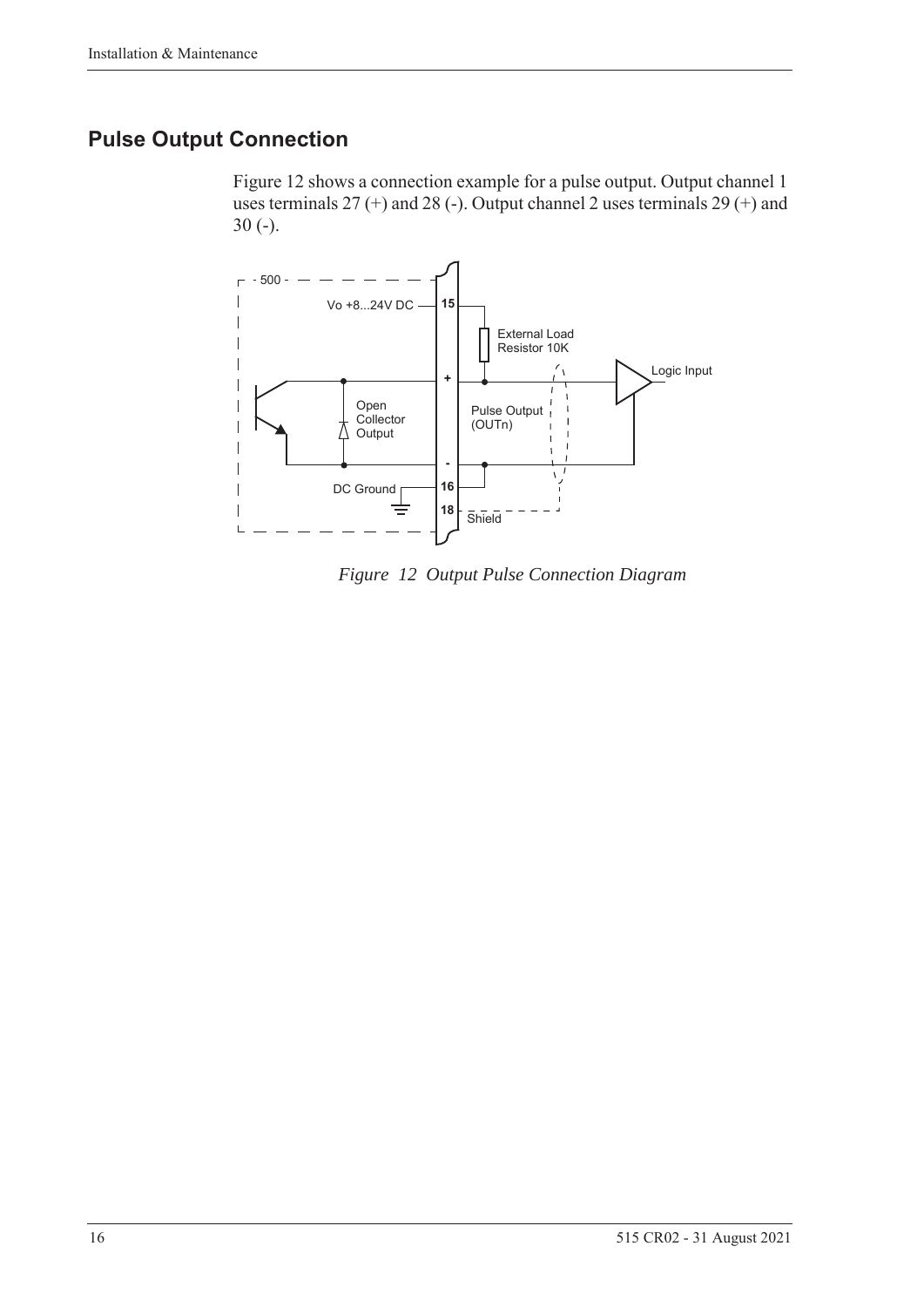## Pulse Output Connection

Figure 12 shows a connection example for a pulse output. Output channel 1 uses terminals 27 (+) and 28 (-). Output channel 2 uses terminals 29 (+) and 30 (-).

*Figure 12 Output Pulse Connection Diagram*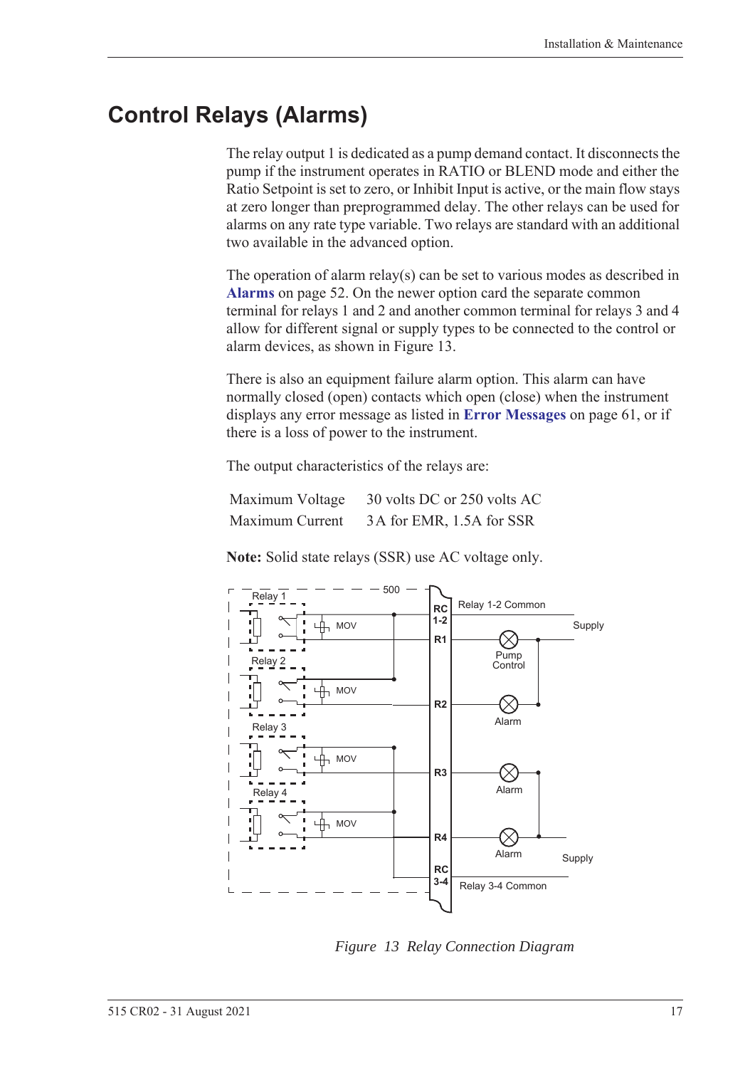# Control Relays (Alarms)

The relay output 1 is dedicated as a pump demand contact. It disconnects the pump if the instrument operates in RATIO or BLEND mode and either the Ratio Setpoint is set to zero, or Inhibit Input is active, or the main flow stays at zero longer than preprogrammed delay. The other relays can be used for alarms on any rate type variable. Two relays are standard with an additional two available in the advanced option.

The operation of alarm relay(s) can be set to various modes as described in **Alarms** on page 52. On the newer option card the separate common terminal for relays 1 and 2 and another common terminal for relays 3 and 4 allow for different signal or supply types to be connected to the control or alarm devices, as shown in Figure 13.

There is also an equipment failure alarm option. This alarm can have normally closed (open) contacts which open (close) when the instrument displays any error message as listed in **Error Messages** on page 61, or if there is a loss of power to the instrument.

The output characteristics of the relays are:

| | |
|---|---|
| Maximum Voltage | 30 volts DC or 250 volts AC |
| Maximum Current | 3A for EMR, 1.5A for SSR |

**Note:** Solid state relays (SSR) use AC voltage only.

*Figure 13 Relay Connection Diagram*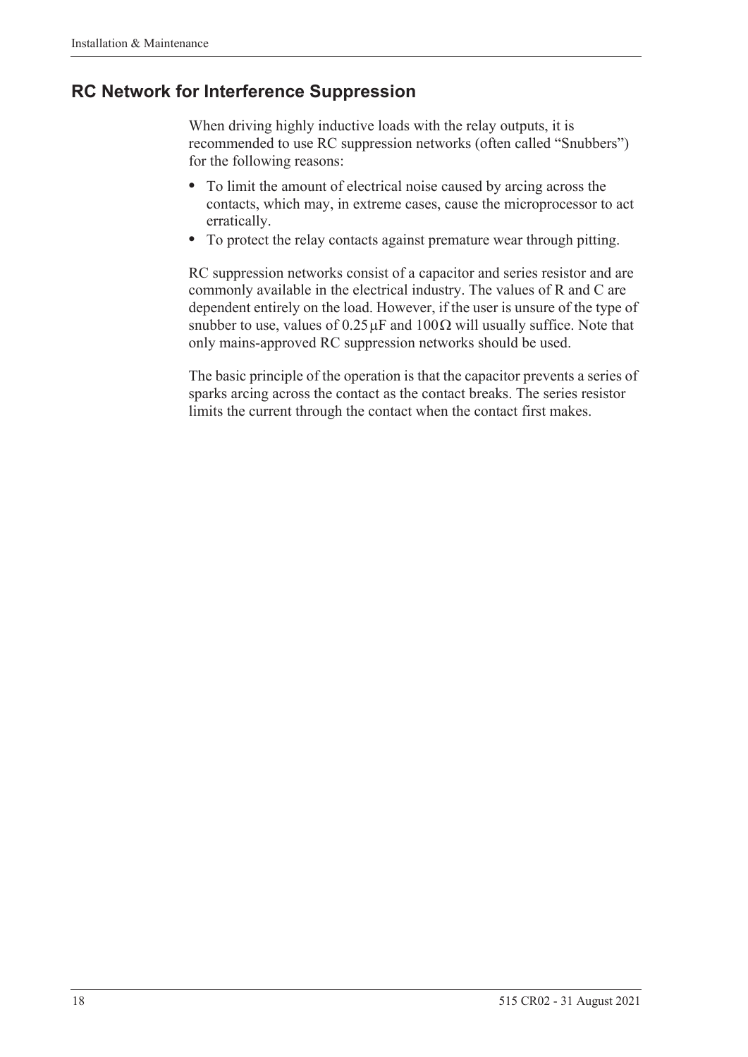## RC Network for Interference Suppression

When driving highly inductive loads with the relay outputs, it is recommended to use RC suppression networks (often called "Snubbers") for the following reasons:

- To limit the amount of electrical noise caused by arcing across the contacts, which may, in extreme cases, cause the microprocessor to act erratically.
- To protect the relay contacts against premature wear through pitting.

RC suppression networks consist of a capacitor and series resistor and are commonly available in the electrical industry. The values of R and C are dependent entirely on the load. However, if the user is unsure of the type of snubber to use, values of $0.25\,\mu F$ and $100\,\Omega$ will usually suffice. Note that only mains-approved RC suppression networks should be used.

The basic principle of the operation is that the capacitor prevents a series of sparks arcing across the contact as the contact breaks. The series resistor limits the current through the contact when the contact first makes.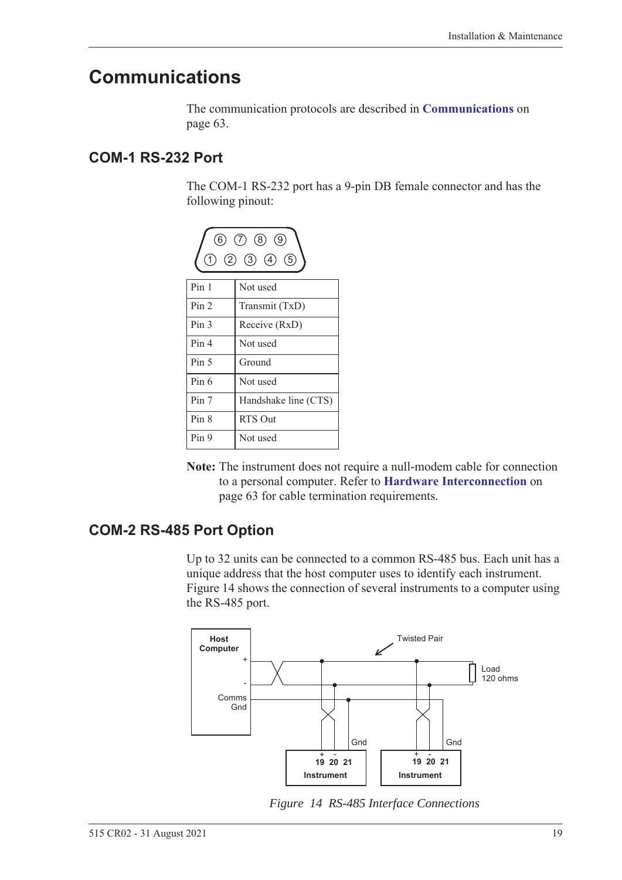# Communications

The communication protocols are described in **Communications** on page 63.

## COM-1 RS-232 Port

The COM-1 RS-232 port has a 9-pin DB female connector and has the following pinout:

| Pin | Function |
|---|---|
| Pin 1 | Not used |
| Pin 2 | Transmit (TxD) |
| Pin 3 | Receive (RxD) |
| Pin 4 | Not used |
| Pin 5 | Ground |
| Pin 6 | Not used |
| Pin 7 | Handshake line (CTS) |
| Pin 8 | RTS Out |
| Pin 9 | Not used |

**Note:** The instrument does not require a null-modem cable for connection to a personal computer. Refer to **Hardware Interconnection** on page 63 for cable termination requirements.

## COM-2 RS-485 Port Option

Up to 32 units can be connected to a common RS-485 bus. Each unit has a unique address that the host computer uses to identify each instrument. Figure 14 shows the connection of several instruments to a computer using the RS-485 port.

*Figure 14 RS-485 Interface Connections*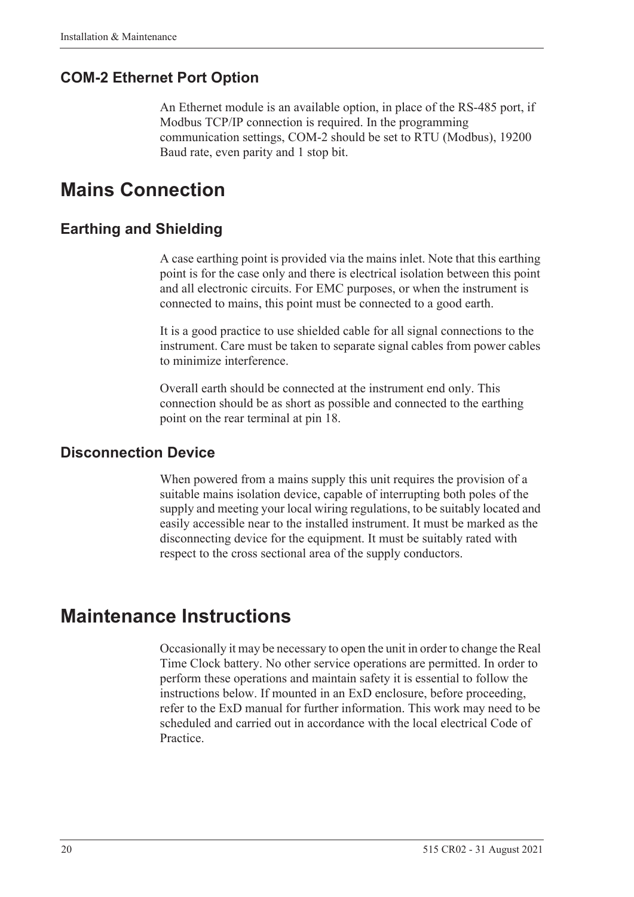### COM-2 Ethernet Port Option

An Ethernet module is an available option, in place of the RS-485 port, if Modbus TCP/IP connection is required. In the programming communication settings, COM-2 should be set to RTU (Modbus), 19200 Baud rate, even parity and 1 stop bit.

## Mains Connection

### Earthing and Shielding

A case earthing point is provided via the mains inlet. Note that this earthing point is for the case only and there is electrical isolation between this point and all electronic circuits. For EMC purposes, or when the instrument is connected to mains, this point must be connected to a good earth.

It is a good practice to use shielded cable for all signal connections to the instrument. Care must be taken to separate signal cables from power cables to minimize interference.

Overall earth should be connected at the instrument end only. This connection should be as short as possible and connected to the earthing point on the rear terminal at pin 18.

### Disconnection Device

When powered from a mains supply this unit requires the provision of a suitable mains isolation device, capable of interrupting both poles of the supply and meeting your local wiring regulations, to be suitably located and easily accessible near to the installed instrument. It must be marked as the disconnecting device for the equipment. It must be suitably rated with respect to the cross sectional area of the supply conductors.

## Maintenance Instructions

Occasionally it may be necessary to open the unit in order to change the Real Time Clock battery. No other service operations are permitted. In order to perform these operations and maintain safety it is essential to follow the instructions below. If mounted in an ExD enclosure, before proceeding, refer to the ExD manual for further information. This work may need to be scheduled and carried out in accordance with the local electrical Code of Practice.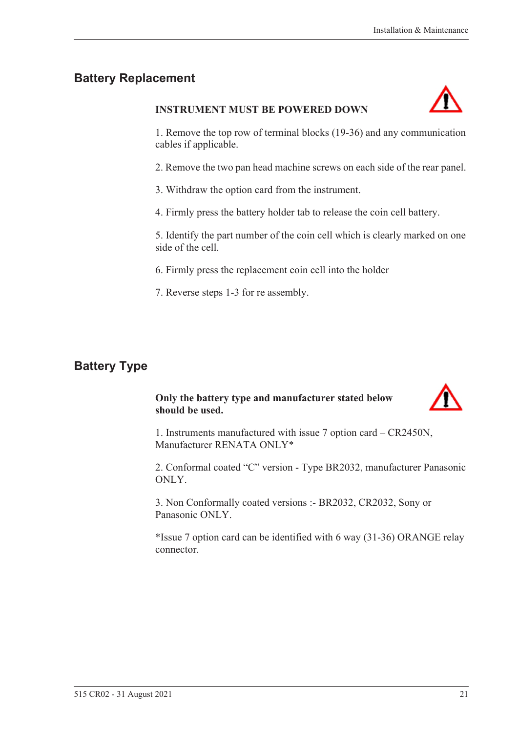## Battery Replacement

**INSTRUMENT MUST BE POWERED DOWN**

1. Remove the top row of terminal blocks (19-36) and any communication cables if applicable.

2. Remove the two pan head machine screws on each side of the rear panel.

3. Withdraw the option card from the instrument.

4. Firmly press the battery holder tab to release the coin cell battery.

5. Identify the part number of the coin cell which is clearly marked on one side of the cell.

6. Firmly press the replacement coin cell into the holder

7. Reverse steps 1-3 for re assembly.

## Battery Type

**Only the battery type and manufacturer stated below should be used.**

1. Instruments manufactured with issue 7 option card – CR2450N, Manufacturer RENATA ONLY*

2. Conformal coated "C" version - Type BR2032, manufacturer Panasonic ONLY.

3. Non Conformally coated versions :- BR2032, CR2032, Sony or Panasonic ONLY.

*Issue 7 option card can be identified with 6 way (31-36) ORANGE relay connector.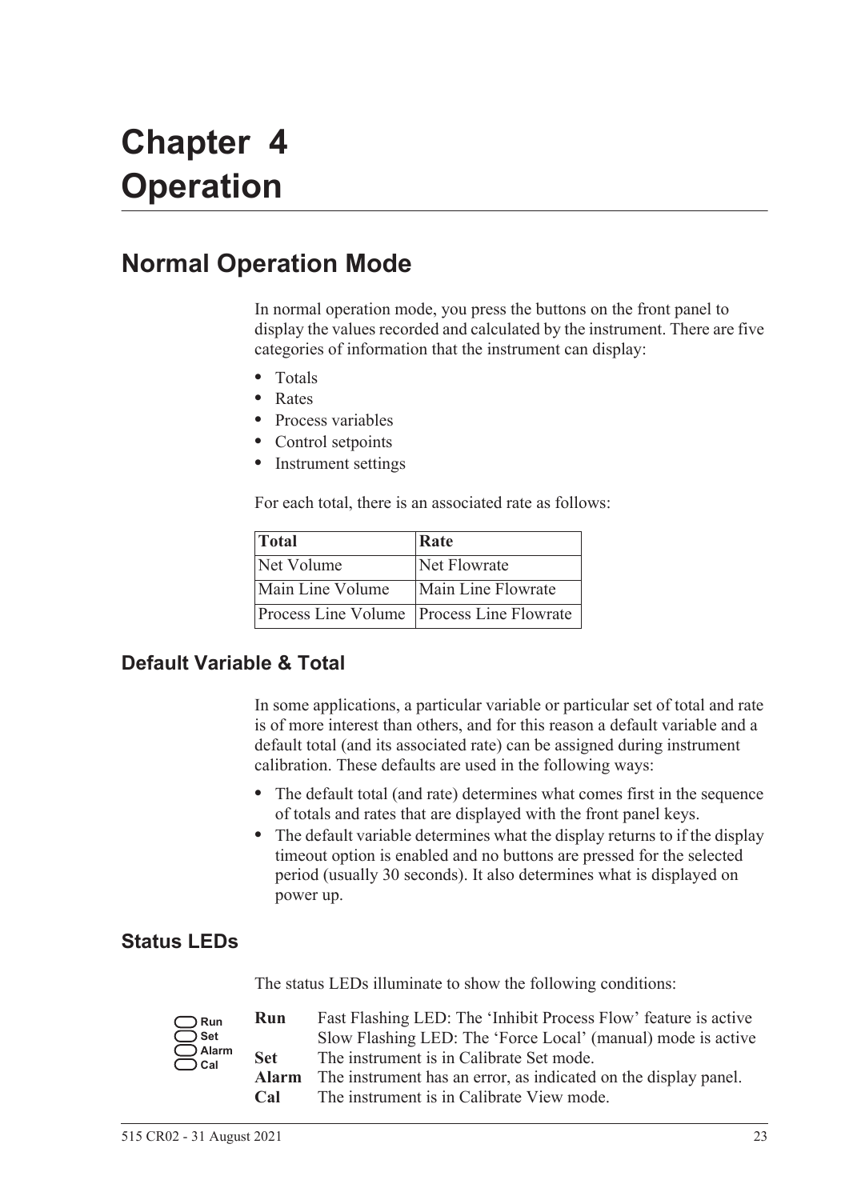# Chapter 4
# Operation

## Normal Operation Mode

In normal operation mode, you press the buttons on the front panel to display the values recorded and calculated by the instrument. There are five categories of information that the instrument can display:

- Totals
- Rates
- Process variables
- Control setpoints
- Instrument settings

For each total, there is an associated rate as follows:

| Total | Rate |
|---|---|
| Net Volume | Net Flowrate |
| Main Line Volume | Main Line Flowrate |
| Process Line Volume | Process Line Flowrate |

### Default Variable & Total

In some applications, a particular variable or particular set of total and rate is of more interest than others, and for this reason a default variable and a default total (and its associated rate) can be assigned during instrument calibration. These defaults are used in the following ways:

- The default total (and rate) determines what comes first in the sequence of totals and rates that are displayed with the front panel keys.
- The default variable determines what the display returns to if the display timeout option is enabled and no buttons are pressed for the selected period (usually 30 seconds). It also determines what is displayed on power up.

### Status LEDs

The status LEDs illuminate to show the following conditions:

Run
Set
Alarm
Cal

**Run** Fast Flashing LED: The 'Inhibit Process Flow' feature is active
Slow Flashing LED: The 'Force Local' (manual) mode is active

**Set** The instrument is in Calibrate Set mode.

**Alarm** The instrument has an error, as indicated on the display panel.

**Cal** The instrument is in Calibrate View mode.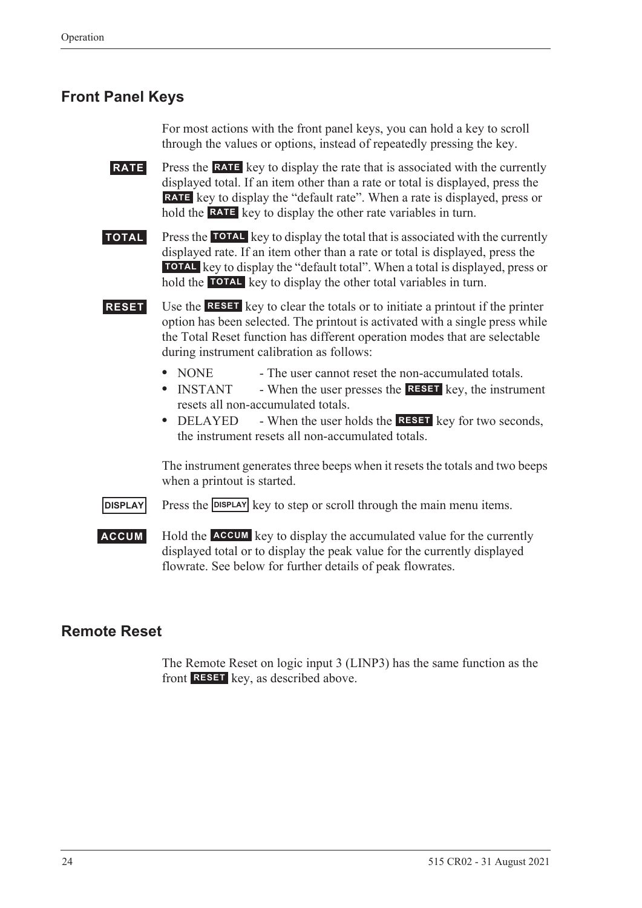## Front Panel Keys

For most actions with the front panel keys, you can hold a key to scroll through the values or options, instead of repeatedly pressing the key.

**RATE** Press the **RATE** key to display the rate that is associated with the currently displayed total. If an item other than a rate or total is displayed, press the **RATE** key to display the "default rate". When a rate is displayed, press or hold the **RATE** key to display the other rate variables in turn.

**TOTAL** Press the **TOTAL** key to display the total that is associated with the currently displayed rate. If an item other than a rate or total is displayed, press the **TOTAL** key to display the "default total". When a total is displayed, press or hold the **TOTAL** key to display the other total variables in turn.

**RESET** Use the **RESET** key to clear the totals or to initiate a printout if the printer option has been selected. The printout is activated with a single press while the Total Reset function has different operation modes that are selectable during instrument calibration as follows:

- NONE - The user cannot reset the non-accumulated totals.
- INSTANT - When the user presses the **RESET** key, the instrument resets all non-accumulated totals.
- DELAYED - When the user holds the **RESET** key for two seconds, the instrument resets all non-accumulated totals.

The instrument generates three beeps when it resets the totals and two beeps when a printout is started.

**DISPLAY** Press the **DISPLAY** key to step or scroll through the main menu items.

**ACCUM** Hold the **ACCUM** key to display the accumulated value for the currently displayed total or to display the peak value for the currently displayed flowrate. See below for further details of peak flowrates.

## Remote Reset

The Remote Reset on logic input 3 (LINP3) has the same function as the front **RESET** key, as described above.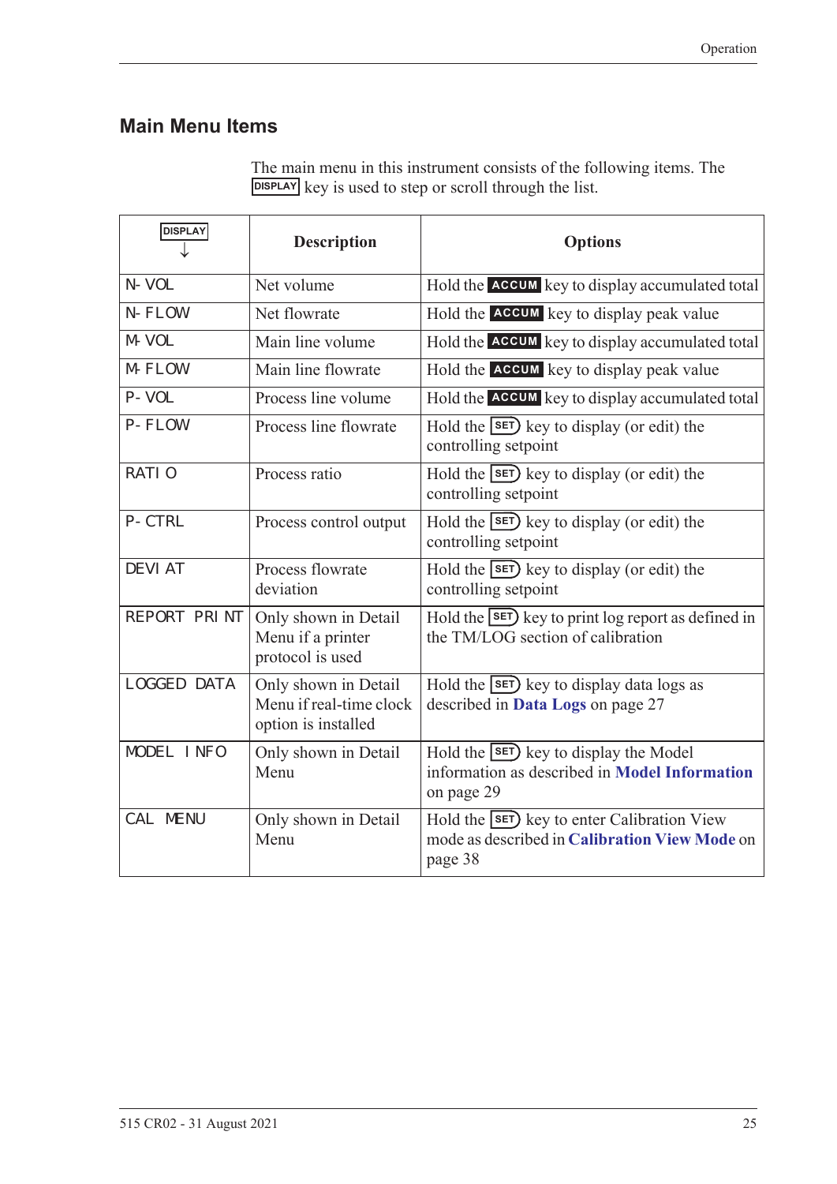## Main Menu Items

The main menu in this instrument consists of the following items. The DISPLAY key is used to step or scroll through the list.

| DISPLAY ↓ | Description | Options |
|---|---|---|
| N-VOL | Net volume | Hold the ACCUM key to display accumulated total |
| N-FLOW | Net flowrate | Hold the ACCUM key to display peak value |
| M-VOL | Main line volume | Hold the ACCUM key to display accumulated total |
| M-FLOW | Main line flowrate | Hold the ACCUM key to display peak value |
| P-VOL | Process line volume | Hold the ACCUM key to display accumulated total |
| P-FLOW | Process line flowrate | Hold the SET key to display (or edit) the controlling setpoint |
| RATIO | Process ratio | Hold the SET key to display (or edit) the controlling setpoint |
| P-CTRL | Process control output | Hold the SET key to display (or edit) the controlling setpoint |
| DEVIAT | Process flowrate deviation | Hold the SET key to display (or edit) the controlling setpoint |
| REPORT PRINT | Only shown in Detail Menu if a printer protocol is used | Hold the SET key to print log report as defined in the TM/LOG section of calibration |
| LOGGED DATA | Only shown in Detail Menu if real-time clock option is installed | Hold the SET key to display data logs as described in **Data Logs** on page 27 |
| MODEL INFO | Only shown in Detail Menu | Hold the SET key to display the Model information as described in **Model Information** on page 29 |
| CAL MENU | Only shown in Detail Menu | Hold the SET key to enter Calibration View mode as described in **Calibration View Mode** on page 38 |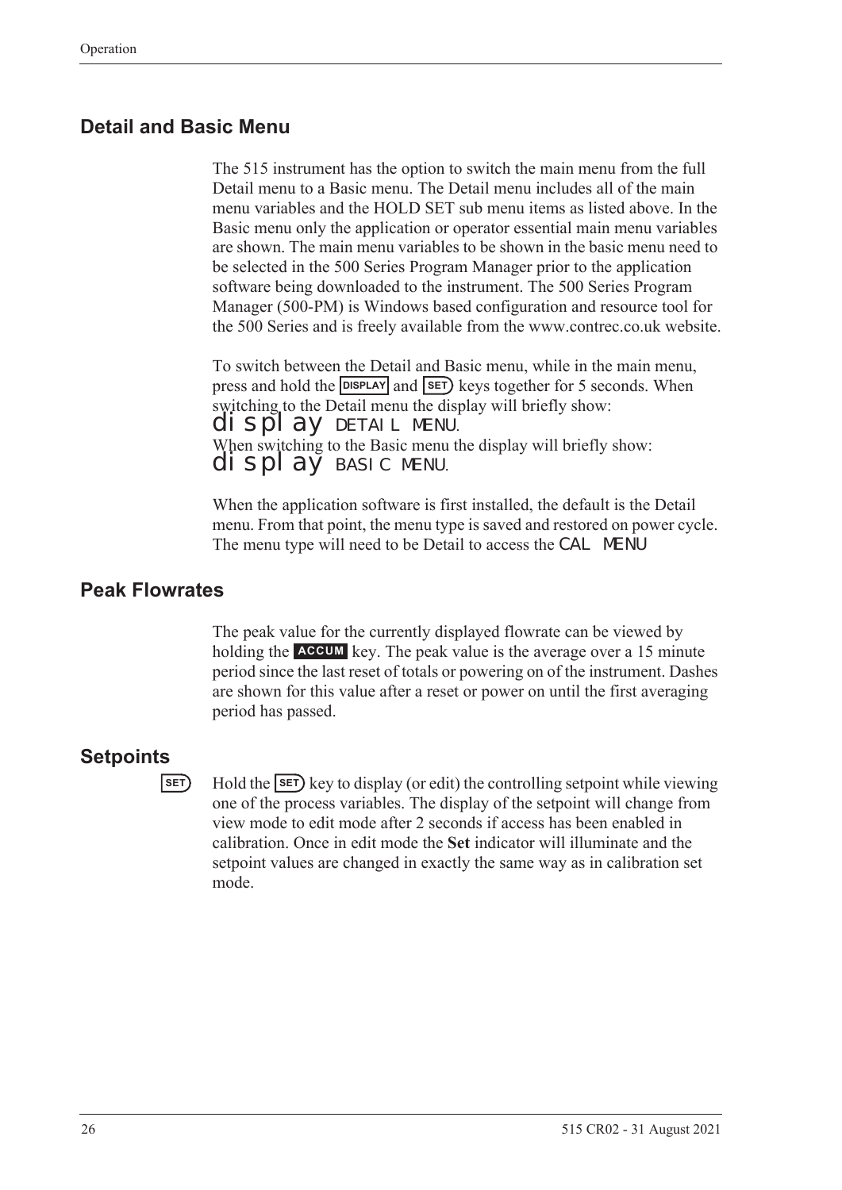## Detail and Basic Menu

The 515 instrument has the option to switch the main menu from the full Detail menu to a Basic menu. The Detail menu includes all of the main menu variables and the HOLD SET sub menu items as listed above. In the Basic menu only the application or operator essential main menu variables are shown. The main menu variables to be shown in the basic menu need to be selected in the 500 Series Program Manager prior to the application software being downloaded to the instrument. The 500 Series Program Manager (500-PM) is Windows based configuration and resource tool for the 500 Series and is freely available from the www.contrec.co.uk website.

To switch between the Detail and Basic menu, while in the main menu, press and hold the DISPLAY and SET keys together for 5 seconds. When switching to the Detail menu the display will briefly show:
display DETAIL MENU.
When switching to the Basic menu the display will briefly show:
display BASIC MENU.

When the application software is first installed, the default is the Detail menu. From that point, the menu type is saved and restored on power cycle. The menu type will need to be Detail to access the CAL MENU

## Peak Flowrates

The peak value for the currently displayed flowrate can be viewed by holding the ACCUM key. The peak value is the average over a 15 minute period since the last reset of totals or powering on of the instrument. Dashes are shown for this value after a reset or power on until the first averaging period has passed.

## Setpoints

SET Hold the SET key to display (or edit) the controlling setpoint while viewing one of the process variables. The display of the setpoint will change from view mode to edit mode after 2 seconds if access has been enabled in calibration. Once in edit mode the **Set** indicator will illuminate and the setpoint values are changed in exactly the same way as in calibration set mode.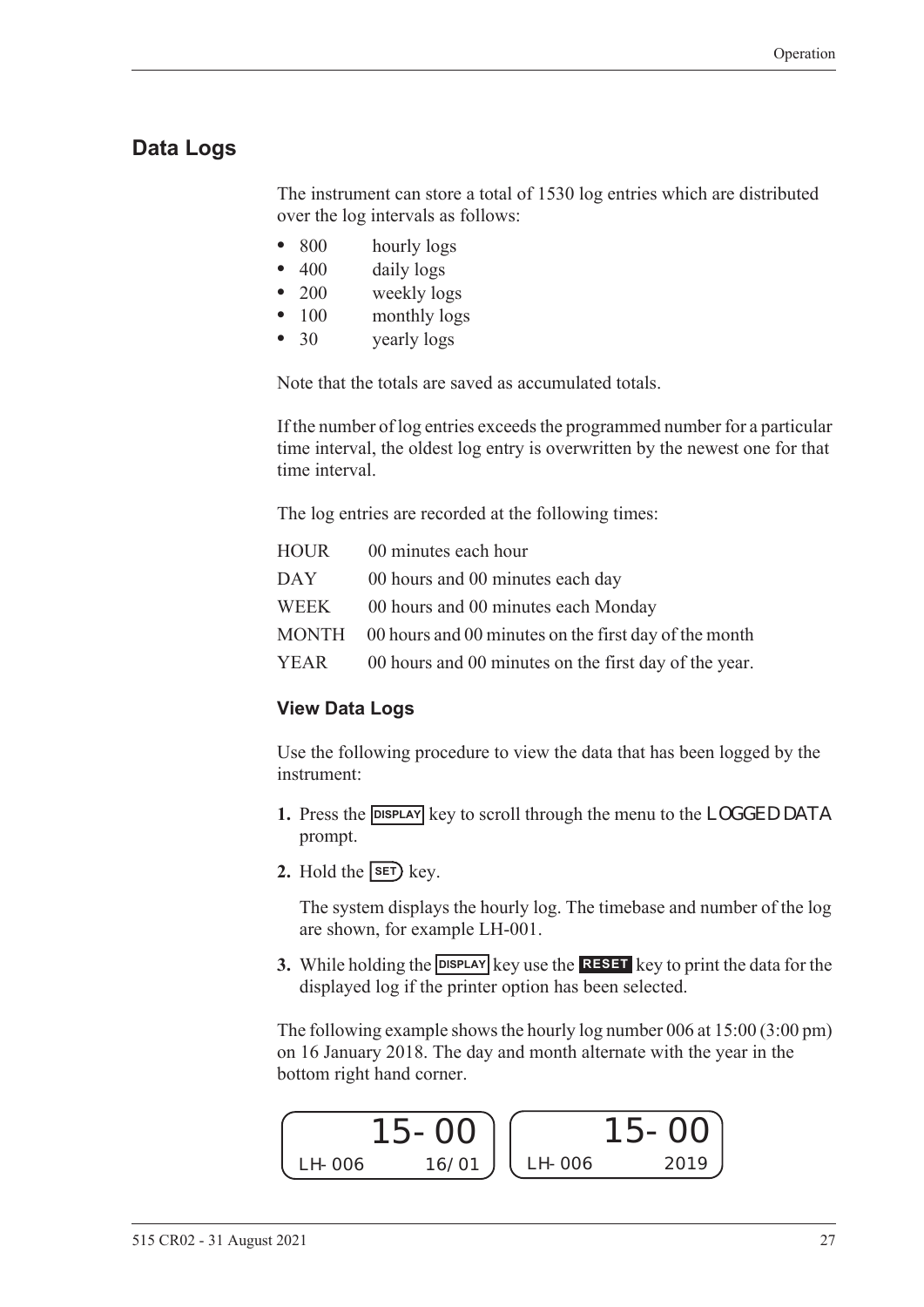## Data Logs

The instrument can store a total of 1530 log entries which are distributed over the log intervals as follows:

- 800 hourly logs
- 400 daily logs
- 200 weekly logs
- 100 monthly logs
- 30 yearly logs

Note that the totals are saved as accumulated totals.

If the number of log entries exceeds the programmed number for a particular time interval, the oldest log entry is overwritten by the newest one for that time interval.

The log entries are recorded at the following times:

| | |
|---|---|
| HOUR | 00 minutes each hour |
| DAY | 00 hours and 00 minutes each day |
| WEEK | 00 hours and 00 minutes each Monday |
| MONTH | 00 hours and 00 minutes on the first day of the month |
| YEAR | 00 hours and 00 minutes on the first day of the year. |

### View Data Logs

Use the following procedure to view the data that has been logged by the instrument:

1. Press the DISPLAY key to scroll through the menu to the LOGGED DATA prompt.
2. Hold the SET key.

   The system displays the hourly log. The timebase and number of the log are shown, for example LH-001.

3. While holding the DISPLAY key use the RESET key to print the data for the displayed log if the printer option has been selected.

The following example shows the hourly log number 006 at 15:00 (3:00 pm) on 16 January 2018. The day and month alternate with the year in the bottom right hand corner.

```
      15-00          15-00
LH-006    16/01  LH-006     2019
```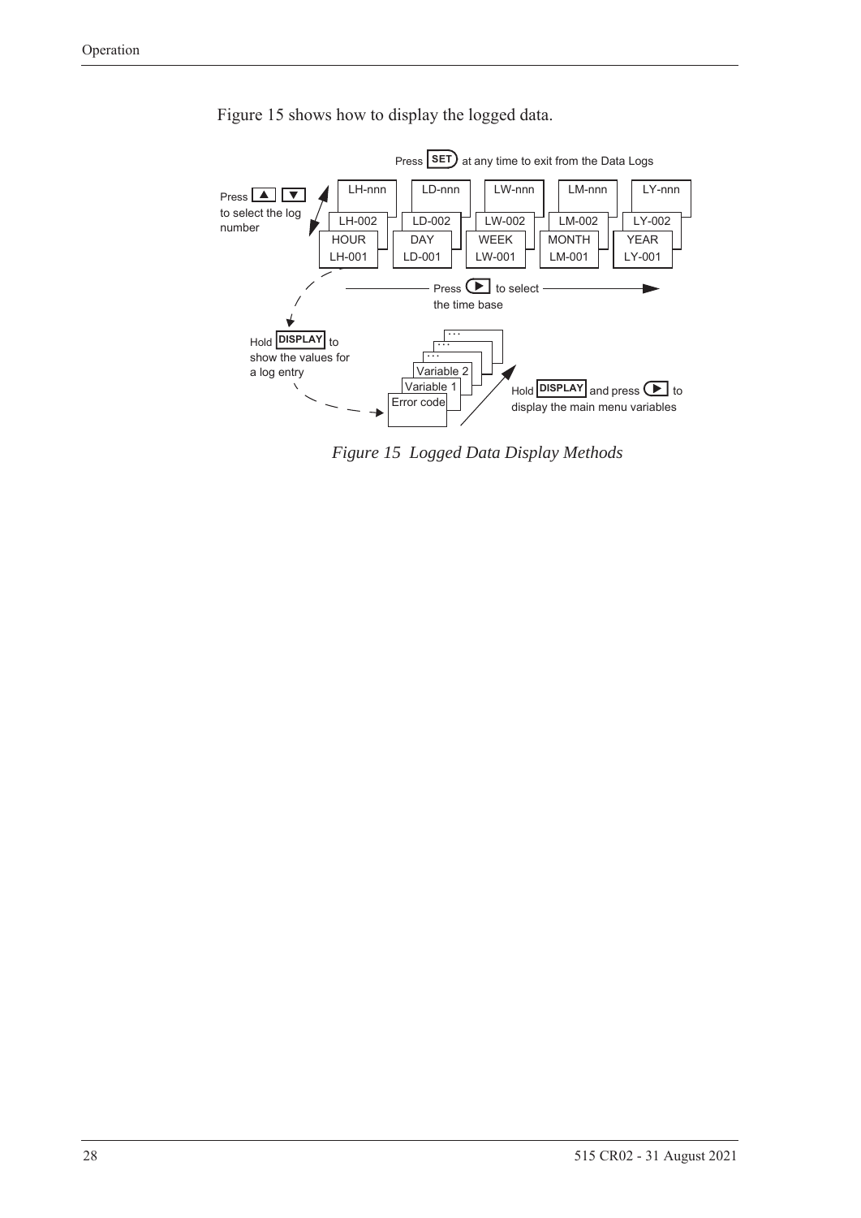Figure 15 shows how to display the logged data.

Press SET at any time to exit from the Data Logs

Press ▲ ▼ to select the log number

| HOUR | DAY | WEEK | MONTH | YEAR |
| --- | --- | --- | --- | --- |
| LH-001 | LD-001 | LW-001 | LM-001 | LY-001 |
| LH-002 | LD-002 | LW-002 | LM-002 | LY-002 |
| LH-nnn | LD-nnn | LW-nnn | LM-nnn | LY-nnn |

Press ▶ to select the time base

Hold DISPLAY to show the values for a log entry

Error code, Variable 1, Variable 2, ...

Hold DISPLAY and press ▶ to display the main menu variables

*Figure 15 Logged Data Display Methods*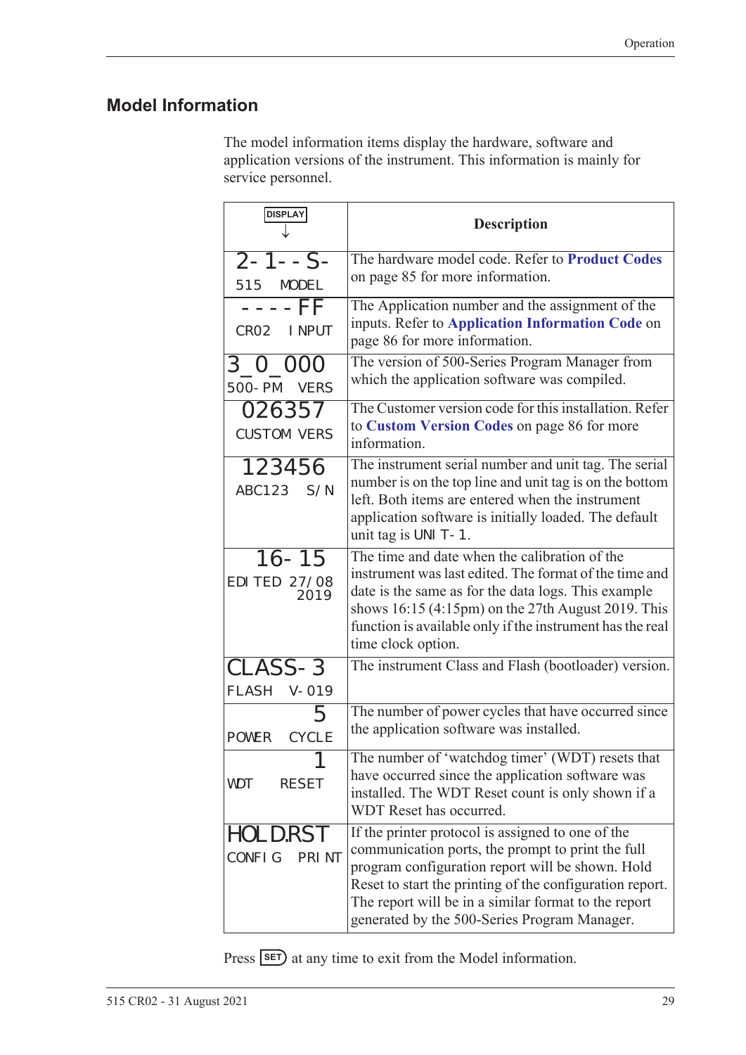## Model Information

The model information items display the hardware, software and application versions of the instrument. This information is mainly for service personnel.

| DISPLAY ↓ | Description |
|---|---|
| 2-1--S-<br>515 MODEL | The hardware model code. Refer to **Product Codes** on page 85 for more information. |
| ----FF<br>CR02 INPUT | The Application number and the assignment of the inputs. Refer to **Application Information Code** on page 86 for more information. |
| 3_0_000<br>500-PM VERS | The version of 500-Series Program Manager from which the application software was compiled. |
| 026357<br>CUSTOM VERS | The Customer version code for this installation. Refer to **Custom Version Codes** on page 86 for more information. |
| 123456<br>ABC123 S/N | The instrument serial number and unit tag. The serial number is on the top line and unit tag is on the bottom left. Both items are entered when the instrument application software is initially loaded. The default unit tag is UNIT-1. |
| 16-15<br>EDITED 27/08 2019 | The time and date when the calibration of the instrument was last edited. The format of the time and date is the same as for the data logs. This example shows 16:15 (4:15pm) on the 27th August 2019. This function is available only if the instrument has the real time clock option. |
| CLASS-3<br>FLASH V-019 | The instrument Class and Flash (bootloader) version. |
| 5<br>POWER CYCLE | The number of power cycles that have occurred since the application software was installed. |
| 1<br>WDT RESET | The number of 'watchdog timer' (WDT) resets that have occurred since the application software was installed. The WDT Reset count is only shown if a WDT Reset has occurred. |
| HOLD.RST<br>CONFIG PRINT | If the printer protocol is assigned to one of the communication ports, the prompt to print the full program configuration report will be shown. Hold Reset to start the printing of the configuration report. The report will be in a similar format to the report generated by the 500-Series Program Manager. |

Press SET at any time to exit from the Model information.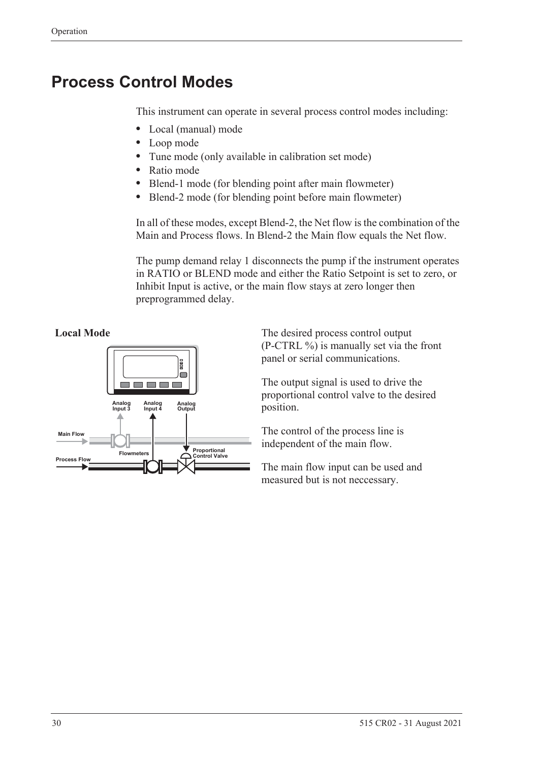# Process Control Modes

This instrument can operate in several process control modes including:

- Local (manual) mode
- Loop mode
- Tune mode (only available in calibration set mode)
- Ratio mode
- Blend-1 mode (for blending point after main flowmeter)
- Blend-2 mode (for blending point before main flowmeter)

In all of these modes, except Blend-2, the Net flow is the combination of the Main and Process flows. In Blend-2 the Main flow equals the Net flow.

The pump demand relay 1 disconnects the pump if the instrument operates in RATIO or BLEND mode and either the Ratio Setpoint is set to zero, or Inhibit Input is active, or the main flow stays at zero longer then preprogrammed delay.

## Local Mode

The desired process control output (P-CTRL %) is manually set via the front panel or serial communications.

The output signal is used to drive the proportional control valve to the desired position.

The control of the process line is independent of the main flow.

The main flow input can be used and measured but is not neccessary.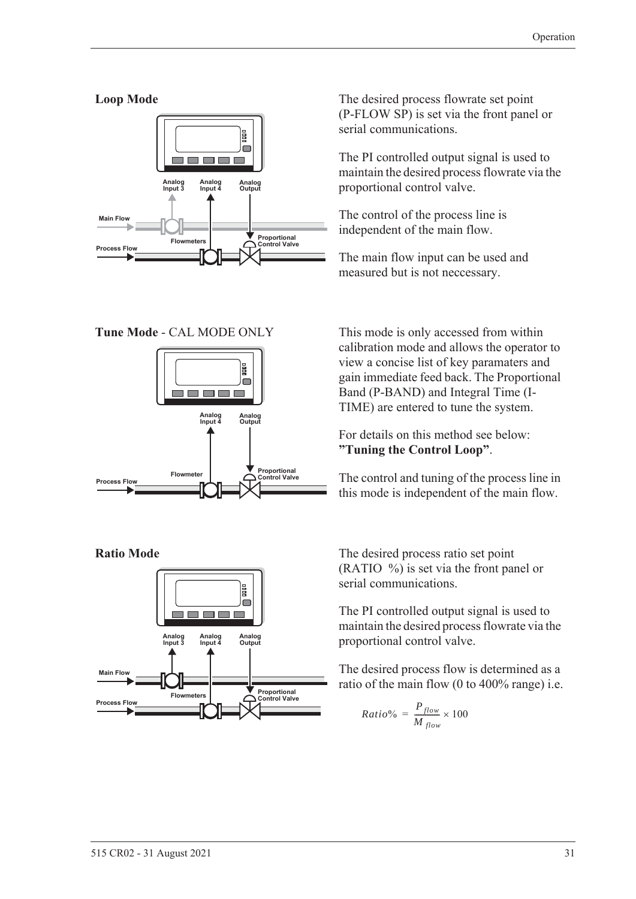**Loop Mode**

The desired process flowrate set point (P-FLOW SP) is set via the front panel or serial communications.

The PI controlled output signal is used to maintain the desired process flowrate via the proportional control valve.

The control of the process line is independent of the main flow.

The main flow input can be used and measured but is not neccessary.

**Tune Mode** - CAL MODE ONLY

This mode is only accessed from within calibration mode and allows the operator to view a concise list of key paramaters and gain immediate feed back. The Proportional Band (P-BAND) and Integral Time (I-TIME) are entered to tune the system.

For details on this method see below: **"Tuning the Control Loop"**.

The control and tuning of the process line in this mode is independent of the main flow.

**Ratio Mode**

The desired process ratio set point (RATIO %) is set via the front panel or serial communications.

The PI controlled output signal is used to maintain the desired process flowrate via the proportional control valve.

The desired process flow is determined as a ratio of the main flow (0 to 400% range) i.e.

$$Ratio\% = \frac{P_{flow}}{M_{flow}} \times 100$$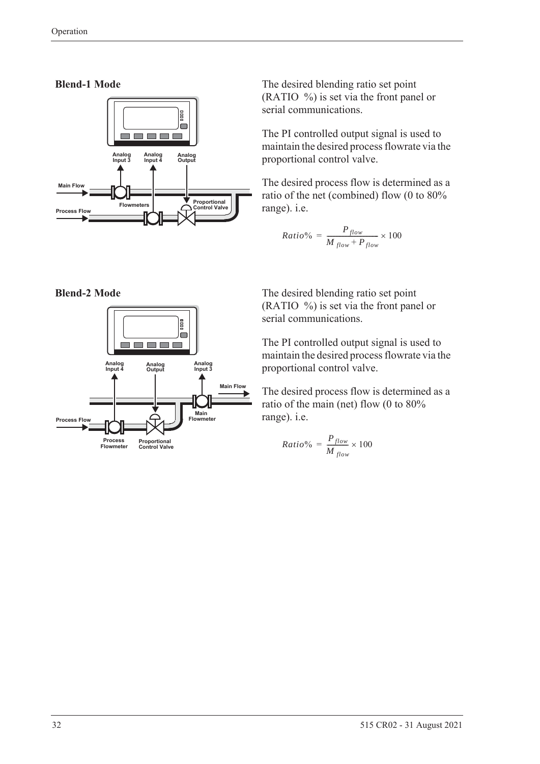### Blend-1 Mode

The desired blending ratio set point (RATIO %) is set via the front panel or serial communications.

The PI controlled output signal is used to maintain the desired process flowrate via the proportional control valve.

The desired process flow is determined as a ratio of the net (combined) flow (0 to 80% range). i.e.

$$Ratio\% = \frac{P_{flow}}{M_{flow} + P_{flow}} \times 100$$

### Blend-2 Mode

The desired blending ratio set point (RATIO %) is set via the front panel or serial communications.

The PI controlled output signal is used to maintain the desired process flowrate via the proportional control valve.

The desired process flow is determined as a ratio of the main (net) flow (0 to 80% range). i.e.

$$Ratio\% = \frac{P_{flow}}{M_{flow}} \times 100$$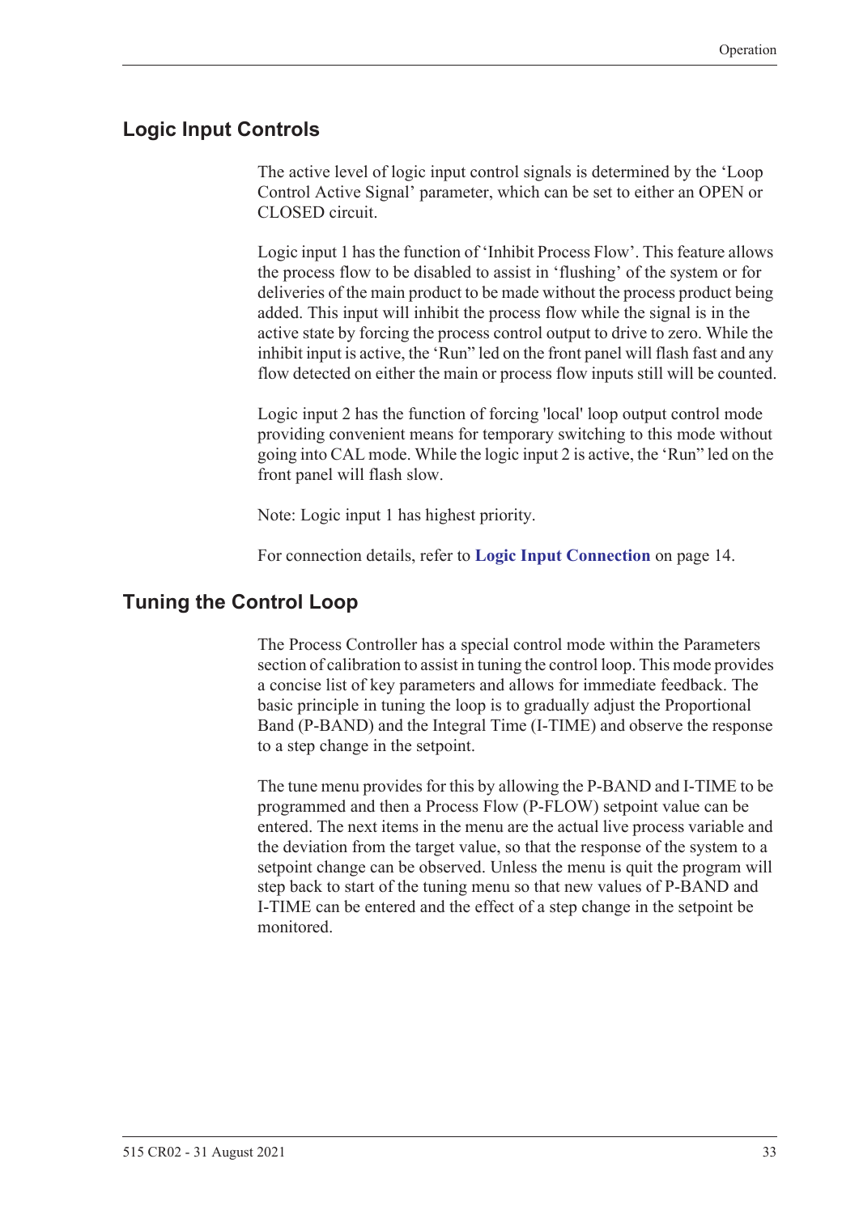## Logic Input Controls

The active level of logic input control signals is determined by the 'Loop Control Active Signal' parameter, which can be set to either an OPEN or CLOSED circuit.

Logic input 1 has the function of 'Inhibit Process Flow'. This feature allows the process flow to be disabled to assist in 'flushing' of the system or for deliveries of the main product to be made without the process product being added. This input will inhibit the process flow while the signal is in the active state by forcing the process control output to drive to zero. While the inhibit input is active, the 'Run" led on the front panel will flash fast and any flow detected on either the main or process flow inputs still will be counted.

Logic input 2 has the function of forcing 'local' loop output control mode providing convenient means for temporary switching to this mode without going into CAL mode. While the logic input 2 is active, the 'Run" led on the front panel will flash slow.

Note: Logic input 1 has highest priority.

For connection details, refer to **Logic Input Connection** on page 14.

## Tuning the Control Loop

The Process Controller has a special control mode within the Parameters section of calibration to assist in tuning the control loop. This mode provides a concise list of key parameters and allows for immediate feedback. The basic principle in tuning the loop is to gradually adjust the Proportional Band (P-BAND) and the Integral Time (I-TIME) and observe the response to a step change in the setpoint.

The tune menu provides for this by allowing the P-BAND and I-TIME to be programmed and then a Process Flow (P-FLOW) setpoint value can be entered. The next items in the menu are the actual live process variable and the deviation from the target value, so that the response of the system to a setpoint change can be observed. Unless the menu is quit the program will step back to start of the tuning menu so that new values of P-BAND and I-TIME can be entered and the effect of a step change in the setpoint be monitored.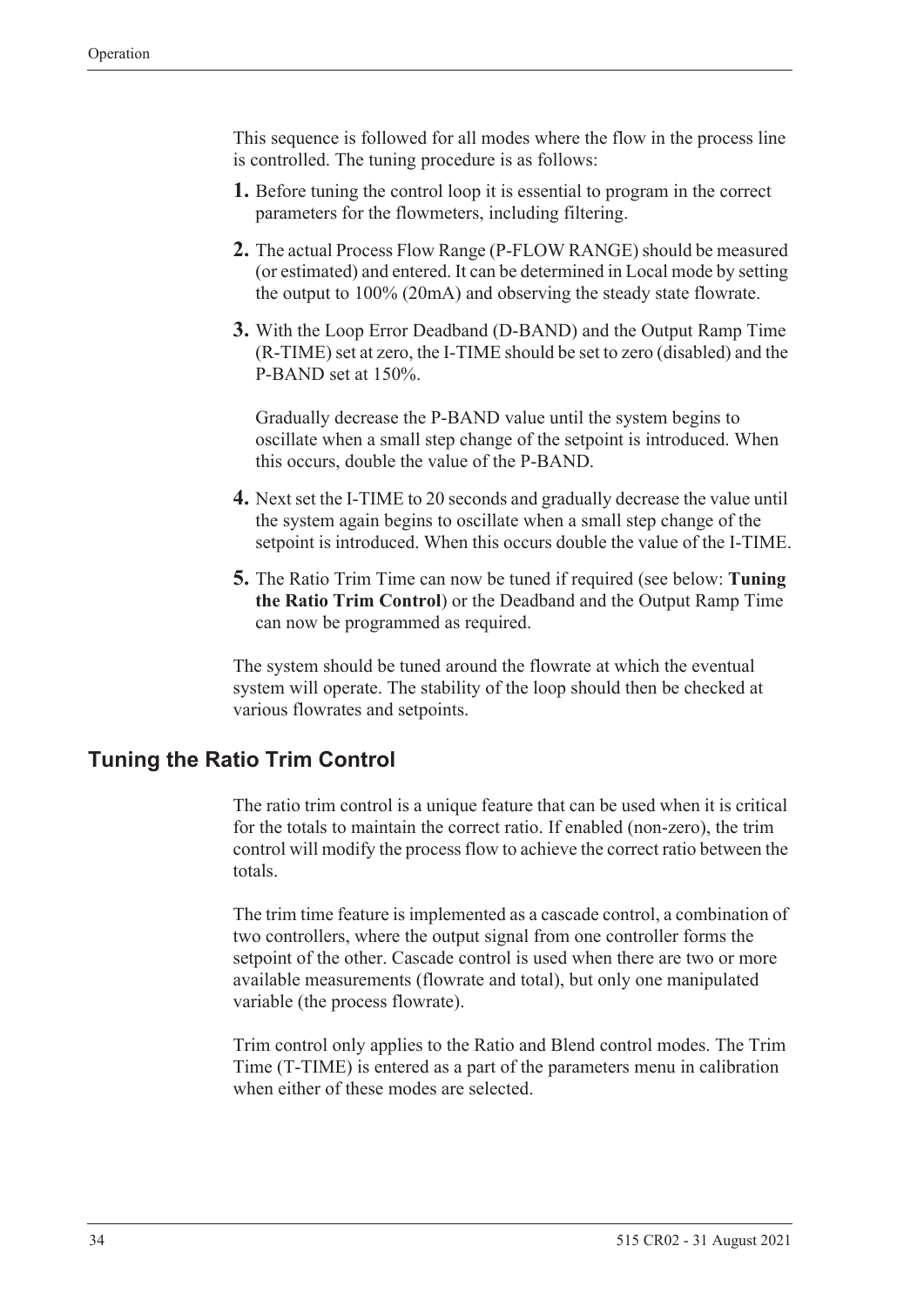This sequence is followed for all modes where the flow in the process line is controlled. The tuning procedure is as follows:

1. Before tuning the control loop it is essential to program in the correct parameters for the flowmeters, including filtering.
2. The actual Process Flow Range (P-FLOW RANGE) should be measured (or estimated) and entered. It can be determined in Local mode by setting the output to 100% (20mA) and observing the steady state flowrate.
3. With the Loop Error Deadband (D-BAND) and the Output Ramp Time (R-TIME) set at zero, the I-TIME should be set to zero (disabled) and the P-BAND set at 150%.

   Gradually decrease the P-BAND value until the system begins to oscillate when a small step change of the setpoint is introduced. When this occurs, double the value of the P-BAND.
4. Next set the I-TIME to 20 seconds and gradually decrease the value until the system again begins to oscillate when a small step change of the setpoint is introduced. When this occurs double the value of the I-TIME.
5. The Ratio Trim Time can now be tuned if required (see below: **Tuning the Ratio Trim Control**) or the Deadband and the Output Ramp Time can now be programmed as required.

The system should be tuned around the flowrate at which the eventual system will operate. The stability of the loop should then be checked at various flowrates and setpoints.

## Tuning the Ratio Trim Control

The ratio trim control is a unique feature that can be used when it is critical for the totals to maintain the correct ratio. If enabled (non-zero), the trim control will modify the process flow to achieve the correct ratio between the totals.

The trim time feature is implemented as a cascade control, a combination of two controllers, where the output signal from one controller forms the setpoint of the other. Cascade control is used when there are two or more available measurements (flowrate and total), but only one manipulated variable (the process flowrate).

Trim control only applies to the Ratio and Blend control modes. The Trim Time (T-TIME) is entered as a part of the parameters menu in calibration when either of these modes are selected.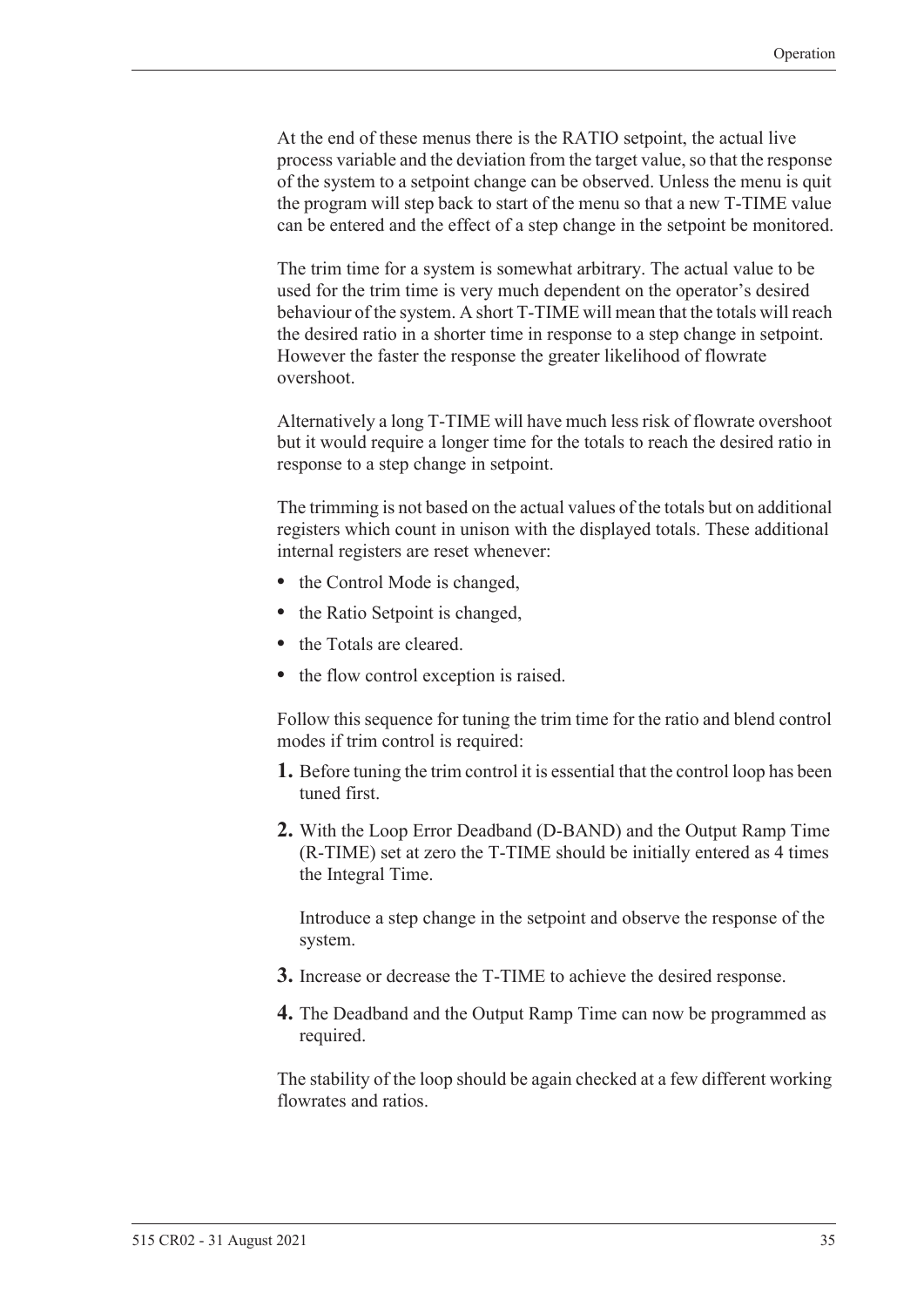At the end of these menus there is the RATIO setpoint, the actual live process variable and the deviation from the target value, so that the response of the system to a setpoint change can be observed. Unless the menu is quit the program will step back to start of the menu so that a new T-TIME value can be entered and the effect of a step change in the setpoint be monitored.

The trim time for a system is somewhat arbitrary. The actual value to be used for the trim time is very much dependent on the operator's desired behaviour of the system. A short T-TIME will mean that the totals will reach the desired ratio in a shorter time in response to a step change in setpoint. However the faster the response the greater likelihood of flowrate overshoot.

Alternatively a long T-TIME will have much less risk of flowrate overshoot but it would require a longer time for the totals to reach the desired ratio in response to a step change in setpoint.

The trimming is not based on the actual values of the totals but on additional registers which count in unison with the displayed totals. These additional internal registers are reset whenever:

- the Control Mode is changed,
- the Ratio Setpoint is changed,
- the Totals are cleared.
- the flow control exception is raised.

Follow this sequence for tuning the trim time for the ratio and blend control modes if trim control is required:

1. Before tuning the trim control it is essential that the control loop has been tuned first.
2. With the Loop Error Deadband (D-BAND) and the Output Ramp Time (R-TIME) set at zero the T-TIME should be initially entered as 4 times the Integral Time.

   Introduce a step change in the setpoint and observe the response of the system.
3. Increase or decrease the T-TIME to achieve the desired response.
4. The Deadband and the Output Ramp Time can now be programmed as required.

The stability of the loop should be again checked at a few different working flowrates and ratios.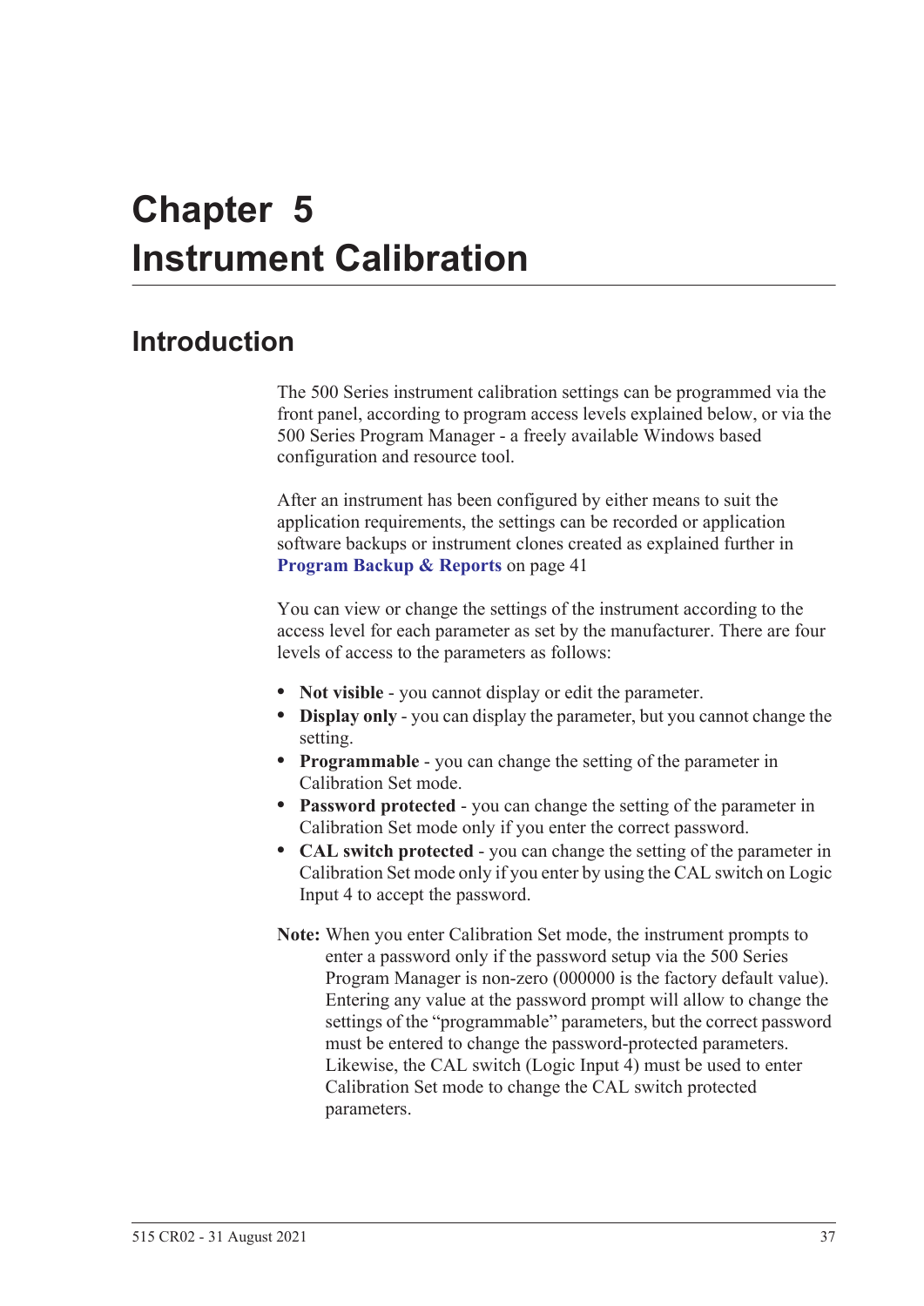# Chapter 5 Instrument Calibration

## Introduction

The 500 Series instrument calibration settings can be programmed via the front panel, according to program access levels explained below, or via the 500 Series Program Manager - a freely available Windows based configuration and resource tool.

After an instrument has been configured by either means to suit the application requirements, the settings can be recorded or application software backups or instrument clones created as explained further in **Program Backup & Reports** on page 41

You can view or change the settings of the instrument according to the access level for each parameter as set by the manufacturer. There are four levels of access to the parameters as follows:

- **Not visible** - you cannot display or edit the parameter.
- **Display only** - you can display the parameter, but you cannot change the setting.
- **Programmable** - you can change the setting of the parameter in Calibration Set mode.
- **Password protected** - you can change the setting of the parameter in Calibration Set mode only if you enter the correct password.
- **CAL switch protected** - you can change the setting of the parameter in Calibration Set mode only if you enter by using the CAL switch on Logic Input 4 to accept the password.

**Note:** When you enter Calibration Set mode, the instrument prompts to enter a password only if the password setup via the 500 Series Program Manager is non-zero (000000 is the factory default value). Entering any value at the password prompt will allow to change the settings of the "programmable" parameters, but the correct password must be entered to change the password-protected parameters. Likewise, the CAL switch (Logic Input 4) must be used to enter Calibration Set mode to change the CAL switch protected parameters.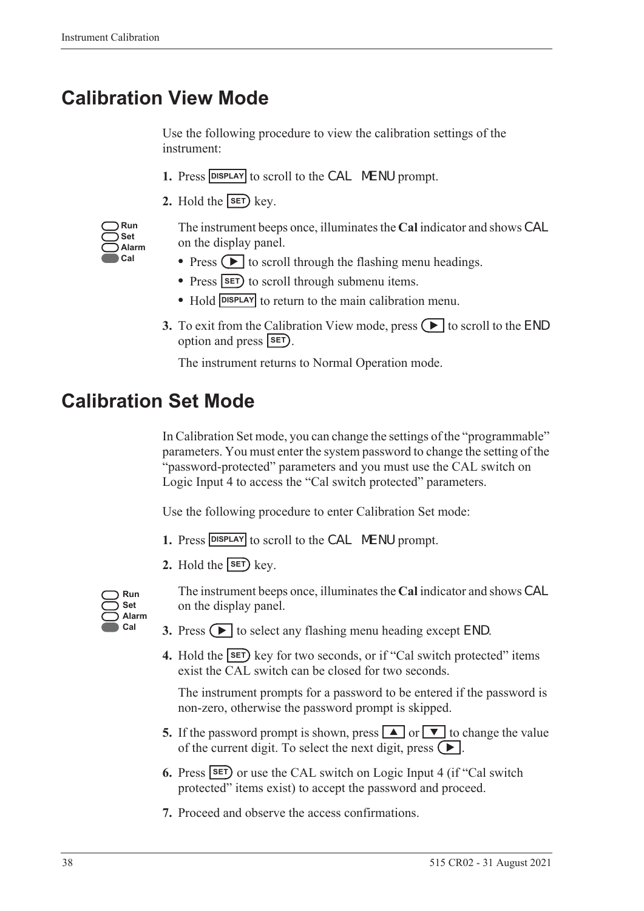# Calibration View Mode

Use the following procedure to view the calibration settings of the instrument:

1. Press DISPLAY to scroll to the CAL MENU prompt.
2. Hold the SET key.

   The instrument beeps once, illuminates the **Cal** indicator and shows CAL on the display panel.

   - Press ▶ to scroll through the flashing menu headings.
   - Press SET to scroll through submenu items.
   - Hold DISPLAY to return to the main calibration menu.

3. To exit from the Calibration View mode, press ▶ to scroll to the END option and press SET.

   The instrument returns to Normal Operation mode.

# Calibration Set Mode

In Calibration Set mode, you can change the settings of the "programmable" parameters. You must enter the system password to change the setting of the "password-protected" parameters and you must use the CAL switch on Logic Input 4 to access the "Cal switch protected" parameters.

Use the following procedure to enter Calibration Set mode:

1. Press DISPLAY to scroll to the CAL MENU prompt.
2. Hold the SET key.

   The instrument beeps once, illuminates the **Cal** indicator and shows CAL on the display panel.

3. Press ▶ to select any flashing menu heading except END.
4. Hold the SET key for two seconds, or if "Cal switch protected" items exist the CAL switch can be closed for two seconds.

   The instrument prompts for a password to be entered if the password is non-zero, otherwise the password prompt is skipped.

5. If the password prompt is shown, press ▲ or ▼ to change the value of the current digit. To select the next digit, press ▶.
6. Press SET or use the CAL switch on Logic Input 4 (if "Cal switch protected" items exist) to accept the password and proceed.
7. Proceed and observe the access confirmations.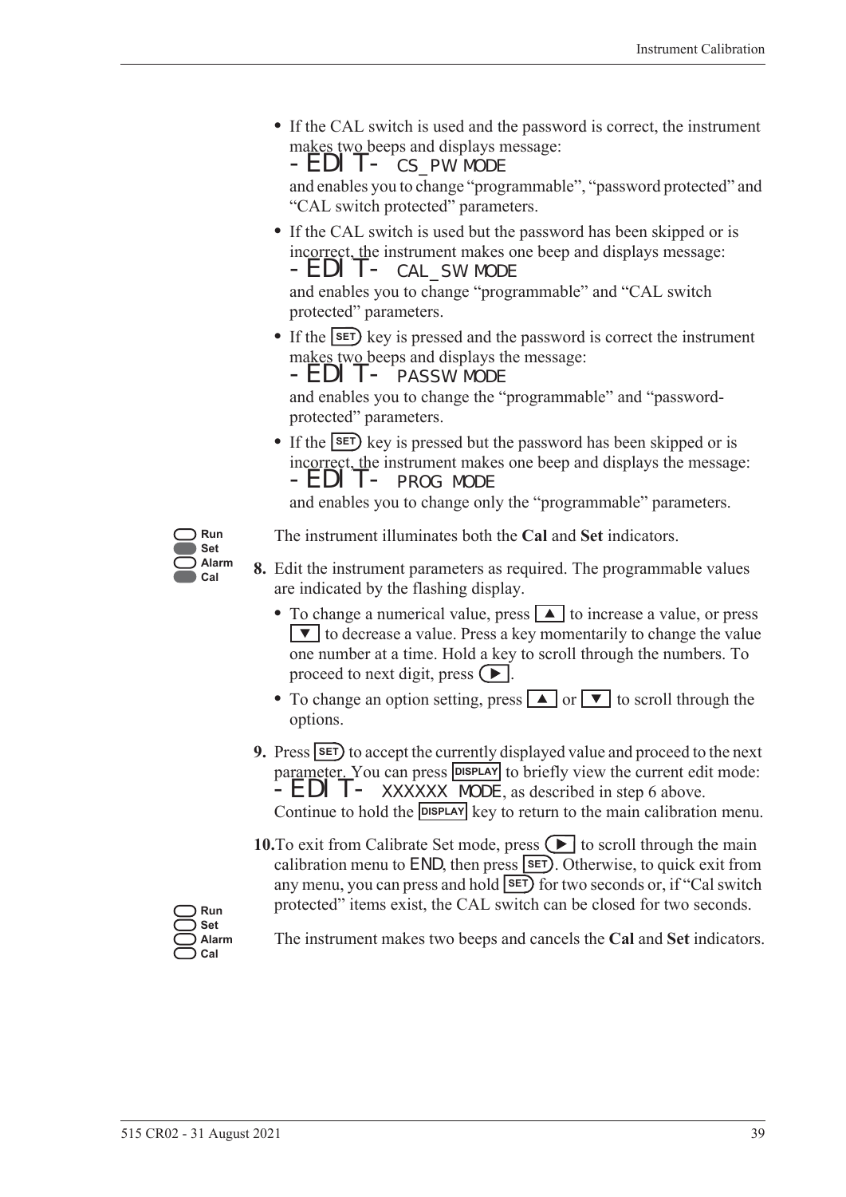- If the CAL switch is used and the password is correct, the instrument makes two beeps and displays message:
  `-EDIT- CS_PW MODE`
  and enables you to change "programmable", "password protected" and "CAL switch protected" parameters.
- If the CAL switch is used but the password has been skipped or is incorrect, the instrument makes one beep and displays message:
  `-EDIT- CAL_SW MODE`
  and enables you to change "programmable" and "CAL switch protected" parameters.
- If the SET key is pressed and the password is correct the instrument makes two beeps and displays the message:
  `-EDIT- PASSW MODE`
  and enables you to change the "programmable" and "password-protected" parameters.
- If the SET key is pressed but the password has been skipped or is incorrect, the instrument makes one beep and displays the message:
  `-EDIT- PROG MODE`
  and enables you to change only the "programmable" parameters.

Run / Set / Alarm / Cal

The instrument illuminates both the **Cal** and **Set** indicators.

**8.** Edit the instrument parameters as required. The programmable values are indicated by the flashing display.

- To change a numerical value, press ▲ to increase a value, or press ▼ to decrease a value. Press a key momentarily to change the value one number at a time. Hold a key to scroll through the numbers. To proceed to next digit, press ▶.
- To change an option setting, press ▲ or ▼ to scroll through the options.

**9.** Press SET to accept the currently displayed value and proceed to the next parameter. You can press DISPLAY to briefly view the current edit mode: `-EDIT- XXXXXX MODE`, as described in step 6 above. Continue to hold the DISPLAY key to return to the main calibration menu.

**10.** To exit from Calibrate Set mode, press ▶ to scroll through the main calibration menu to `END`, then press SET. Otherwise, to quick exit from any menu, you can press and hold SET for two seconds or, if "Cal switch protected" items exist, the CAL switch can be closed for two seconds.

Run / Set / Alarm / Cal

The instrument makes two beeps and cancels the **Cal** and **Set** indicators.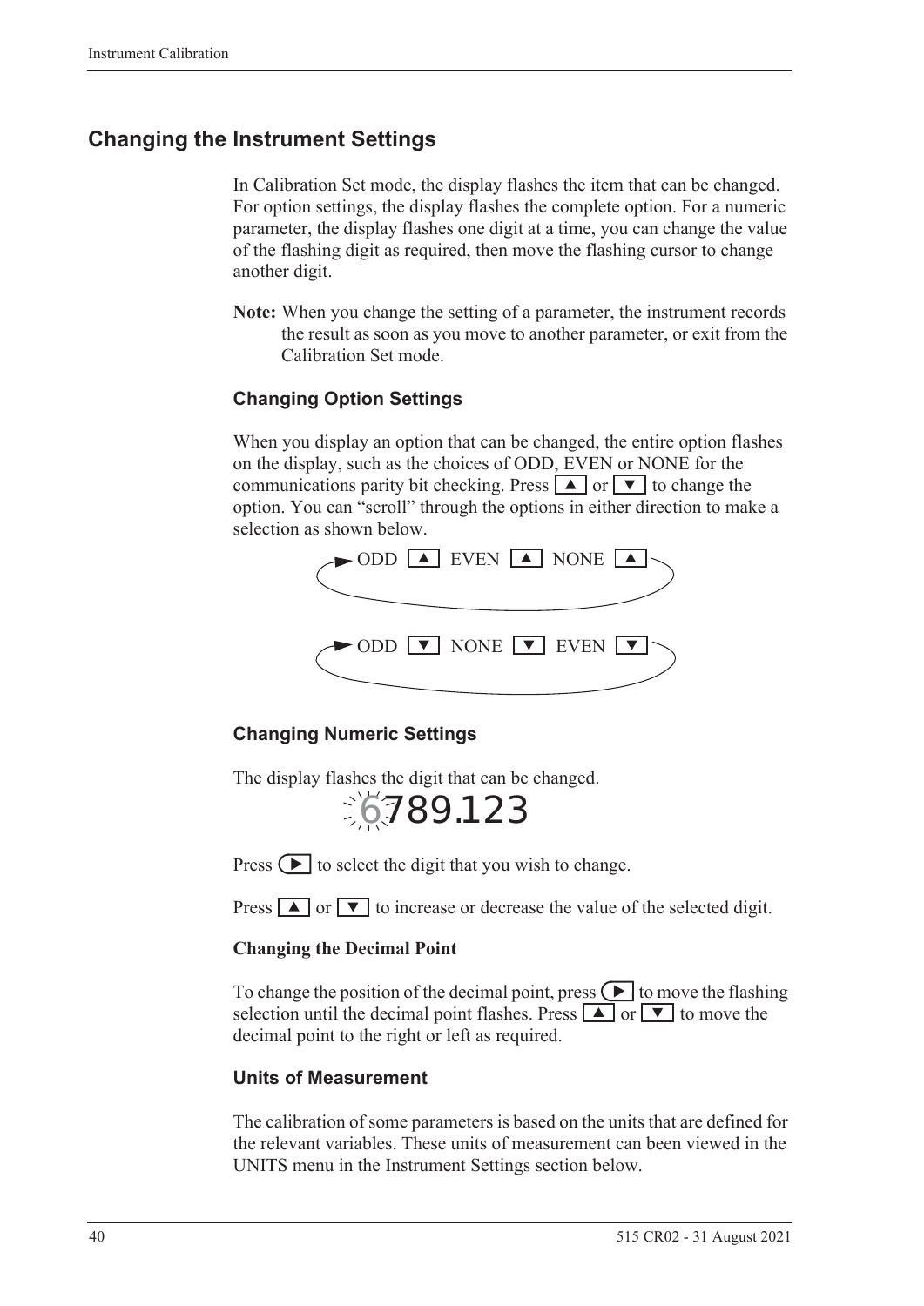## Changing the Instrument Settings

In Calibration Set mode, the display flashes the item that can be changed. For option settings, the display flashes the complete option. For a numeric parameter, the display flashes one digit at a time, you can change the value of the flashing digit as required, then move the flashing cursor to change another digit.

**Note:** When you change the setting of a parameter, the instrument records the result as soon as you move to another parameter, or exit from the Calibration Set mode.

### Changing Option Settings

When you display an option that can be changed, the entire option flashes on the display, such as the choices of ODD, EVEN or NONE for the communications parity bit checking. Press ▲ or ▼ to change the option. You can "scroll" through the options in either direction to make a selection as shown below.

ODD ▲ EVEN ▲ NONE ▲

ODD ▼ NONE ▼ EVEN ▼

### Changing Numeric Settings

The display flashes the digit that can be changed.

6789.123

Press ▶ to select the digit that you wish to change.

Press ▲ or ▼ to increase or decrease the value of the selected digit.

**Changing the Decimal Point**

To change the position of the decimal point, press ▶ to move the flashing selection until the decimal point flashes. Press ▲ or ▼ to move the decimal point to the right or left as required.

### Units of Measurement

The calibration of some parameters is based on the units that are defined for the relevant variables. These units of measurement can been viewed in the UNITS menu in the Instrument Settings section below.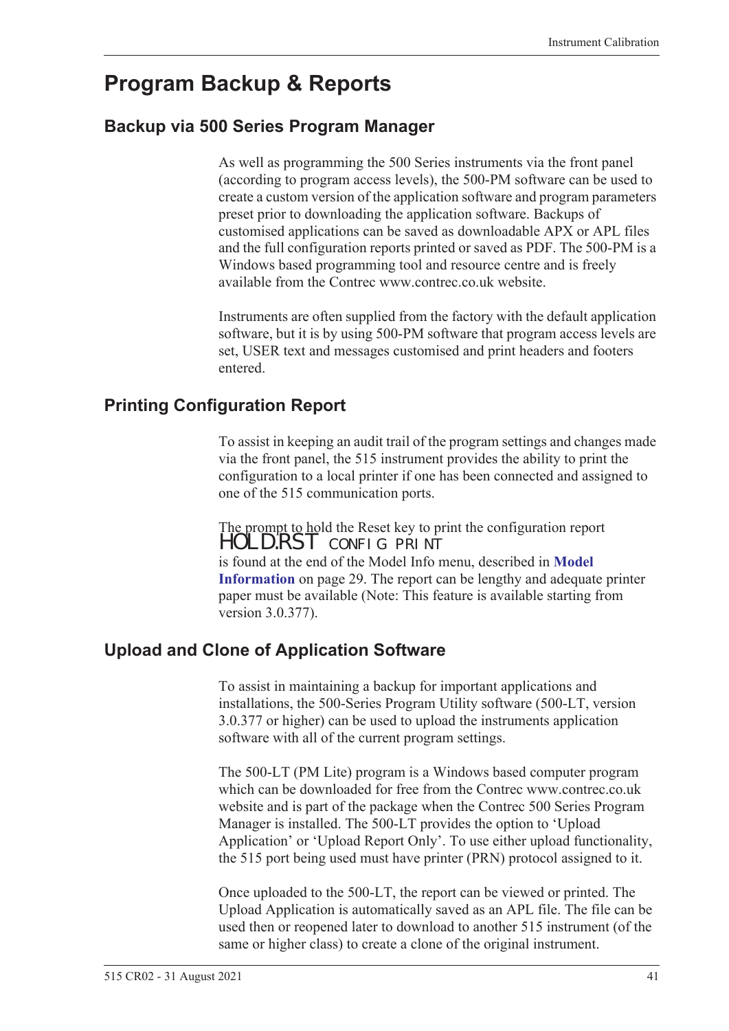# Program Backup & Reports

## Backup via 500 Series Program Manager

As well as programming the 500 Series instruments via the front panel (according to program access levels), the 500-PM software can be used to create a custom version of the application software and program parameters preset prior to downloading the application software. Backups of customised applications can be saved as downloadable APX or APL files and the full configuration reports printed or saved as PDF. The 500-PM is a Windows based programming tool and resource centre and is freely available from the Contrec www.contrec.co.uk website.

Instruments are often supplied from the factory with the default application software, but it is by using 500-PM software that program access levels are set, USER text and messages customised and print headers and footers entered.

## Printing Configuration Report

To assist in keeping an audit trail of the program settings and changes made via the front panel, the 515 instrument provides the ability to print the configuration to a local printer if one has been connected and assigned to one of the 515 communication ports.

The prompt to hold the Reset key to print the configuration report
HOLD.RST CONFIG PRINT
is found at the end of the Model Info menu, described in **Model Information** on page 29. The report can be lengthy and adequate printer paper must be available (Note: This feature is available starting from version 3.0.377).

## Upload and Clone of Application Software

To assist in maintaining a backup for important applications and installations, the 500-Series Program Utility software (500-LT, version 3.0.377 or higher) can be used to upload the instruments application software with all of the current program settings.

The 500-LT (PM Lite) program is a Windows based computer program which can be downloaded for free from the Contrec www.contrec.co.uk website and is part of the package when the Contrec 500 Series Program Manager is installed. The 500-LT provides the option to 'Upload Application' or 'Upload Report Only'. To use either upload functionality, the 515 port being used must have printer (PRN) protocol assigned to it.

Once uploaded to the 500-LT, the report can be viewed or printed. The Upload Application is automatically saved as an APL file. The file can be used then or reopened later to download to another 515 instrument (of the same or higher class) to create a clone of the original instrument.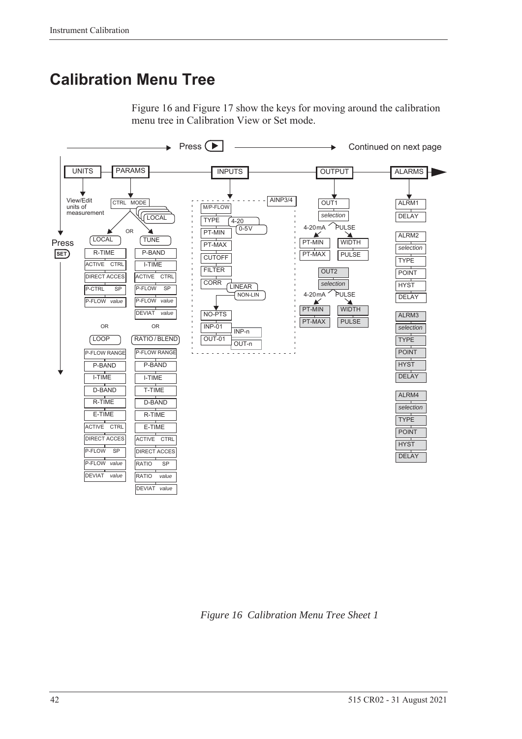# Calibration Menu Tree

Figure 16 and Figure 17 show the keys for moving around the calibration menu tree in Calibration View or Set mode.

Press ▶ — Continued on next page

UNITS — View/Edit units of measurement

PARAMS — CTRL MODE: LOCAL

- LOCAL: R-TIME, ACTIVE CTRL, DIRECT ACCES, P-CTRL SP, P-FLOW *value*
- OR TUNE: P-BAND, I-TIME, ACTIVE CTRL, P-FLOW SP, P-FLOW *value*, DEVIAT *value*
- OR LOOP: P-FLOW RANGE, P-BAND, I-TIME, D-BAND, R-TIME, E-TIME, ACTIVE CTRL, DIRECT ACCES, P-FLOW SP, P-FLOW *value*, DEVIAT *value*
- OR RATIO / BLEND: P-FLOW RANGE, P-BAND, I-TIME, T-TIME, D-BAND, R-TIME, E-TIME, ACTIVE CTRL, DIRECT ACCES, RATIO SP, RATIO *value*, DEVIAT *value*

INPUTS — AINP3/4: M/P-FLOW, TYPE (4-20, 0-5V), PT-MIN, PT-MAX, CUTOFF, FILTER, CORR (LINEAR, NON-LIN), NO-PTS, INP-01 (INP-n), OUT-01 (OUT-n)

OUTPUT — OUT1: *selection* — 4-20mA: PT-MIN, PT-MAX; PULSE: WIDTH, PULSE
OUT2: *selection* — 4-20mA: PT-MIN, PT-MAX; PULSE: WIDTH, PULSE

ALARMS — ALRM1: DELAY; ALRM2: *selection*, TYPE, POINT, HYST, DELAY; ALRM3: *selection*, TYPE, POINT, HYST, DELAY; ALRM4: *selection*, TYPE, POINT, HYST, DELAY

Press SET

*Figure 16 Calibration Menu Tree Sheet 1*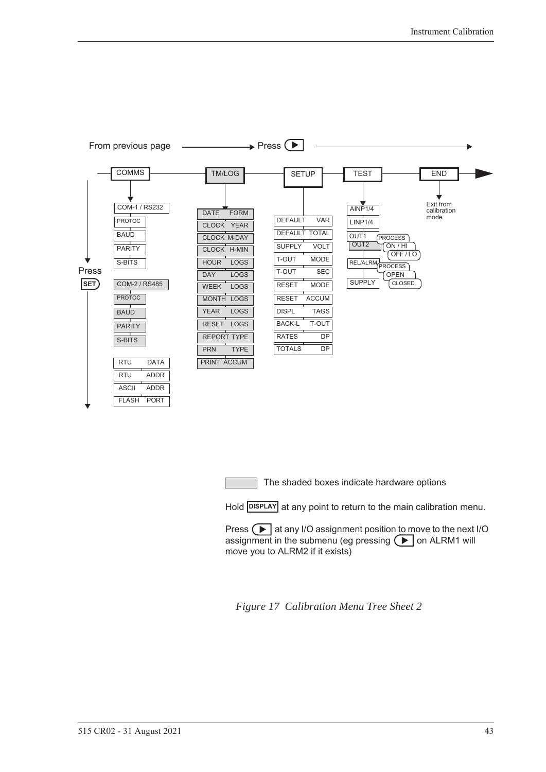From previous page → Press ▶

COMMS — TM/LOG — SETUP — TEST — END

Press SET

**COMMS**
- COM-1 / RS232
  - PROTOC
  - BAUD
  - PARITY
  - S-BITS
- COM-2 / RS485
  - PROTOC
  - BAUD
  - PARITY
  - S-BITS
- RTU DATA
- RTU ADDR
- ASCII ADDR
- FLASH PORT

**TM/LOG**
- DATE FORM
- CLOCK YEAR
- CLOCK M-DAY
- CLOCK H-MIN
- HOUR LOGS
- DAY LOGS
- WEEK LOGS
- MONTH LOGS
- YEAR LOGS
- RESET LOGS
- REPORT TYPE
- PRN TYPE
- PRINT ACCUM

**SETUP**
- DEFAULT VAR
- DEFAULT TOTAL
- SUPPLY VOLT
- T-OUT MODE
- T-OUT SEC
- RESET MODE
- RESET ACCUM
- DISPL TAGS
- BACK-L T-OUT
- RATES DP
- TOTALS DP

**TEST**
- AINP1/4
- LINP1/4
- OUT1 / OUT2
  - PROCESS
  - ON / HI
  - OFF / LO
- REL/ALRM
  - PROCESS
  - OPEN
  - CLOSED
- SUPPLY

**END**
- Exit from calibration mode

The shaded boxes indicate hardware options

Hold DISPLAY at any point to return to the main calibration menu.

Press ▶ at any I/O assignment position to move to the next I/O assignment in the submenu (eg pressing ▶ on ALRM1 will move you to ALRM2 if it exists)

*Figure 17 Calibration Menu Tree Sheet 2*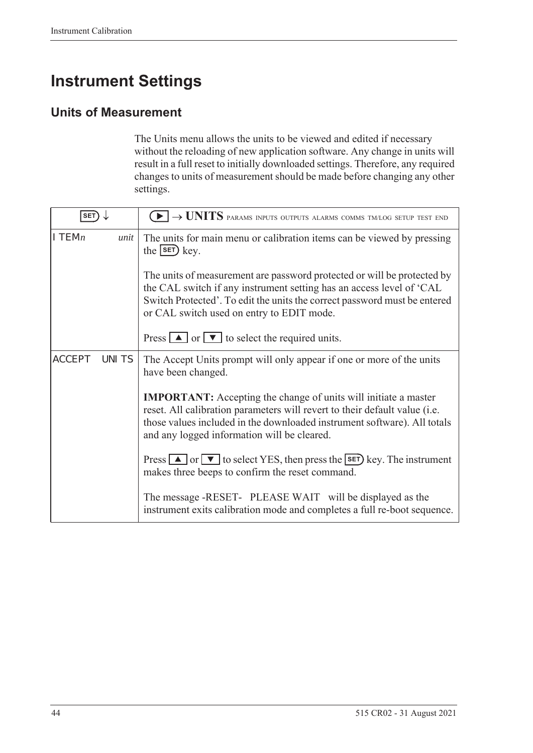# Instrument Settings

## Units of Measurement

The Units menu allows the units to be viewed and edited if necessary without the reloading of new application software. Any change in units will result in a full reset to initially downloaded settings. Therefore, any required changes to units of measurement should be made before changing any other settings.

| SET ↓ | ▶ → UNITS PARAMS INPUTS OUTPUTS ALARMS COMMS TM/LOG SETUP TEST END |
|---|---|
| ITEM*n* *unit* | The units for main menu or calibration items can be viewed by pressing the SET key.<br><br>The units of measurement are password protected or will be protected by the CAL switch if any instrument setting has an access level of 'CAL Switch Protected'. To edit the units the correct password must be entered or CAL switch used on entry to EDIT mode.<br><br>Press ▲ or ▼ to select the required units. |
| ACCEPT UNITS | The Accept Units prompt will only appear if one or more of the units have been changed.<br><br>**IMPORTANT:** Accepting the change of units will initiate a master reset. All calibration parameters will revert to their default value (i.e. those values included in the downloaded instrument software). All totals and any logged information will be cleared.<br><br>Press ▲ or ▼ to select YES, then press the SET key. The instrument makes three beeps to confirm the reset command.<br><br>The message -RESET- PLEASE WAIT will be displayed as the instrument exits calibration mode and completes a full re-boot sequence. |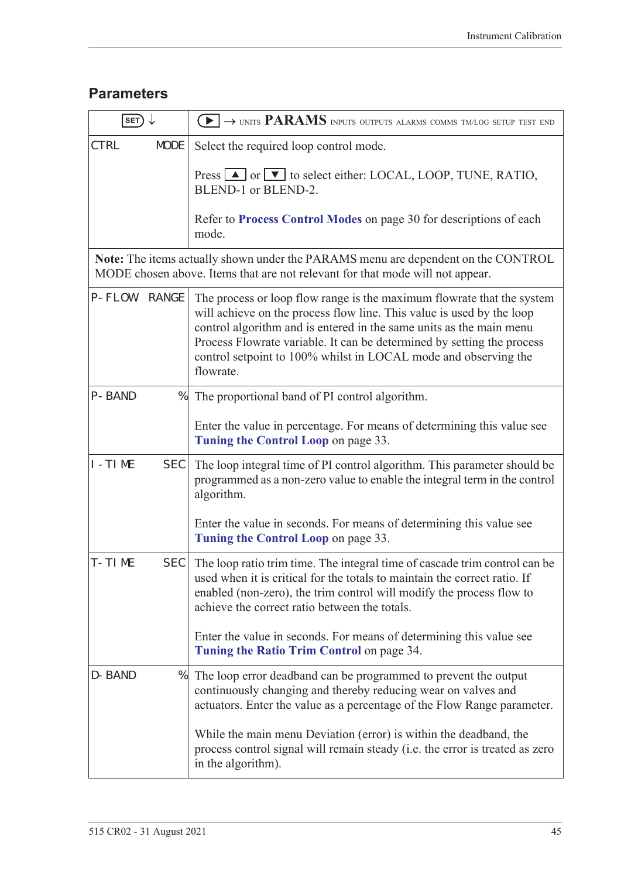## Parameters

| SET ↓ | ▶ → UNITS **PARAMS** INPUTS OUTPUTS ALARMS COMMS TM/LOG SETUP TEST END |
|---|---|
| CTRL MODE | Select the required loop control mode.<br><br>Press ▲ or ▼ to select either: LOCAL, LOOP, TUNE, RATIO, BLEND-1 or BLEND-2.<br><br>Refer to **Process Control Modes** on page 30 for descriptions of each mode. |
| **Note:** The items actually shown under the PARAMS menu are dependent on the CONTROL MODE chosen above. Items that are not relevant for that mode will not appear. | |
| P-FLOW RANGE | The process or loop flow range is the maximum flowrate that the system will achieve on the process flow line. This value is used by the loop control algorithm and is entered in the same units as the main menu Process Flowrate variable. It can be determined by setting the process control setpoint to 100% whilst in LOCAL mode and observing the flowrate. |
| P-BAND % | The proportional band of PI control algorithm.<br><br>Enter the value in percentage. For means of determining this value see **Tuning the Control Loop** on page 33. |
| I-TIME SEC | The loop integral time of PI control algorithm. This parameter should be programmed as a non-zero value to enable the integral term in the control algorithm.<br><br>Enter the value in seconds. For means of determining this value see **Tuning the Control Loop** on page 33. |
| T-TIME SEC | The loop ratio trim time. The integral time of cascade trim control can be used when it is critical for the totals to maintain the correct ratio. If enabled (non-zero), the trim control will modify the process flow to achieve the correct ratio between the totals.<br><br>Enter the value in seconds. For means of determining this value see **Tuning the Ratio Trim Control** on page 34. |
| D-BAND % | The loop error deadband can be programmed to prevent the output continuously changing and thereby reducing wear on valves and actuators. Enter the value as a percentage of the Flow Range parameter.<br><br>While the main menu Deviation (error) is within the deadband, the process control signal will remain steady (i.e. the error is treated as zero in the algorithm). |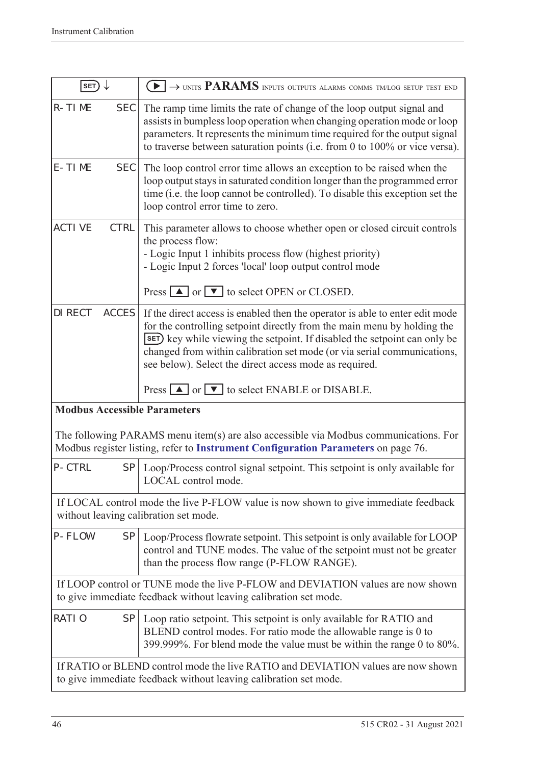| SET ↓ | ▶ → UNITS **PARAMS** INPUTS OUTPUTS ALARMS COMMS TM/LOG SETUP TEST END |
|---|---|
| R-TIME SEC | The ramp time limits the rate of change of the loop output signal and assists in bumpless loop operation when changing operation mode or loop parameters. It represents the minimum time required for the output signal to traverse between saturation points (i.e. from 0 to 100% or vice versa). |
| E-TIME SEC | The loop control error time allows an exception to be raised when the loop output stays in saturated condition longer than the programmed error time (i.e. the loop cannot be controlled). To disable this exception set the loop control error time to zero. |
| ACTIVE CTRL | This parameter allows to choose whether open or closed circuit controls the process flow:<br>- Logic Input 1 inhibits process flow (highest priority)<br>- Logic Input 2 forces 'local' loop output control mode<br><br>Press ▲ or ▼ to select OPEN or CLOSED. |
| DIRECT ACCES | If the direct access is enabled then the operator is able to enter edit mode for the controlling setpoint directly from the main menu by holding the SET key while viewing the setpoint. If disabled the setpoint can only be changed from within calibration set mode (or via serial communications, see below). Select the direct access mode as required.<br><br>Press ▲ or ▼ to select ENABLE or DISABLE. |
| **Modbus Accessible Parameters**<br><br>The following PARAMS menu item(s) are also accessible via Modbus communications. For Modbus register listing, refer to **Instrument Configuration Parameters** on page 76. | |
| P-CTRL SP | Loop/Process control signal setpoint. This setpoint is only available for LOCAL control mode. |
| If LOCAL control mode the live P-FLOW value is now shown to give immediate feedback without leaving calibration set mode. | |
| P-FLOW SP | Loop/Process flowrate setpoint. This setpoint is only available for LOOP control and TUNE modes. The value of the setpoint must not be greater than the process flow range (P-FLOW RANGE). |
| If LOOP control or TUNE mode the live P-FLOW and DEVIATION values are now shown to give immediate feedback without leaving calibration set mode. | |
| RATIO SP | Loop ratio setpoint. This setpoint is only available for RATIO and BLEND control modes. For ratio mode the allowable range is 0 to 399.999%. For blend mode the value must be within the range 0 to 80%. |
| If RATIO or BLEND control mode the live RATIO and DEVIATION values are now shown to give immediate feedback without leaving calibration set mode. | |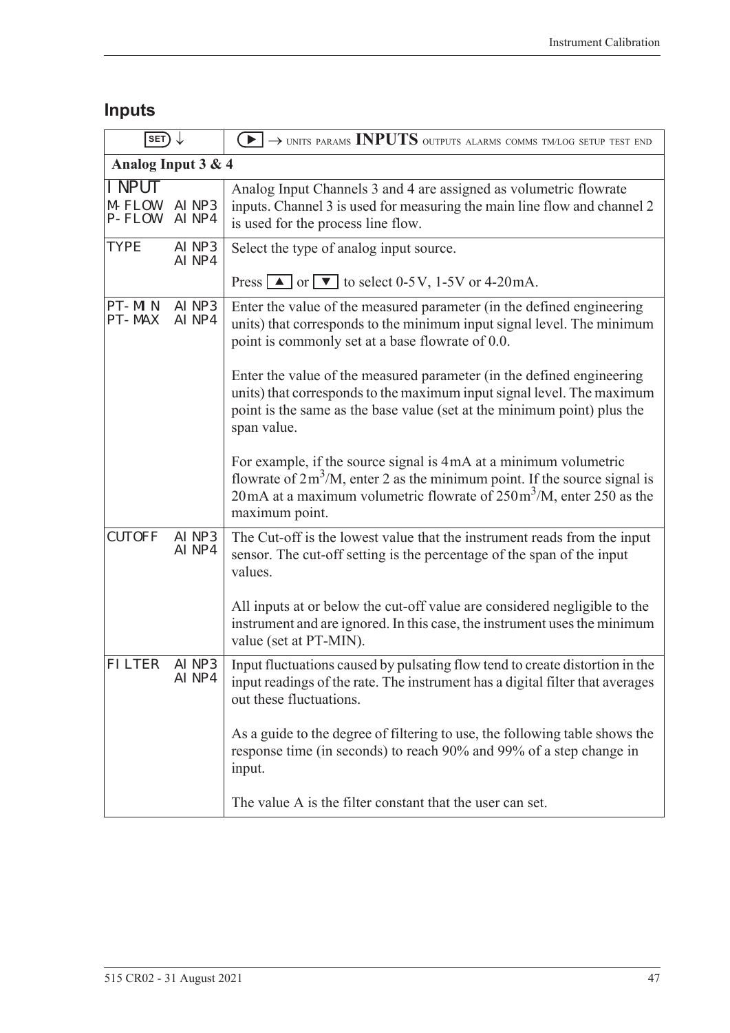## Inputs

| SET ↓ | ▶ → UNITS PARAMS **INPUTS** OUTPUTS ALARMS COMMS TM/LOG SETUP TEST END |
|---|---|
| **Analog Input 3 & 4** | |
| INPUT<br>M-FLOW AINP3<br>P-FLOW AINP4 | Analog Input Channels 3 and 4 are assigned as volumetric flowrate inputs. Channel 3 is used for measuring the main line flow and channel 2 is used for the process line flow. |
| TYPE AINP3<br>AINP4 | Select the type of analog input source.<br><br>Press ▲ or ▼ to select 0-5V, 1-5V or 4-20mA. |
| PT-MIN AINP3<br>PT-MAX AINP4 | Enter the value of the measured parameter (in the defined engineering units) that corresponds to the minimum input signal level. The minimum point is commonly set at a base flowrate of 0.0.<br><br>Enter the value of the measured parameter (in the defined engineering units) that corresponds to the maximum input signal level. The maximum point is the same as the base value (set at the minimum point) plus the span value.<br><br>For example, if the source signal is 4mA at a minimum volumetric flowrate of $2m^3$/M, enter 2 as the minimum point. If the source signal is 20mA at a maximum volumetric flowrate of $250m^3$/M, enter 250 as the maximum point. |
| CUTOFF AINP3<br>AINP4 | The Cut-off is the lowest value that the instrument reads from the input sensor. The cut-off setting is the percentage of the span of the input values.<br><br>All inputs at or below the cut-off value are considered negligible to the instrument and are ignored. In this case, the instrument uses the minimum value (set at PT-MIN). |
| FILTER AINP3<br>AINP4 | Input fluctuations caused by pulsating flow tend to create distortion in the input readings of the rate. The instrument has a digital filter that averages out these fluctuations.<br><br>As a guide to the degree of filtering to use, the following table shows the response time (in seconds) to reach 90% and 99% of a step change in input.<br><br>The value A is the filter constant that the user can set. |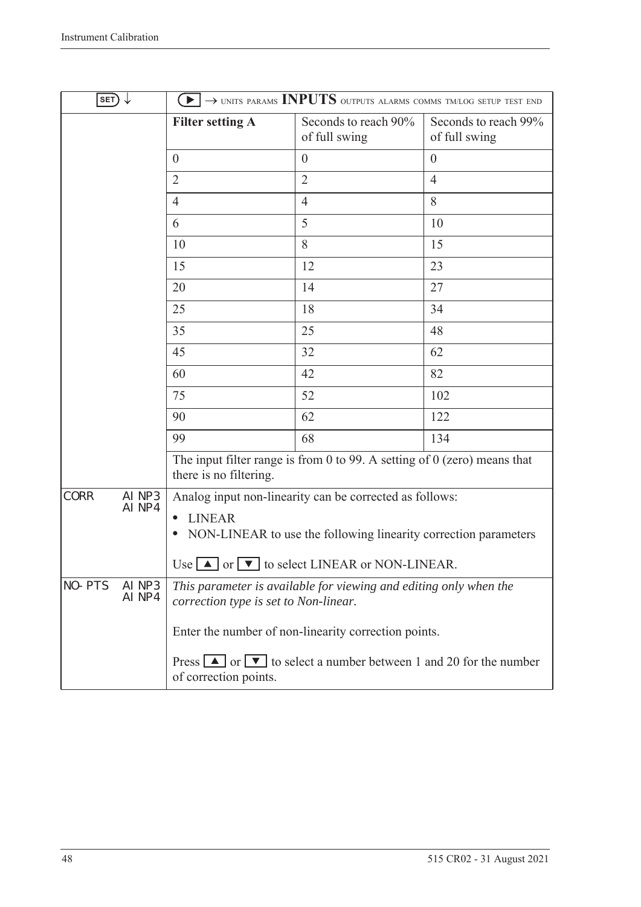| SET ↓ | ▶ → UNITS PARAMS **INPUTS** OUTPUTS ALARMS COMMS TM/LOG SETUP TEST END | | |
|---|---|---|---|
| | **Filter setting A** | Seconds to reach 90% of full swing | Seconds to reach 99% of full swing |
| | 0 | 0 | 0 |
| | 2 | 2 | 4 |
| | 4 | 4 | 8 |
| | 6 | 5 | 10 |
| | 10 | 8 | 15 |
| | 15 | 12 | 23 |
| | 20 | 14 | 27 |
| | 25 | 18 | 34 |
| | 35 | 25 | 48 |
| | 45 | 32 | 62 |
| | 60 | 42 | 82 |
| | 75 | 52 | 102 |
| | 90 | 62 | 122 |
| | 99 | 68 | 134 |
| | The input filter range is from 0 to 99. A setting of 0 (zero) means that there is no filtering. | | |
| CORR AINP3 AINP4 | Analog input non-linearity can be corrected as follows:<br>• LINEAR<br>• NON-LINEAR to use the following linearity correction parameters<br><br>Use ▲ or ▼ to select LINEAR or NON-LINEAR. | | |
| NO-PTS AINP3 AINP4 | *This parameter is available for viewing and editing only when the correction type is set to Non-linear.*<br><br>Enter the number of non-linearity correction points.<br><br>Press ▲ or ▼ to select a number between 1 and 20 for the number of correction points. | | |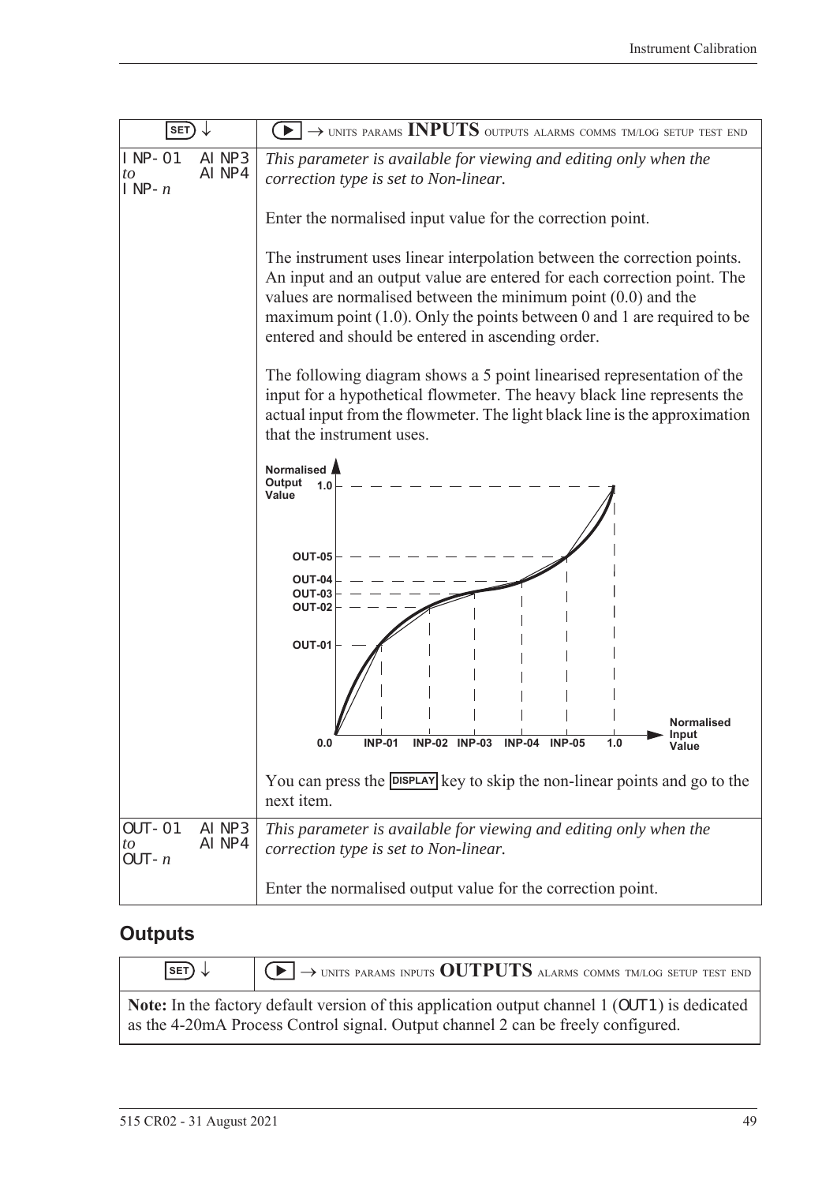| SET ↓ | ▶ → UNITS PARAMS **INPUTS** OUTPUTS ALARMS COMMS TM/LOG SETUP TEST END |
|---|---|
| INP-01 *to* INP-*n* AINP3 AINP4 | *This parameter is available for viewing and editing only when the correction type is set to Non-linear.*<br><br>Enter the normalised input value for the correction point.<br><br>The instrument uses linear interpolation between the correction points. An input and an output value are entered for each correction point. The values are normalised between the minimum point (0.0) and the maximum point (1.0). Only the points between 0 and 1 are required to be entered and should be entered in ascending order.<br><br>The following diagram shows a 5 point linearised representation of the input for a hypothetical flowmeter. The heavy black line represents the actual input from the flowmeter. The light black line is the approximation that the instrument uses.<br><br>You can press the DISPLAY key to skip the non-linear points and go to the next item. |
| OUT-01 *to* OUT-*n* AINP3 AINP4 | *This parameter is available for viewing and editing only when the correction type is set to Non-linear.*<br><br>Enter the normalised output value for the correction point. |

## Outputs

| SET ↓ | ▶ → UNITS PARAMS INPUTS **OUTPUTS** ALARMS COMMS TM/LOG SETUP TEST END |
|---|---|

**Note:** In the factory default version of this application output channel 1 (OUT1) is dedicated as the 4-20mA Process Control signal. Output channel 2 can be freely configured.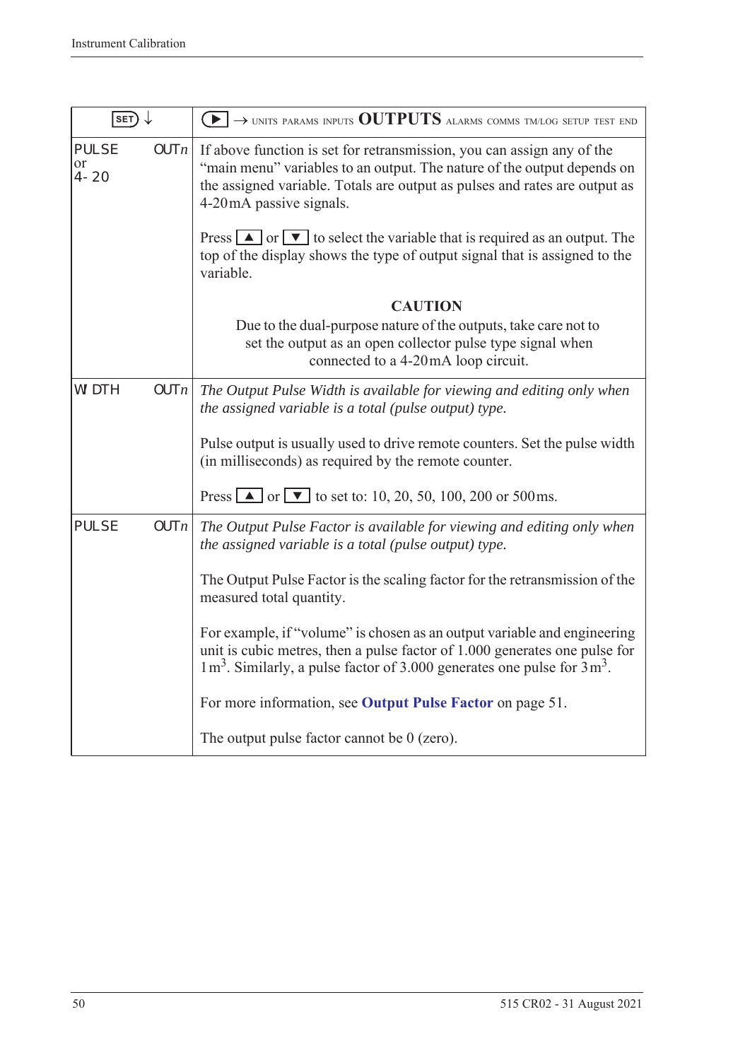| SET ↓ | ▶ → UNITS PARAMS INPUTS **OUTPUTS** ALARMS COMMS TM/LOG SETUP TEST END |
|---|---|
| PULSE or 4-20 OUT*n* | If above function is set for retransmission, you can assign any of the "main menu" variables to an output. The nature of the output depends on the assigned variable. Totals are output as pulses and rates are output as 4-20mA passive signals.<br><br>Press ▲ or ▼ to select the variable that is required as an output. The top of the display shows the type of output signal that is assigned to the variable.<br><br>**CAUTION**<br>Due to the dual-purpose nature of the outputs, take care not to set the output as an open collector pulse type signal when connected to a 4-20mA loop circuit. |
| WIDTH OUT*n* | *The Output Pulse Width is available for viewing and editing only when the assigned variable is a total (pulse output) type.*<br><br>Pulse output is usually used to drive remote counters. Set the pulse width (in milliseconds) as required by the remote counter.<br><br>Press ▲ or ▼ to set to: 10, 20, 50, 100, 200 or 500ms. |
| PULSE OUT*n* | *The Output Pulse Factor is available for viewing and editing only when the assigned variable is a total (pulse output) type.*<br><br>The Output Pulse Factor is the scaling factor for the retransmission of the measured total quantity.<br><br>For example, if "volume" is chosen as an output variable and engineering unit is cubic metres, then a pulse factor of 1.000 generates one pulse for $1\,m^3$. Similarly, a pulse factor of 3.000 generates one pulse for $3\,m^3$.<br><br>For more information, see **Output Pulse Factor** on page 51.<br><br>The output pulse factor cannot be 0 (zero). |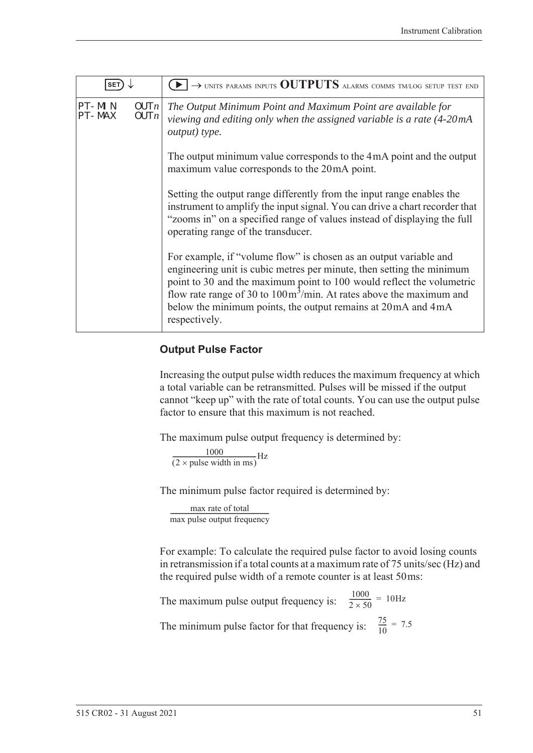| SET ↓ | ▶ → UNITS PARAMS INPUTS **OUTPUTS** ALARMS COMMS TM/LOG SETUP TEST END |
|---|---|
| PT-MIN OUT*n*<br>PT-MAX OUT*n* | *The Output Minimum Point and Maximum Point are available for viewing and editing only when the assigned variable is a rate (4-20mA output) type.*<br><br>The output minimum value corresponds to the 4mA point and the output maximum value corresponds to the 20mA point.<br><br>Setting the output range differently from the input range enables the instrument to amplify the input signal. You can drive a chart recorder that "zooms in" on a specified range of values instead of displaying the full operating range of the transducer.<br><br>For example, if "volume flow" is chosen as an output variable and engineering unit is cubic metres per minute, then setting the minimum point to 30 and the maximum point to 100 would reflect the volumetric flow rate range of 30 to $100\text{m}^3$/min. At rates above the maximum and below the minimum points, the output remains at 20mA and 4mA respectively. |

### Output Pulse Factor

Increasing the output pulse width reduces the maximum frequency at which a total variable can be retransmitted. Pulses will be missed if the output cannot "keep up" with the rate of total counts. You can use the output pulse factor to ensure that this maximum is not reached.

The maximum pulse output frequency is determined by:

$$\frac{1000}{(2 \times \text{pulse width in ms})}\text{Hz}$$

The minimum pulse factor required is determined by:

$$\frac{\text{max rate of total}}{\text{max pulse output frequency}}$$

For example: To calculate the required pulse factor to avoid losing counts in retransmission if a total counts at a maximum rate of 75 units/sec (Hz) and the required pulse width of a remote counter is at least 50ms:

The maximum pulse output frequency is: $\frac{1000}{2 \times 50} = 10\text{Hz}$

The minimum pulse factor for that frequency is: $\frac{75}{10} = 7.5$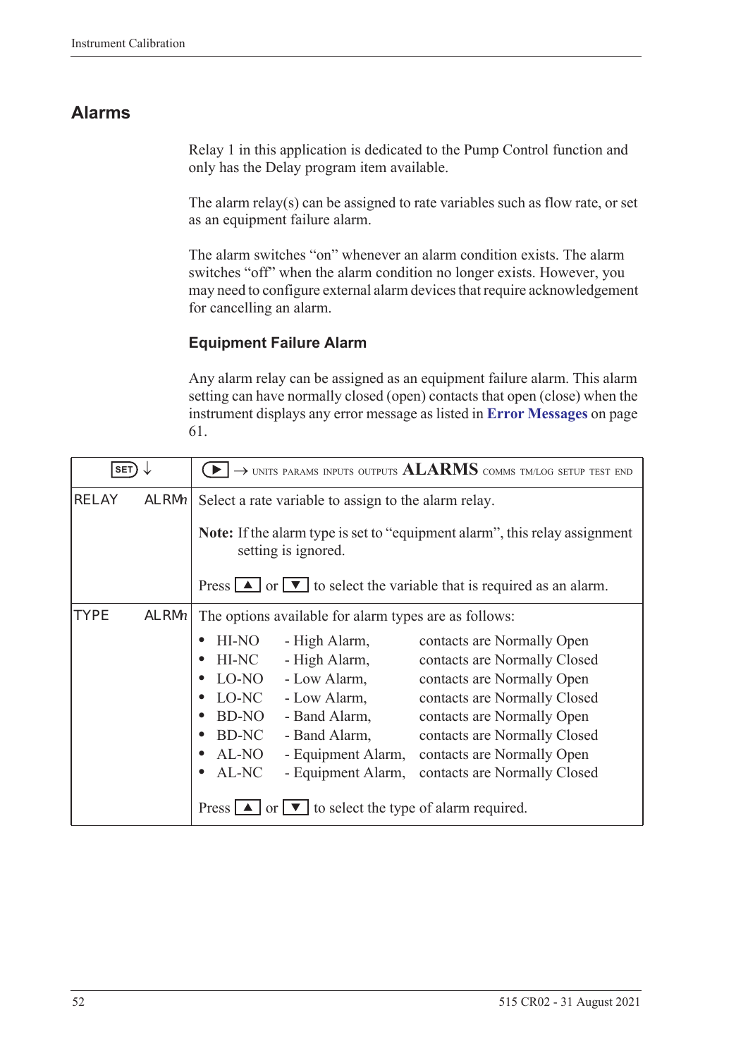## Alarms

Relay 1 in this application is dedicated to the Pump Control function and only has the Delay program item available.

The alarm relay(s) can be assigned to rate variables such as flow rate, or set as an equipment failure alarm.

The alarm switches "on" whenever an alarm condition exists. The alarm switches "off" when the alarm condition no longer exists. However, you may need to configure external alarm devices that require acknowledgement for cancelling an alarm.

### Equipment Failure Alarm

Any alarm relay can be assigned as an equipment failure alarm. This alarm setting can have normally closed (open) contacts that open (close) when the instrument displays any error message as listed in **Error Messages** on page 61.

| SET ↓ | ▶ → UNITS PARAMS INPUTS OUTPUTS **ALARMS** COMMS TM/LOG SETUP TEST END |
|---|---|
| RELAY ALRMn | Select a rate variable to assign to the alarm relay.<br><br>**Note:** If the alarm type is set to "equipment alarm", this relay assignment setting is ignored.<br><br>Press ▲ or ▼ to select the variable that is required as an alarm. |
| TYPE ALRMn | The options available for alarm types are as follows:<br><br>• HI-NO - High Alarm, contacts are Normally Open<br>• HI-NC - High Alarm, contacts are Normally Closed<br>• LO-NO - Low Alarm, contacts are Normally Open<br>• LO-NC - Low Alarm, contacts are Normally Closed<br>• BD-NO - Band Alarm, contacts are Normally Open<br>• BD-NC - Band Alarm, contacts are Normally Closed<br>• AL-NO - Equipment Alarm, contacts are Normally Open<br>• AL-NC - Equipment Alarm, contacts are Normally Closed<br><br>Press ▲ or ▼ to select the type of alarm required. |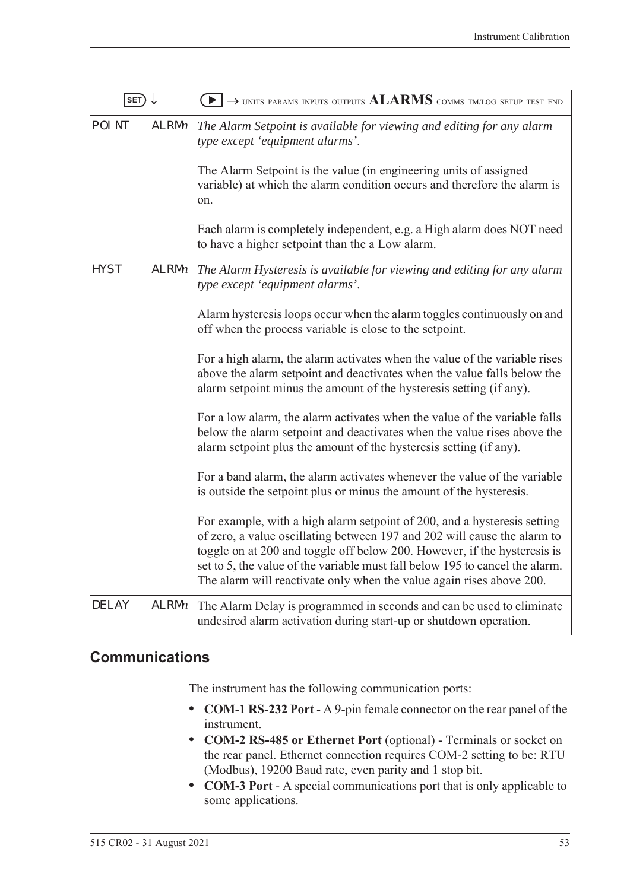| SET ↓ | | ▶ → UNITS PARAMS INPUTS OUTPUTS **ALARMS** COMMS TM/LOG SETUP TEST END |
|---|---|---|
| POINT | ALRM*n* | *The Alarm Setpoint is available for viewing and editing for any alarm type except 'equipment alarms'.*<br><br>The Alarm Setpoint is the value (in engineering units of assigned variable) at which the alarm condition occurs and therefore the alarm is on.<br><br>Each alarm is completely independent, e.g. a High alarm does NOT need to have a higher setpoint than the a Low alarm. |
| HYST | ALRM*n* | *The Alarm Hysteresis is available for viewing and editing for any alarm type except 'equipment alarms'.*<br><br>Alarm hysteresis loops occur when the alarm toggles continuously on and off when the process variable is close to the setpoint.<br><br>For a high alarm, the alarm activates when the value of the variable rises above the alarm setpoint and deactivates when the value falls below the alarm setpoint minus the amount of the hysteresis setting (if any).<br><br>For a low alarm, the alarm activates when the value of the variable falls below the alarm setpoint and deactivates when the value rises above the alarm setpoint plus the amount of the hysteresis setting (if any).<br><br>For a band alarm, the alarm activates whenever the value of the variable is outside the setpoint plus or minus the amount of the hysteresis.<br><br>For example, with a high alarm setpoint of 200, and a hysteresis setting of zero, a value oscillating between 197 and 202 will cause the alarm to toggle on at 200 and toggle off below 200. However, if the hysteresis is set to 5, the value of the variable must fall below 195 to cancel the alarm. The alarm will reactivate only when the value again rises above 200. |
| DELAY | ALRM*n* | The Alarm Delay is programmed in seconds and can be used to eliminate undesired alarm activation during start-up or shutdown operation. |

## Communications

The instrument has the following communication ports:

- **COM-1 RS-232 Port** - A 9-pin female connector on the rear panel of the instrument.
- **COM-2 RS-485 or Ethernet Port** (optional) - Terminals or socket on the rear panel. Ethernet connection requires COM-2 setting to be: RTU (Modbus), 19200 Baud rate, even parity and 1 stop bit.
- **COM-3 Port** - A special communications port that is only applicable to some applications.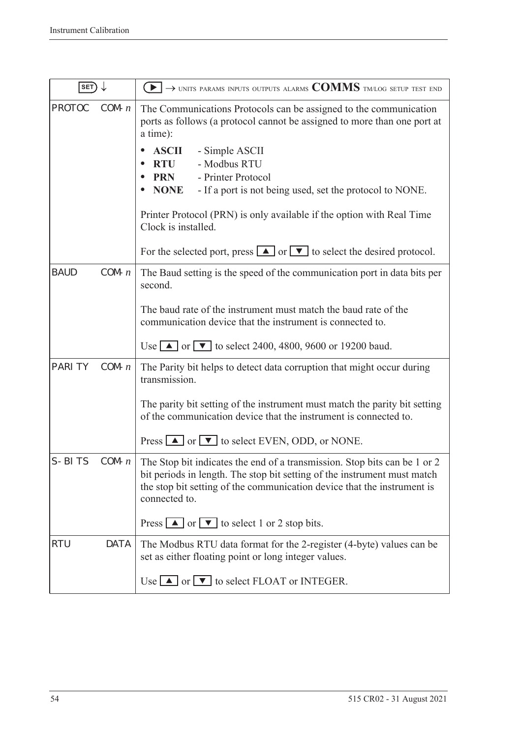| SET ↓ | | ▶ → UNITS PARAMS INPUTS OUTPUTS ALARMS **COMMS** TM/LOG SETUP TEST END |
|---|---|---|
| PROTOC | COM-*n* | The Communications Protocols can be assigned to the communication ports as follows (a protocol cannot be assigned to more than one port at a time):<br>• **ASCII** - Simple ASCII<br>• **RTU** - Modbus RTU<br>• **PRN** - Printer Protocol<br>• **NONE** - If a port is not being used, set the protocol to NONE.<br><br>Printer Protocol (PRN) is only available if the option with Real Time Clock is installed.<br><br>For the selected port, press ▲ or ▼ to select the desired protocol. |
| BAUD | COM-*n* | The Baud setting is the speed of the communication port in data bits per second.<br><br>The baud rate of the instrument must match the baud rate of the communication device that the instrument is connected to.<br><br>Use ▲ or ▼ to select 2400, 4800, 9600 or 19200 baud. |
| PARITY | COM-*n* | The Parity bit helps to detect data corruption that might occur during transmission.<br><br>The parity bit setting of the instrument must match the parity bit setting of the communication device that the instrument is connected to.<br><br>Press ▲ or ▼ to select EVEN, ODD, or NONE. |
| S-BITS | COM-*n* | The Stop bit indicates the end of a transmission. Stop bits can be 1 or 2 bit periods in length. The stop bit setting of the instrument must match the stop bit setting of the communication device that the instrument is connected to.<br><br>Press ▲ or ▼ to select 1 or 2 stop bits. |
| RTU | DATA | The Modbus RTU data format for the 2-register (4-byte) values can be set as either floating point or long integer values.<br><br>Use ▲ or ▼ to select FLOAT or INTEGER. |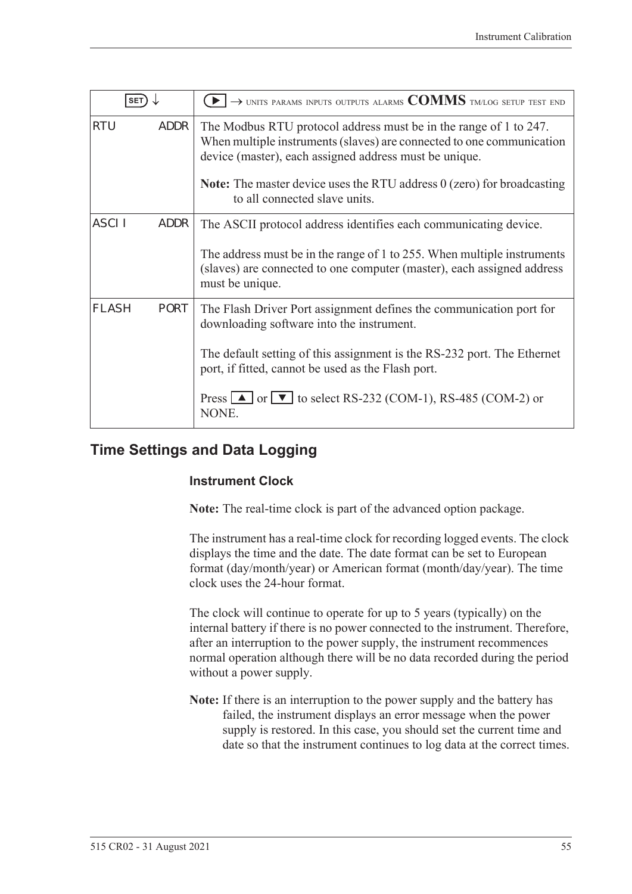| SET ↓ | ▶ → UNITS PARAMS INPUTS OUTPUTS ALARMS **COMMS** TM/LOG SETUP TEST END |
| --- | --- |
| RTU ADDR | The Modbus RTU protocol address must be in the range of 1 to 247. When multiple instruments (slaves) are connected to one communication device (master), each assigned address must be unique.<br><br>**Note:** The master device uses the RTU address 0 (zero) for broadcasting to all connected slave units. |
| ASCII ADDR | The ASCII protocol address identifies each communicating device.<br><br>The address must be in the range of 1 to 255. When multiple instruments (slaves) are connected to one computer (master), each assigned address must be unique. |
| FLASH PORT | The Flash Driver Port assignment defines the communication port for downloading software into the instrument.<br><br>The default setting of this assignment is the RS-232 port. The Ethernet port, if fitted, cannot be used as the Flash port.<br><br>Press ▲ or ▼ to select RS-232 (COM-1), RS-485 (COM-2) or NONE. |

## Time Settings and Data Logging

### Instrument Clock

**Note:** The real-time clock is part of the advanced option package.

The instrument has a real-time clock for recording logged events. The clock displays the time and the date. The date format can be set to European format (day/month/year) or American format (month/day/year). The time clock uses the 24-hour format.

The clock will continue to operate for up to 5 years (typically) on the internal battery if there is no power connected to the instrument. Therefore, after an interruption to the power supply, the instrument recommences normal operation although there will be no data recorded during the period without a power supply.

**Note:** If there is an interruption to the power supply and the battery has failed, the instrument displays an error message when the power supply is restored. In this case, you should set the current time and date so that the instrument continues to log data at the correct times.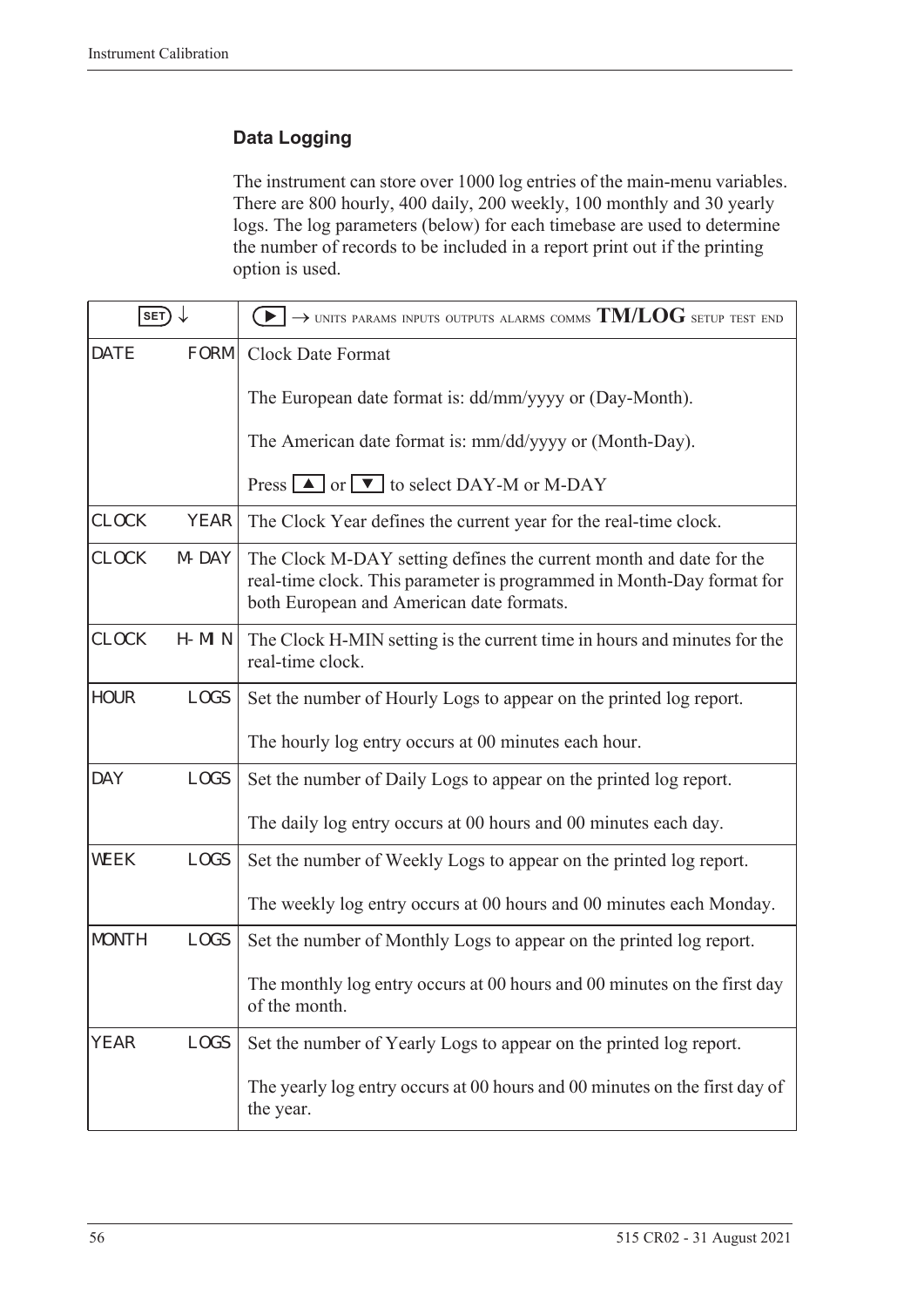## Data Logging

The instrument can store over 1000 log entries of the main-menu variables. There are 800 hourly, 400 daily, 200 weekly, 100 monthly and 30 yearly logs. The log parameters (below) for each timebase are used to determine the number of records to be included in a report print out if the printing option is used.

| SET ↓ | ▶ → UNITS PARAMS INPUTS OUTPUTS ALARMS COMMS **TM/LOG** SETUP TEST END |
|---|---|
| DATE FORM | Clock Date Format<br><br>The European date format is: dd/mm/yyyy or (Day-Month).<br><br>The American date format is: mm/dd/yyyy or (Month-Day).<br><br>Press ▲ or ▼ to select DAY-M or M-DAY |
| CLOCK YEAR | The Clock Year defines the current year for the real-time clock. |
| CLOCK M-DAY | The Clock M-DAY setting defines the current month and date for the real-time clock. This parameter is programmed in Month-Day format for both European and American date formats. |
| CLOCK H-MIN | The Clock H-MIN setting is the current time in hours and minutes for the real-time clock. |
| HOUR LOGS | Set the number of Hourly Logs to appear on the printed log report.<br><br>The hourly log entry occurs at 00 minutes each hour. |
| DAY LOGS | Set the number of Daily Logs to appear on the printed log report.<br><br>The daily log entry occurs at 00 hours and 00 minutes each day. |
| WEEK LOGS | Set the number of Weekly Logs to appear on the printed log report.<br><br>The weekly log entry occurs at 00 hours and 00 minutes each Monday. |
| MONTH LOGS | Set the number of Monthly Logs to appear on the printed log report.<br><br>The monthly log entry occurs at 00 hours and 00 minutes on the first day of the month. |
| YEAR LOGS | Set the number of Yearly Logs to appear on the printed log report.<br><br>The yearly log entry occurs at 00 hours and 00 minutes on the first day of the year. |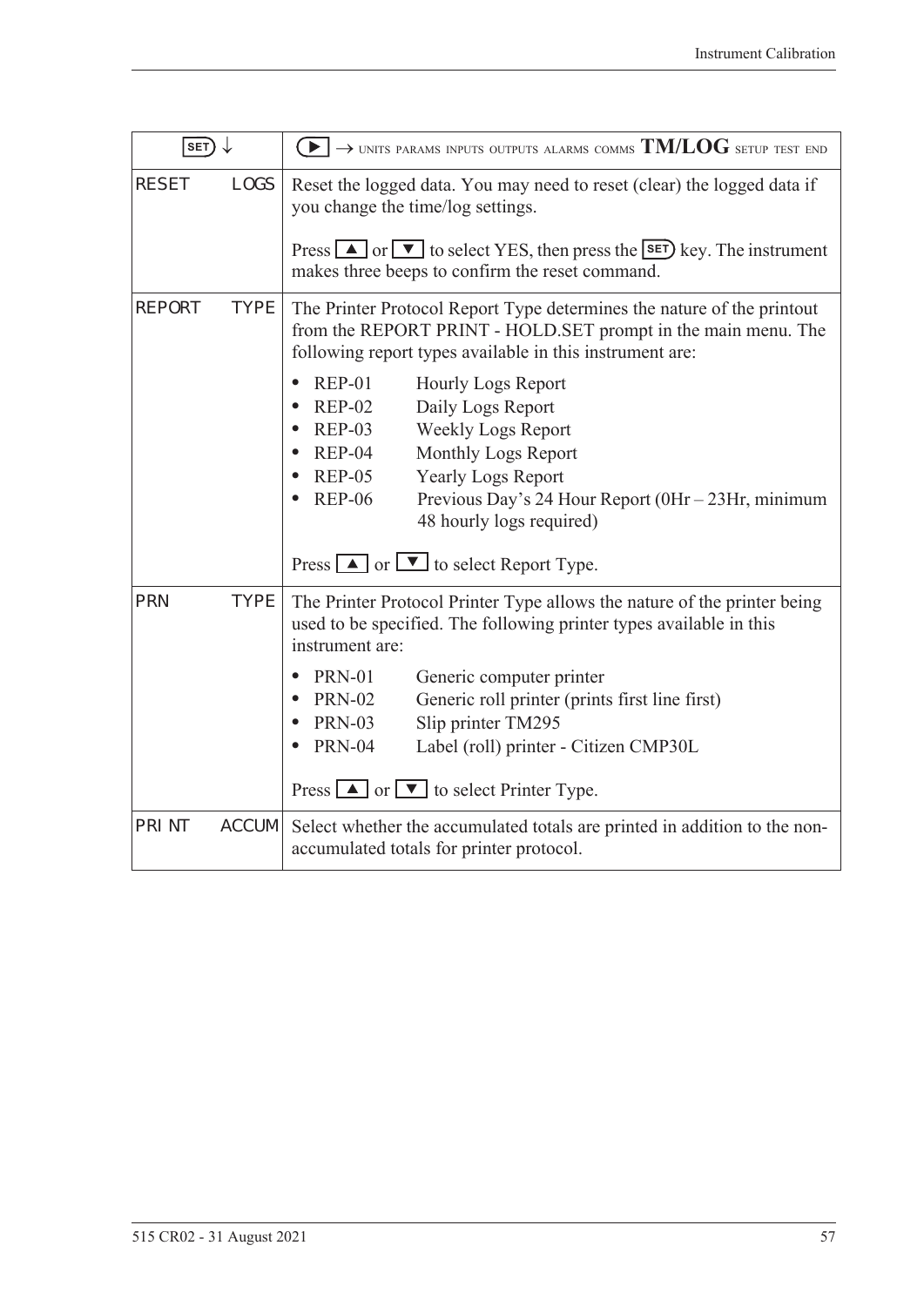| SET ↓ | ▶ → UNITS PARAMS INPUTS OUTPUTS ALARMS COMMS **TM/LOG** SETUP TEST END |
|---|---|
| RESET LOGS | Reset the logged data. You may need to reset (clear) the logged data if you change the time/log settings.<br><br>Press ▲ or ▼ to select YES, then press the SET key. The instrument makes three beeps to confirm the reset command. |
| REPORT TYPE | The Printer Protocol Report Type determines the nature of the printout from the REPORT PRINT - HOLD.SET prompt in the main menu. The following report types available in this instrument are:<br><br>• REP-01 Hourly Logs Report<br>• REP-02 Daily Logs Report<br>• REP-03 Weekly Logs Report<br>• REP-04 Monthly Logs Report<br>• REP-05 Yearly Logs Report<br>• REP-06 Previous Day's 24 Hour Report (0Hr – 23Hr, minimum 48 hourly logs required)<br><br>Press ▲ or ▼ to select Report Type. |
| PRN TYPE | The Printer Protocol Printer Type allows the nature of the printer being used to be specified. The following printer types available in this instrument are:<br><br>• PRN-01 Generic computer printer<br>• PRN-02 Generic roll printer (prints first line first)<br>• PRN-03 Slip printer TM295<br>• PRN-04 Label (roll) printer - Citizen CMP30L<br><br>Press ▲ or ▼ to select Printer Type. |
| PRINT ACCUM | Select whether the accumulated totals are printed in addition to the non-accumulated totals for printer protocol. |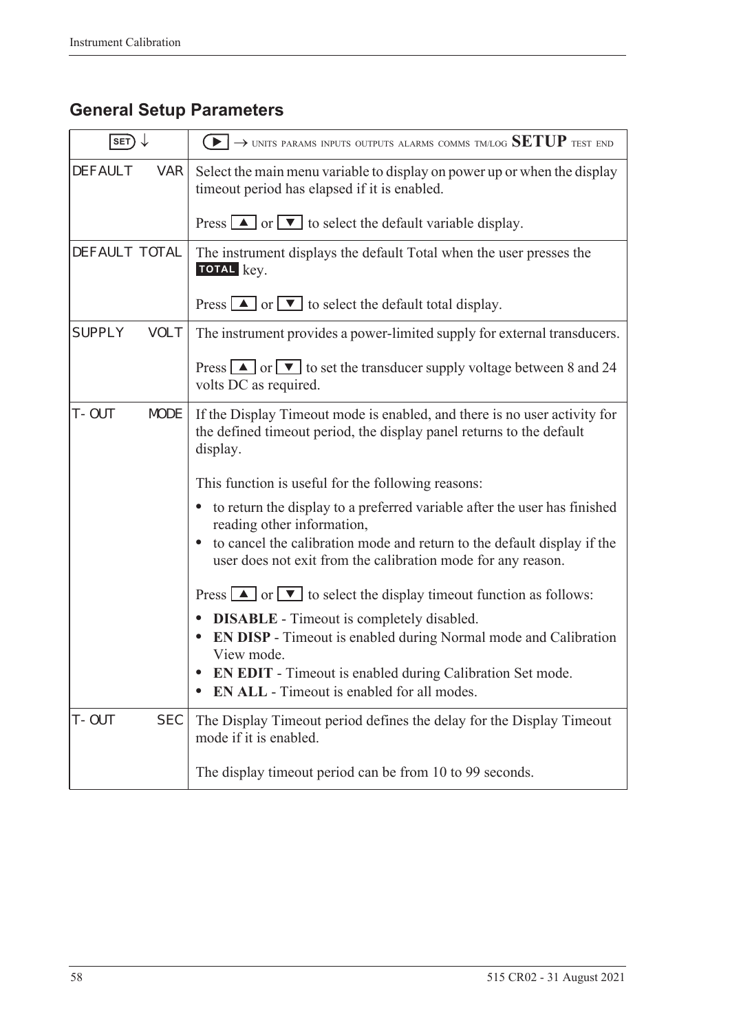## General Setup Parameters

| SET ↓ | ▶ → UNITS PARAMS INPUTS OUTPUTS ALARMS COMMS TM/LOG **SETUP** TEST END |
|---|---|
| DEFAULT VAR | Select the main menu variable to display on power up or when the display timeout period has elapsed if it is enabled.<br><br>Press ▲ or ▼ to select the default variable display. |
| DEFAULT TOTAL | The instrument displays the default Total when the user presses the **TOTAL** key.<br><br>Press ▲ or ▼ to select the default total display. |
| SUPPLY VOLT | The instrument provides a power-limited supply for external transducers.<br><br>Press ▲ or ▼ to set the transducer supply voltage between 8 and 24 volts DC as required. |
| T-OUT MODE | If the Display Timeout mode is enabled, and there is no user activity for the defined timeout period, the display panel returns to the default display.<br><br>This function is useful for the following reasons:<br>• to return the display to a preferred variable after the user has finished reading other information,<br>• to cancel the calibration mode and return to the default display if the user does not exit from the calibration mode for any reason.<br><br>Press ▲ or ▼ to select the display timeout function as follows:<br>• **DISABLE** - Timeout is completely disabled.<br>• **EN DISP** - Timeout is enabled during Normal mode and Calibration View mode.<br>• **EN EDIT** - Timeout is enabled during Calibration Set mode.<br>• **EN ALL** - Timeout is enabled for all modes. |
| T-OUT SEC | The Display Timeout period defines the delay for the Display Timeout mode if it is enabled.<br><br>The display timeout period can be from 10 to 99 seconds. |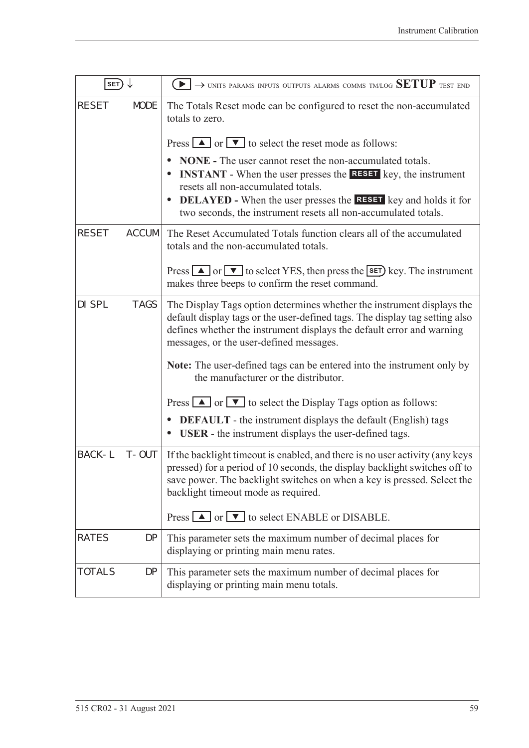| SET ↓ | ▶ → UNITS PARAMS INPUTS OUTPUTS ALARMS COMMS TM/LOG **SETUP** TEST END |
|---|---|
| RESET MODE | The Totals Reset mode can be configured to reset the non-accumulated totals to zero.<br><br>Press ▲ or ▼ to select the reset mode as follows:<br>• **NONE -** The user cannot reset the non-accumulated totals.<br>• **INSTANT** - When the user presses the RESET key, the instrument resets all non-accumulated totals.<br>• **DELAYED -** When the user presses the RESET key and holds it for two seconds, the instrument resets all non-accumulated totals. |
| RESET ACCUM | The Reset Accumulated Totals function clears all of the accumulated totals and the non-accumulated totals.<br><br>Press ▲ or ▼ to select YES, then press the SET key. The instrument makes three beeps to confirm the reset command. |
| DISPL TAGS | The Display Tags option determines whether the instrument displays the default display tags or the user-defined tags. The display tag setting also defines whether the instrument displays the default error and warning messages, or the user-defined messages.<br><br>**Note:** The user-defined tags can be entered into the instrument only by the manufacturer or the distributor.<br><br>Press ▲ or ▼ to select the Display Tags option as follows:<br>• **DEFAULT** - the instrument displays the default (English) tags<br>• **USER** - the instrument displays the user-defined tags. |
| BACK-L T-OUT | If the backlight timeout is enabled, and there is no user activity (any keys pressed) for a period of 10 seconds, the display backlight switches off to save power. The backlight switches on when a key is pressed. Select the backlight timeout mode as required.<br><br>Press ▲ or ▼ to select ENABLE or DISABLE. |
| RATES DP | This parameter sets the maximum number of decimal places for displaying or printing main menu rates. |
| TOTALS DP | This parameter sets the maximum number of decimal places for displaying or printing main menu totals. |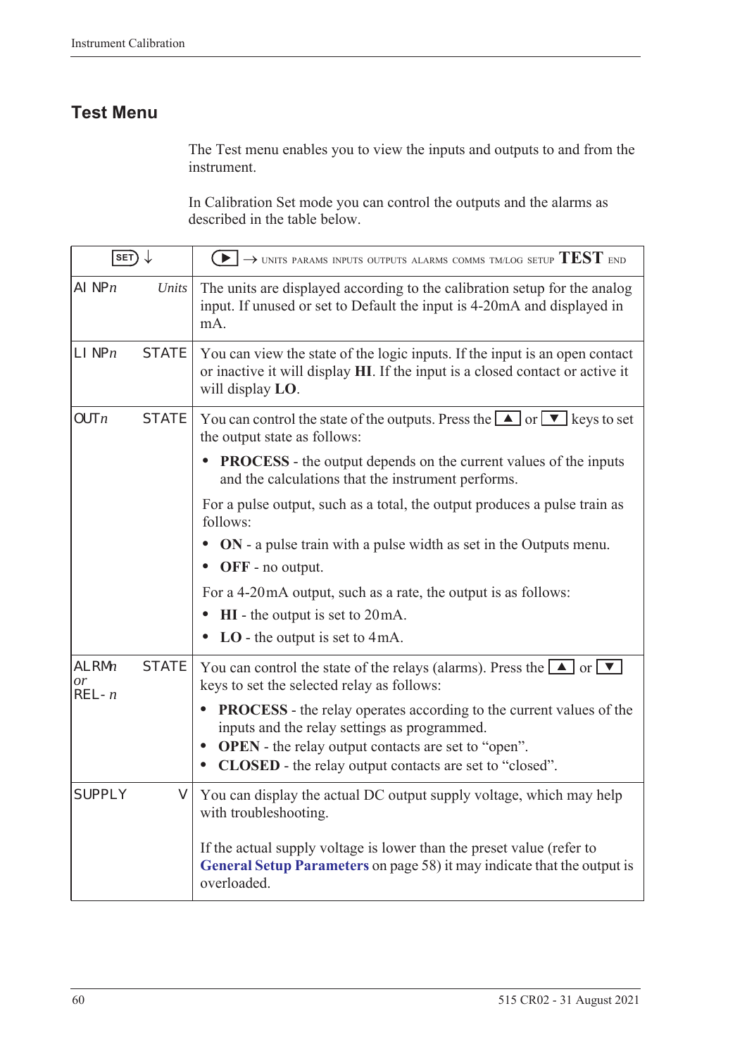## Test Menu

The Test menu enables you to view the inputs and outputs to and from the instrument.

In Calibration Set mode you can control the outputs and the alarms as described in the table below.

| SET ↓ | | ▶ → UNITS PARAMS INPUTS OUTPUTS ALARMS COMMS TM/LOG SETUP **TEST** END |
|---|---|---|
| AINP*n* | *Units* | The units are displayed according to the calibration setup for the analog input. If unused or set to Default the input is 4-20mA and displayed in mA. |
| LINP*n* | STATE | You can view the state of the logic inputs. If the input is an open contact or inactive it will display **HI**. If the input is a closed contact or active it will display **LO**. |
| OUT*n* | STATE | You can control the state of the outputs. Press the ▲ or ▼ keys to set the output state as follows:<br>• **PROCESS** - the output depends on the current values of the inputs and the calculations that the instrument performs.<br>For a pulse output, such as a total, the output produces a pulse train as follows:<br>• **ON** - a pulse train with a pulse width as set in the Outputs menu.<br>• **OFF** - no output.<br>For a 4-20mA output, such as a rate, the output is as follows:<br>• **HI** - the output is set to 20mA.<br>• **LO** - the output is set to 4mA. |
| ALRM*n* *or* REL-*n* | STATE | You can control the state of the relays (alarms). Press the ▲ or ▼ keys to set the selected relay as follows:<br>• **PROCESS** - the relay operates according to the current values of the inputs and the relay settings as programmed.<br>• **OPEN** - the relay output contacts are set to “open”.<br>• **CLOSED** - the relay output contacts are set to “closed”. |
| SUPPLY | V | You can display the actual DC output supply voltage, which may help with troubleshooting.<br><br>If the actual supply voltage is lower than the preset value (refer to **General Setup Parameters** on page 58) it may indicate that the output is overloaded. |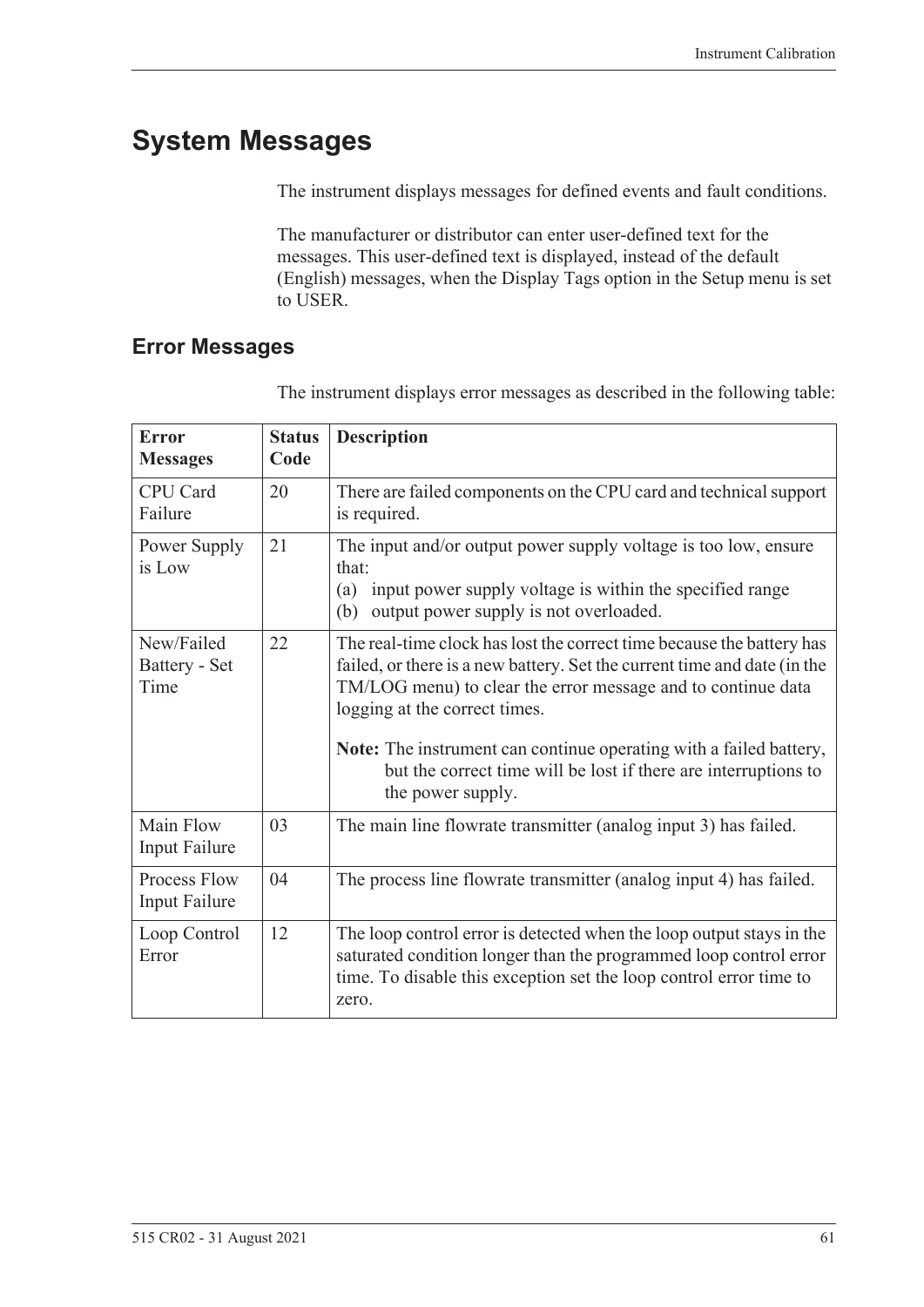# System Messages

The instrument displays messages for defined events and fault conditions.

The manufacturer or distributor can enter user-defined text for the messages. This user-defined text is displayed, instead of the default (English) messages, when the Display Tags option in the Setup menu is set to USER.

## Error Messages

The instrument displays error messages as described in the following table:

| Error Messages | Status Code | Description |
|---|---|---|
| CPU Card Failure | 20 | There are failed components on the CPU card and technical support is required. |
| Power Supply is Low | 21 | The input and/or output power supply voltage is too low, ensure that:<br>(a) input power supply voltage is within the specified range<br>(b) output power supply is not overloaded. |
| New/Failed Battery - Set Time | 22 | The real-time clock has lost the correct time because the battery has failed, or there is a new battery. Set the current time and date (in the TM/LOG menu) to clear the error message and to continue data logging at the correct times.<br><br>**Note:** The instrument can continue operating with a failed battery, but the correct time will be lost if there are interruptions to the power supply. |
| Main Flow Input Failure | 03 | The main line flowrate transmitter (analog input 3) has failed. |
| Process Flow Input Failure | 04 | The process line flowrate transmitter (analog input 4) has failed. |
| Loop Control Error | 12 | The loop control error is detected when the loop output stays in the saturated condition longer than the programmed loop control error time. To disable this exception set the loop control error time to zero. |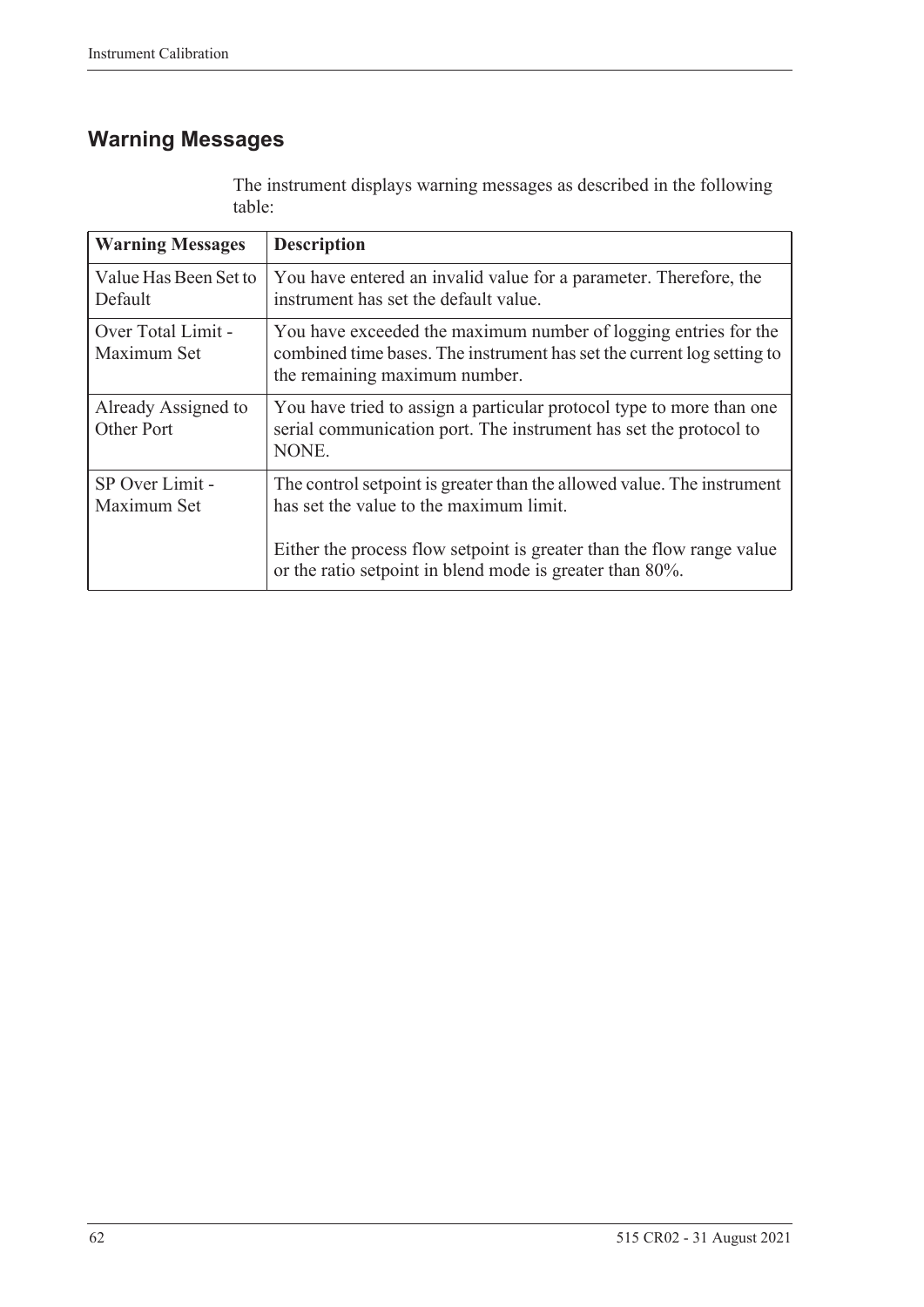## Warning Messages

The instrument displays warning messages as described in the following table:

| Warning Messages | Description |
|---|---|
| Value Has Been Set to Default | You have entered an invalid value for a parameter. Therefore, the instrument has set the default value. |
| Over Total Limit - Maximum Set | You have exceeded the maximum number of logging entries for the combined time bases. The instrument has set the current log setting to the remaining maximum number. |
| Already Assigned to Other Port | You have tried to assign a particular protocol type to more than one serial communication port. The instrument has set the protocol to NONE. |
| SP Over Limit - Maximum Set | The control setpoint is greater than the allowed value. The instrument has set the value to the maximum limit.<br><br>Either the process flow setpoint is greater than the flow range value or the ratio setpoint in blend mode is greater than 80%. |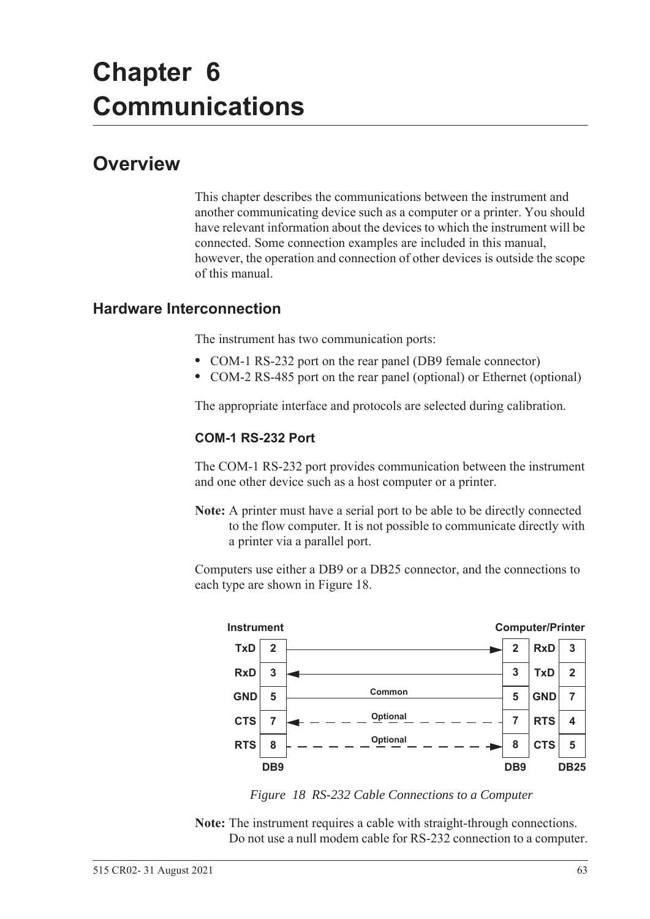# Chapter 6 Communications

## Overview

This chapter describes the communications between the instrument and another communicating device such as a computer or a printer. You should have relevant information about the devices to which the instrument will be connected. Some connection examples are included in this manual, however, the operation and connection of other devices is outside the scope of this manual.

### Hardware Interconnection

The instrument has two communication ports:

- COM-1 RS-232 port on the rear panel (DB9 female connector)
- COM-2 RS-485 port on the rear panel (optional) or Ethernet (optional)

The appropriate interface and protocols are selected during calibration.

#### COM-1 RS-232 Port

The COM-1 RS-232 port provides communication between the instrument and one other device such as a host computer or a printer.

**Note:** A printer must have a serial port to be able to be directly connected to the flow computer. It is not possible to communicate directly with a printer via a parallel port.

Computers use either a DB9 or a DB25 connector, and the connections to each type are shown in Figure 18.

| Instrument | DB9 | | Computer/Printer DB9 | | DB25 |
|---|---|---|---|---|---|
| TxD | 2 | → | 2 | RxD | 3 |
| RxD | 3 | ← | 3 | TxD | 2 |
| GND | 5 | Common | 5 | GND | 7 |
| CTS | 7 | ← Optional | 7 | RTS | 4 |
| RTS | 8 | Optional → | 8 | CTS | 5 |

*Figure 18 RS-232 Cable Connections to a Computer*

**Note:** The instrument requires a cable with straight-through connections. Do not use a null modem cable for RS-232 connection to a computer.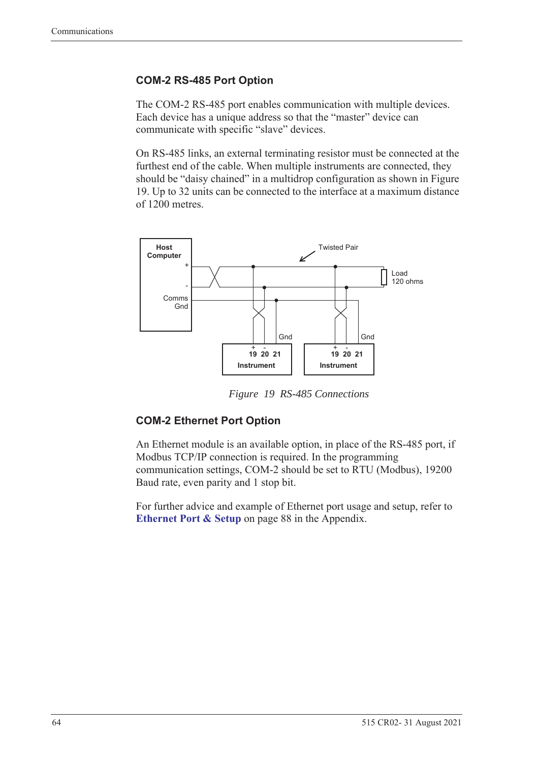## COM-2 RS-485 Port Option

The COM-2 RS-485 port enables communication with multiple devices. Each device has a unique address so that the "master" device can communicate with specific "slave" devices.

On RS-485 links, an external terminating resistor must be connected at the furthest end of the cable. When multiple instruments are connected, they should be "daisy chained" in a multidrop configuration as shown in Figure 19. Up to 32 units can be connected to the interface at a maximum distance of 1200 metres.

*Figure 19 RS-485 Connections*

## COM-2 Ethernet Port Option

An Ethernet module is an available option, in place of the RS-485 port, if Modbus TCP/IP connection is required. In the programming communication settings, COM-2 should be set to RTU (Modbus), 19200 Baud rate, even parity and 1 stop bit.

For further advice and example of Ethernet port usage and setup, refer to **Ethernet Port & Setup** on page 88 in the Appendix.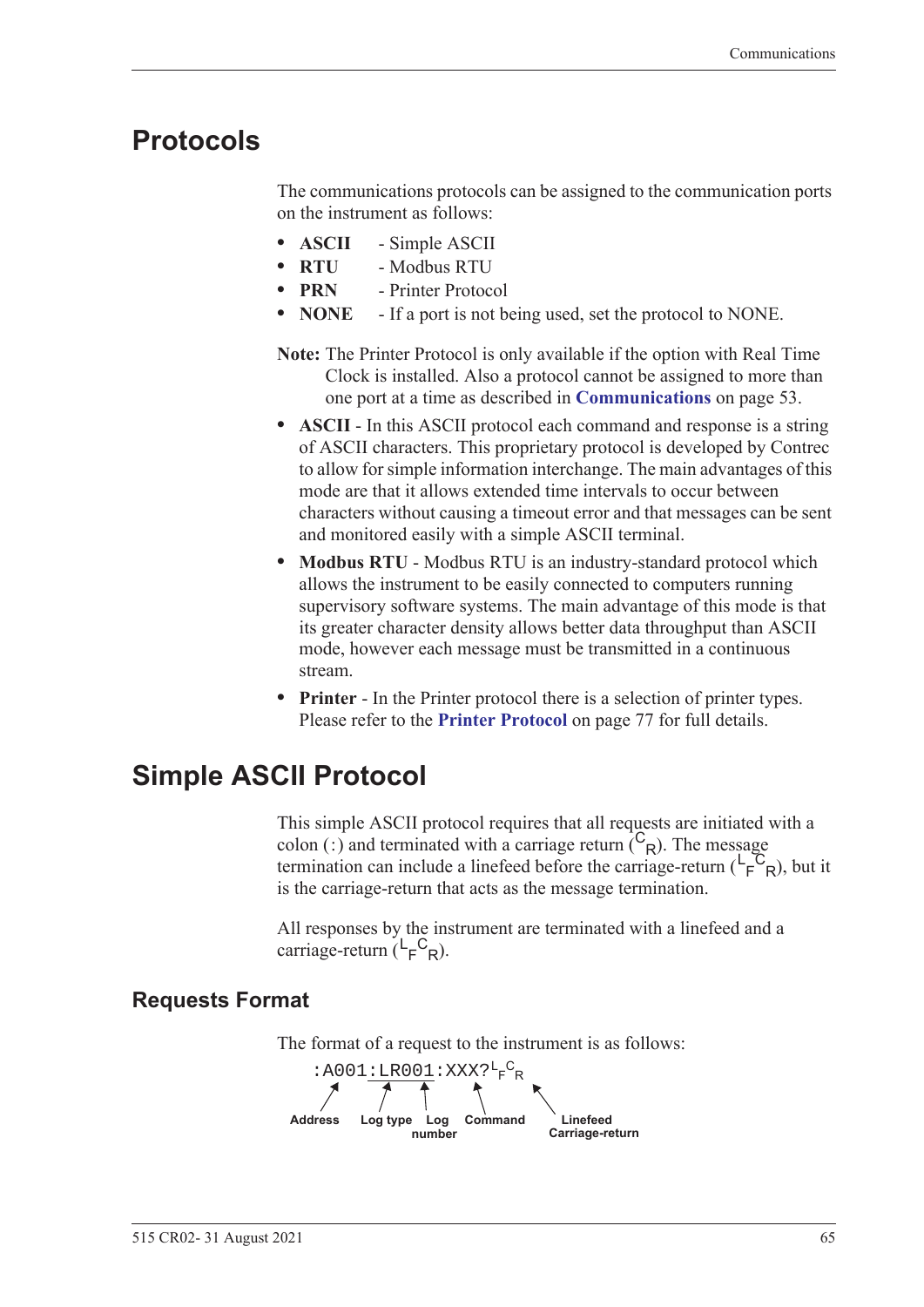# Protocols

The communications protocols can be assigned to the communication ports on the instrument as follows:

- **ASCII** - Simple ASCII
- **RTU** - Modbus RTU
- **PRN** - Printer Protocol
- **NONE** - If a port is not being used, set the protocol to NONE.

**Note:** The Printer Protocol is only available if the option with Real Time Clock is installed. Also a protocol cannot be assigned to more than one port at a time as described in **Communications** on page 53.

- **ASCII** - In this ASCII protocol each command and response is a string of ASCII characters. This proprietary protocol is developed by Contrec to allow for simple information interchange. The main advantages of this mode are that it allows extended time intervals to occur between characters without causing a timeout error and that messages can be sent and monitored easily with a simple ASCII terminal.
- **Modbus RTU** - Modbus RTU is an industry-standard protocol which allows the instrument to be easily connected to computers running supervisory software systems. The main advantage of this mode is that its greater character density allows better data throughput than ASCII mode, however each message must be transmitted in a continuous stream.
- **Printer** - In the Printer protocol there is a selection of printer types. Please refer to the **Printer Protocol** on page 77 for full details.

# Simple ASCII Protocol

This simple ASCII protocol requires that all requests are initiated with a colon (:) and terminated with a carriage return ($^C{}_R$). The message termination can include a linefeed before the carriage-return ($^L{}_F{}^C{}_R$), but it is the carriage-return that acts as the message termination.

All responses by the instrument are terminated with a linefeed and a carriage-return ($^L{}_F{}^C{}_R$).

## Requests Format

The format of a request to the instrument is as follows:

```
:A001:LR001:XXX?LFCR
```

Address (A001), Log type (LR), Log number (001), Command (XXX?), Linefeed Carriage-return (LFCR)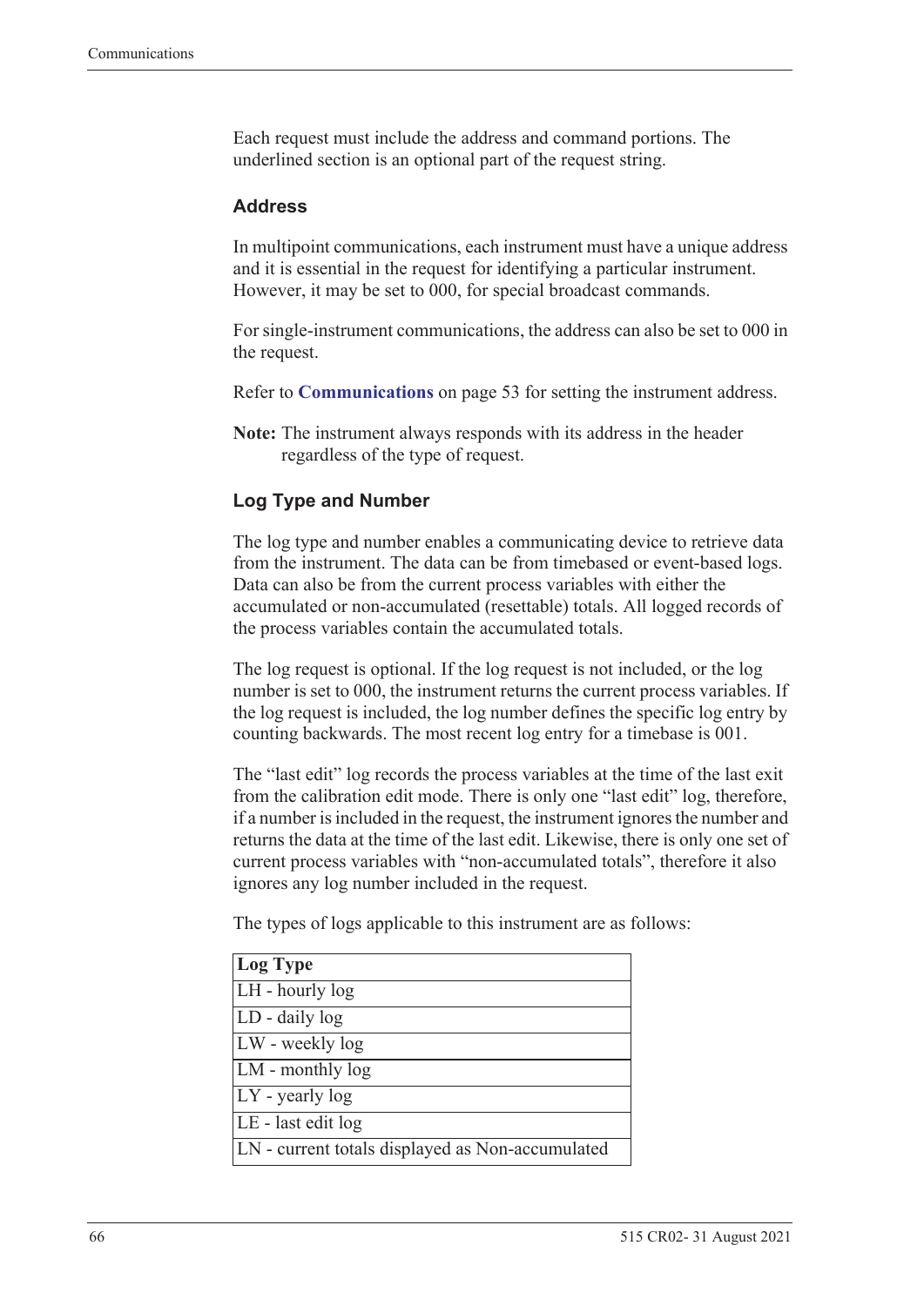Each request must include the address and command portions. The underlined section is an optional part of the request string.

### Address

In multipoint communications, each instrument must have a unique address and it is essential in the request for identifying a particular instrument. However, it may be set to 000, for special broadcast commands.

For single-instrument communications, the address can also be set to 000 in the request.

Refer to **Communications** on page 53 for setting the instrument address.

**Note:** The instrument always responds with its address in the header regardless of the type of request.

### Log Type and Number

The log type and number enables a communicating device to retrieve data from the instrument. The data can be from timebased or event-based logs. Data can also be from the current process variables with either the accumulated or non-accumulated (resettable) totals. All logged records of the process variables contain the accumulated totals.

The log request is optional. If the log request is not included, or the log number is set to 000, the instrument returns the current process variables. If the log request is included, the log number defines the specific log entry by counting backwards. The most recent log entry for a timebase is 001.

The "last edit" log records the process variables at the time of the last exit from the calibration edit mode. There is only one "last edit" log, therefore, if a number is included in the request, the instrument ignores the number and returns the data at the time of the last edit. Likewise, there is only one set of current process variables with "non-accumulated totals", therefore it also ignores any log number included in the request.

The types of logs applicable to this instrument are as follows:

| Log Type |
|---|
| LH - hourly log |
| LD - daily log |
| LW - weekly log |
| LM - monthly log |
| LY - yearly log |
| LE - last edit log |
| LN - current totals displayed as Non-accumulated |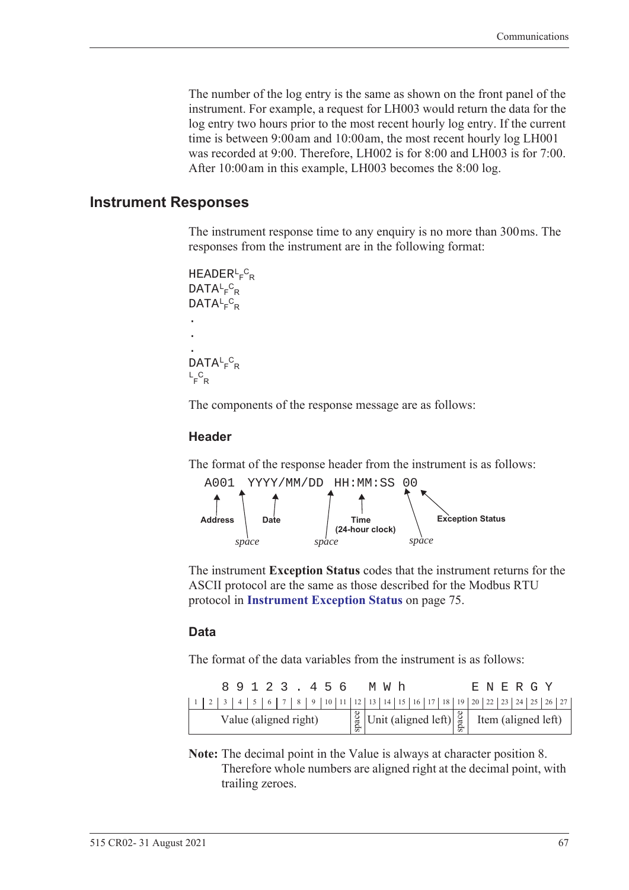The number of the log entry is the same as shown on the front panel of the instrument. For example, a request for LH003 would return the data for the log entry two hours prior to the most recent hourly log entry. If the current time is between 9:00 am and 10:00 am, the most recent hourly log LH001 was recorded at 9:00. Therefore, LH002 is for 8:00 and LH003 is for 7:00. After 10:00 am in this example, LH003 becomes the 8:00 log.

## Instrument Responses

The instrument response time to any enquiry is no more than 300 ms. The responses from the instrument are in the following format:

```
HEADER LF CR
DATA LF CR
DATA LF CR
.
.
.
DATA LF CR
LF CR
```

The components of the response message are as follows:

### Header

The format of the response header from the instrument is as follows:

```
A001 YYYY/MM/DD HH:MM:SS 00
```

- **Address** (A001), followed by a *space*
- **Date** (YYYY/MM/DD), followed by a *space*
- **Time (24-hour clock)** (HH:MM:SS), followed by a *space*
- **Exception Status** (00)

The instrument **Exception Status** codes that the instrument returns for the ASCII protocol are the same as those described for the Modbus RTU protocol in **Instrument Exception Status** on page 75.

### Data

The format of the data variables from the instrument is as follows:

| 1 | 2 | 3 | 4 | 5 | 6 | 7 | 8 | 9 | 10 | 11 | 12 | 13 | 14 | 15 | 16 | 17 | 18 | 19 | 20 | 22 | 23 | 24 | 25 | 26 | 27 |
|---|---|---|---|---|---|---|---|---|---|---|---|---|---|---|---|---|---|---|---|---|---|---|---|---|---|
| | | 8 | 9 | 1 | 2 | 3 | . | 4 | 5 | 6 | | M | W | h | | | | | E | N | E | R | G | Y | |
| Value (aligned right) | | | | | | | | | | | space | Unit (aligned left) | | | | | | space | Item (aligned left) | | | | | | |

**Note:** The decimal point in the Value is always at character position 8. Therefore whole numbers are aligned right at the decimal point, with trailing zeroes.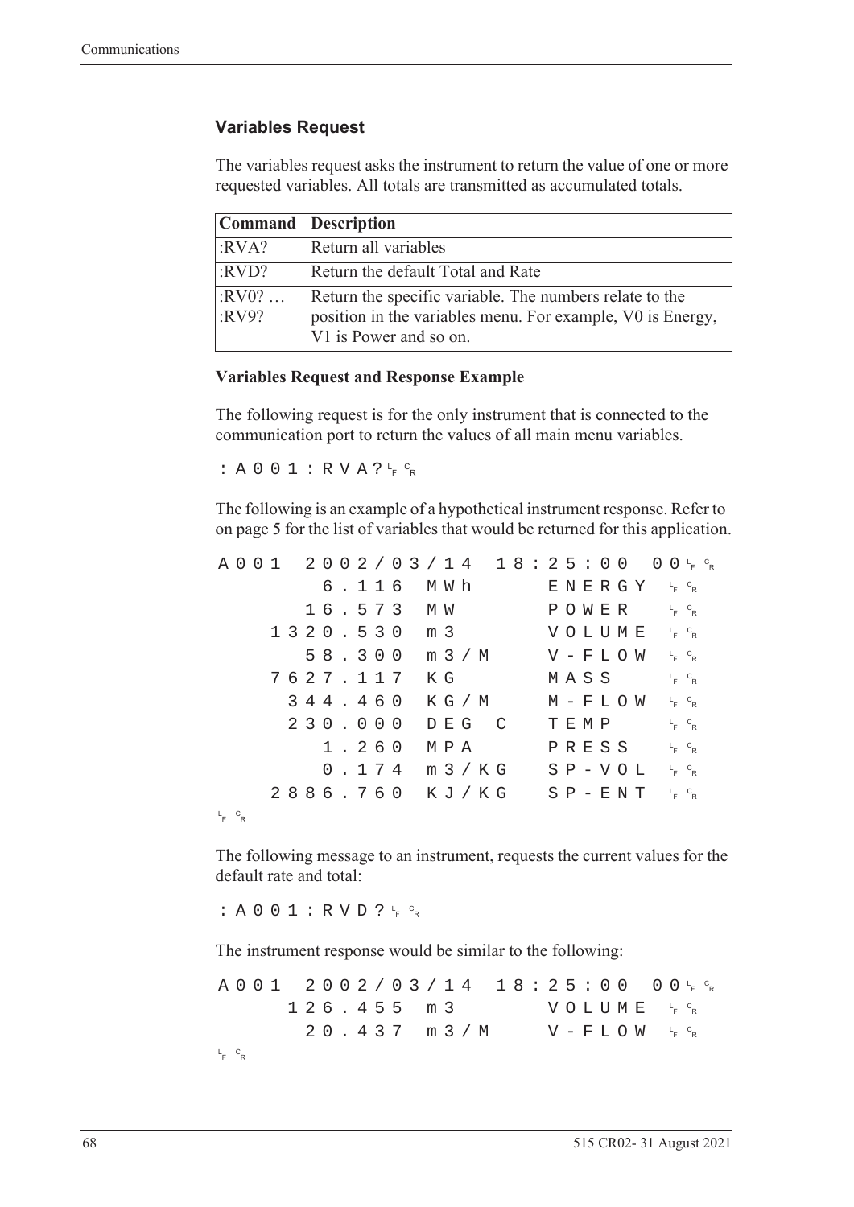### Variables Request

The variables request asks the instrument to return the value of one or more requested variables. All totals are transmitted as accumulated totals.

| Command | Description |
|---|---|
| :RVA? | Return all variables |
| :RVD? | Return the default Total and Rate |
| :RV0? … :RV9? | Return the specific variable. The numbers relate to the position in the variables menu. For example, V0 is Energy, V1 is Power and so on. |

**Variables Request and Response Example**

The following request is for the only instrument that is connected to the communication port to return the values of all main menu variables.

```
:A001:RVA?LFCR
```

The following is an example of a hypothetical instrument response. Refer to on page 5 for the list of variables that would be returned for this application.

```
A001  2002/03/14  18:25:00  00LFCR
        6.116  MWh      ENERGY  LFCR
       16.573  MW       POWER   LFCR
     1320.530  m3       VOLUME  LFCR
       58.300  m3/M     V-FLOW  LFCR
     7627.117  KG       MASS    LFCR
      344.460  KG/M     M-FLOW  LFCR
      230.000  DEG C    TEMP    LFCR
        1.260  MPA      PRESS   LFCR
        0.174  m3/KG    SP-VOL  LFCR
     2886.760  KJ/KG    SP-ENT  LFCR
LFCR
```

The following message to an instrument, requests the current values for the default rate and total:

```
:A001:RVD?LFCR
```

The instrument response would be similar to the following:

```
A001  2002/03/14  18:25:00  00LFCR
      126.455  m3       VOLUME  LFCR
       20.437  m3/M     V-FLOW  LFCR
LFCR
```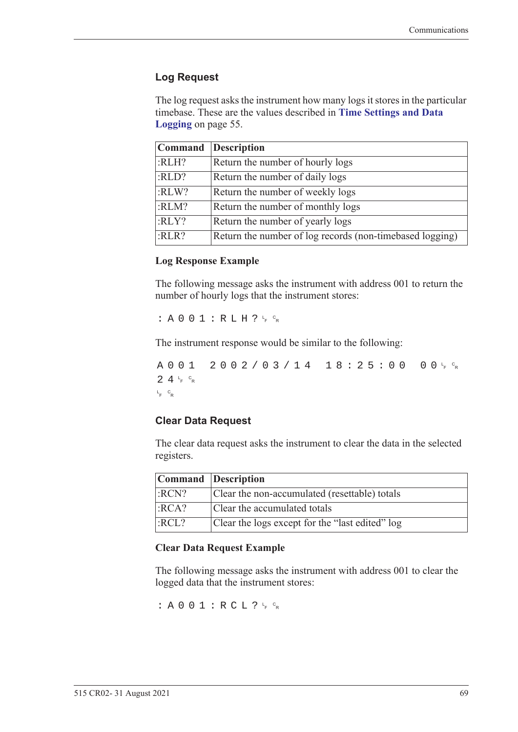### Log Request

The log request asks the instrument how many logs it stores in the particular timebase. These are the values described in **Time Settings and Data Logging** on page 55.

| Command | Description |
|---|---|
| :RLH? | Return the number of hourly logs |
| :RLD? | Return the number of daily logs |
| :RLW? | Return the number of weekly logs |
| :RLM? | Return the number of monthly logs |
| :RLY? | Return the number of yearly logs |
| :RLR? | Return the number of log records (non-timebased logging) |

#### Log Response Example

The following message asks the instrument with address 001 to return the number of hourly logs that the instrument stores:

```
:A001:RLH?LF CR
```

The instrument response would be similar to the following:

```
A001 2002/03/14 18:25:00 00LF CR
24LF CR
LF CR
```

### Clear Data Request

The clear data request asks the instrument to clear the data in the selected registers.

| Command | Description |
|---|---|
| :RCN? | Clear the non-accumulated (resettable) totals |
| :RCA? | Clear the accumulated totals |
| :RCL? | Clear the logs except for the "last edited" log |

#### Clear Data Request Example

The following message asks the instrument with address 001 to clear the logged data that the instrument stores:

```
:A001:RCL?LF CR
```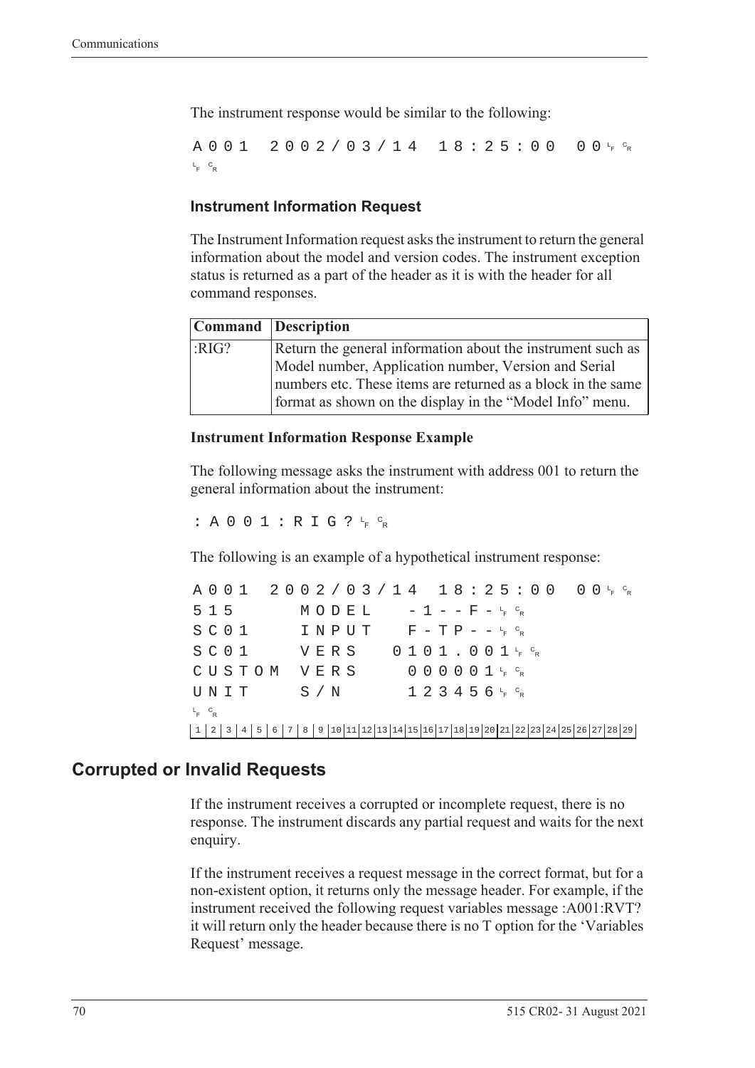The instrument response would be similar to the following:

```
A001  2002/03/14  18:25:00  00 LF CR
LF CR
```

### Instrument Information Request

The Instrument Information request asks the instrument to return the general information about the model and version codes. The instrument exception status is returned as a part of the header as it is with the header for all command responses.

| Command | Description |
| --- | --- |
| :RIG? | Return the general information about the instrument such as Model number, Application number, Version and Serial numbers etc. These items are returned as a block in the same format as shown on the display in the "Model Info" menu. |

#### Instrument Information Response Example

The following message asks the instrument with address 001 to return the general information about the instrument:

```
:A001:RIG? LF CR
```

The following is an example of a hypothetical instrument response:

```
A001  2002/03/14  18:25:00  00 LF CR
515     MODEL    -1--F- LF CR
SC01    INPUT    F-TP-- LF CR
SC01    VERS   0101.001 LF CR
CUSTOM  VERS     000001 LF CR
UNIT    S/N      123456 LF CR
LF CR
1 2 3 4 5 6 7 8 9 10 11 12 13 14 15 16 17 18 19 20 21 22 23 24 25 26 27 28 29
```

## Corrupted or Invalid Requests

If the instrument receives a corrupted or incomplete request, there is no response. The instrument discards any partial request and waits for the next enquiry.

If the instrument receives a request message in the correct format, but for a non-existent option, it returns only the message header. For example, if the instrument received the following request variables message :A001:RVT? it will return only the header because there is no T option for the 'Variables Request' message.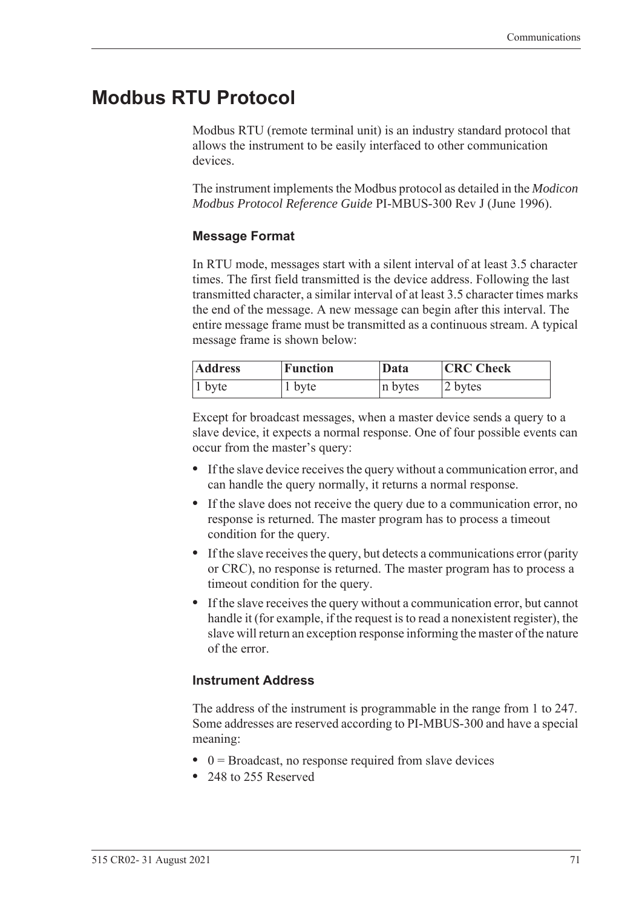# Modbus RTU Protocol

Modbus RTU (remote terminal unit) is an industry standard protocol that allows the instrument to be easily interfaced to other communication devices.

The instrument implements the Modbus protocol as detailed in the *Modicon Modbus Protocol Reference Guide* PI-MBUS-300 Rev J (June 1996).

### Message Format

In RTU mode, messages start with a silent interval of at least 3.5 character times. The first field transmitted is the device address. Following the last transmitted character, a similar interval of at least 3.5 character times marks the end of the message. A new message can begin after this interval. The entire message frame must be transmitted as a continuous stream. A typical message frame is shown below:

| Address | Function | Data | CRC Check |
|---|---|---|---|
| 1 byte | 1 byte | n bytes | 2 bytes |

Except for broadcast messages, when a master device sends a query to a slave device, it expects a normal response. One of four possible events can occur from the master's query:

- If the slave device receives the query without a communication error, and can handle the query normally, it returns a normal response.
- If the slave does not receive the query due to a communication error, no response is returned. The master program has to process a timeout condition for the query.
- If the slave receives the query, but detects a communications error (parity or CRC), no response is returned. The master program has to process a timeout condition for the query.
- If the slave receives the query without a communication error, but cannot handle it (for example, if the request is to read a nonexistent register), the slave will return an exception response informing the master of the nature of the error.

### Instrument Address

The address of the instrument is programmable in the range from 1 to 247. Some addresses are reserved according to PI-MBUS-300 and have a special meaning:

- 0 = Broadcast, no response required from slave devices
- 248 to 255 Reserved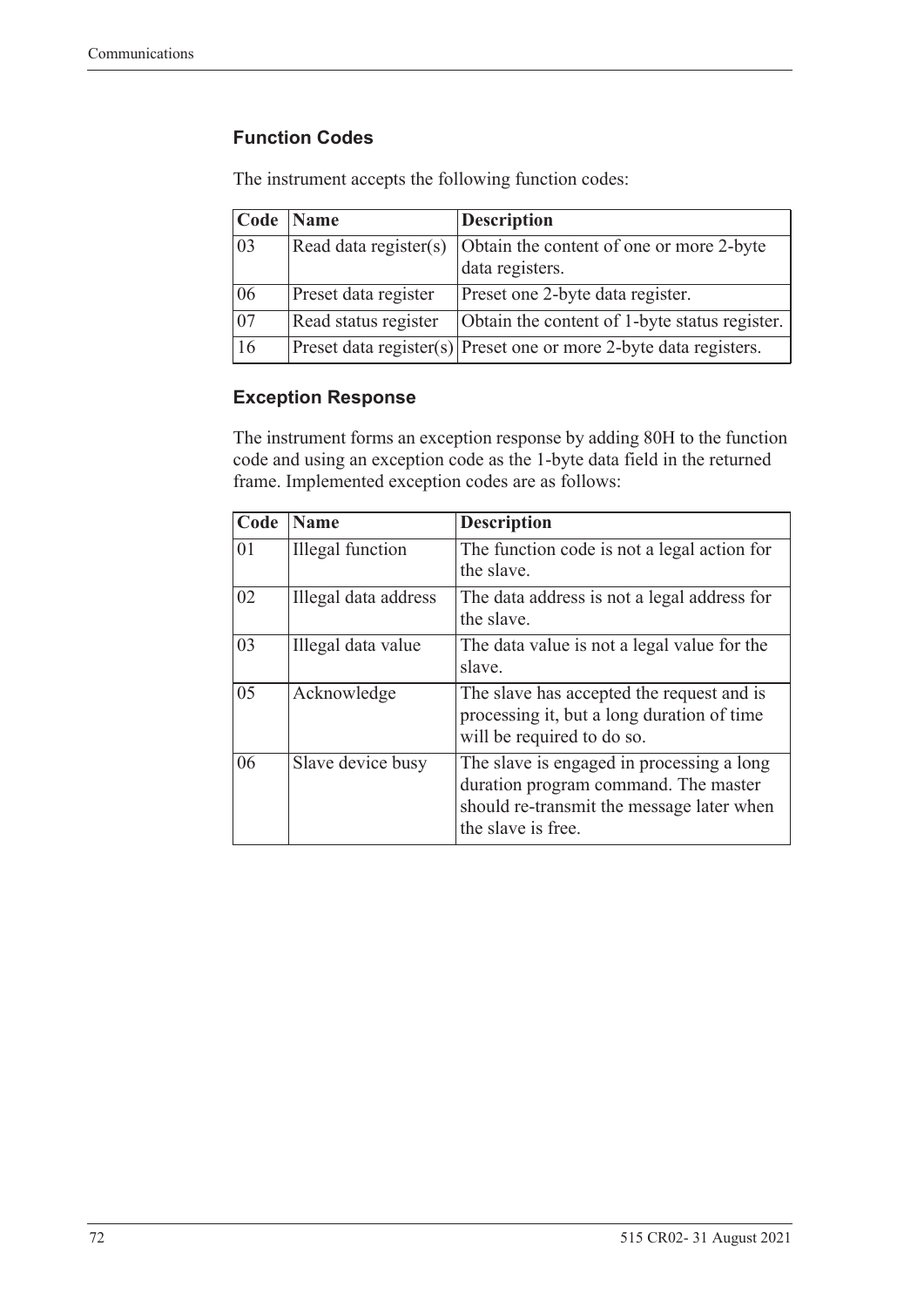### Function Codes

The instrument accepts the following function codes:

| Code | Name | Description |
|---|---|---|
| 03 | Read data register(s) | Obtain the content of one or more 2-byte data registers. |
| 06 | Preset data register | Preset one 2-byte data register. |
| 07 | Read status register | Obtain the content of 1-byte status register. |
| 16 | Preset data register(s) | Preset one or more 2-byte data registers. |

### Exception Response

The instrument forms an exception response by adding 80H to the function code and using an exception code as the 1-byte data field in the returned frame. Implemented exception codes are as follows:

| Code | Name | Description |
|---|---|---|
| 01 | Illegal function | The function code is not a legal action for the slave. |
| 02 | Illegal data address | The data address is not a legal address for the slave. |
| 03 | Illegal data value | The data value is not a legal value for the slave. |
| 05 | Acknowledge | The slave has accepted the request and is processing it, but a long duration of time will be required to do so. |
| 06 | Slave device busy | The slave is engaged in processing a long duration program command. The master should re-transmit the message later when the slave is free. |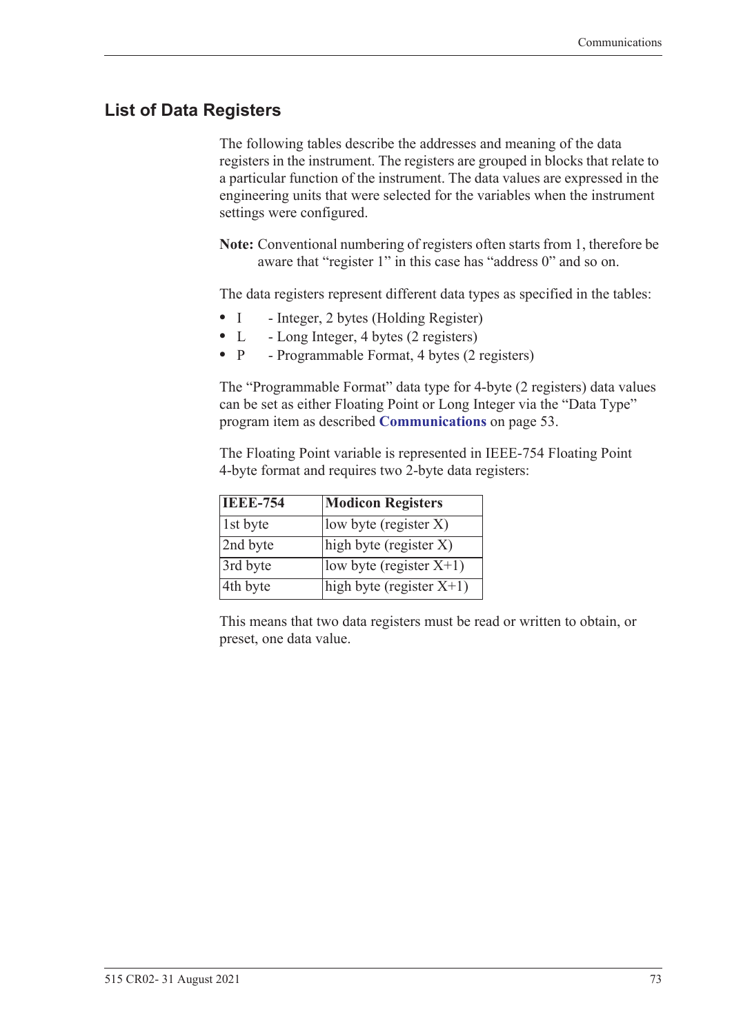## List of Data Registers

The following tables describe the addresses and meaning of the data registers in the instrument. The registers are grouped in blocks that relate to a particular function of the instrument. The data values are expressed in the engineering units that were selected for the variables when the instrument settings were configured.

**Note:** Conventional numbering of registers often starts from 1, therefore be aware that "register 1" in this case has "address 0" and so on.

The data registers represent different data types as specified in the tables:

- I - Integer, 2 bytes (Holding Register)
- L - Long Integer, 4 bytes (2 registers)
- P - Programmable Format, 4 bytes (2 registers)

The "Programmable Format" data type for 4-byte (2 registers) data values can be set as either Floating Point or Long Integer via the "Data Type" program item as described **Communications** on page 53.

The Floating Point variable is represented in IEEE-754 Floating Point 4-byte format and requires two 2-byte data registers:

| IEEE-754 | Modicon Registers |
|---|---|
| 1st byte | low byte (register X) |
| 2nd byte | high byte (register X) |
| 3rd byte | low byte (register X+1) |
| 4th byte | high byte (register X+1) |

This means that two data registers must be read or written to obtain, or preset, one data value.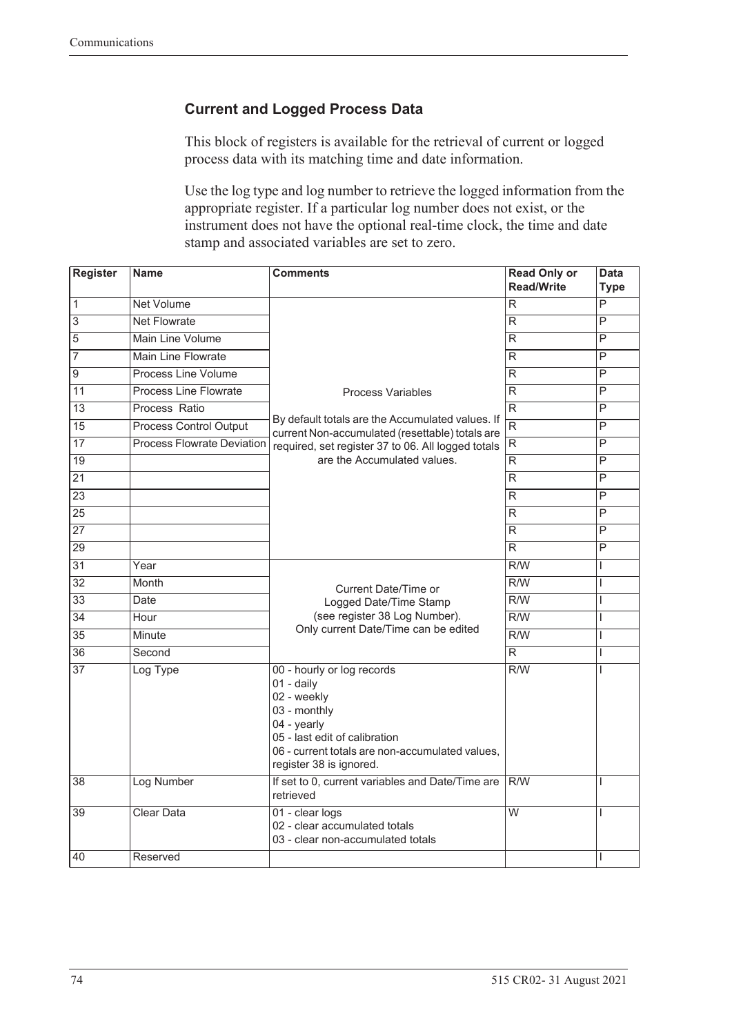## Current and Logged Process Data

This block of registers is available for the retrieval of current or logged process data with its matching time and date information.

Use the log type and log number to retrieve the logged information from the appropriate register. If a particular log number does not exist, or the instrument does not have the optional real-time clock, the time and date stamp and associated variables are set to zero.

| Register | Name | Comments | Read Only or Read/Write | Data Type |
|---|---|---|---|---|
| 1 | Net Volume | Process Variables<br><br>By default totals are the Accumulated values. If current Non-accumulated (resettable) totals are required, set register 37 to 06. All logged totals are the Accumulated values. | R | P |
| 3 | Net Flowrate | | R | P |
| 5 | Main Line Volume | | R | P |
| 7 | Main Line Flowrate | | R | P |
| 9 | Process Line Volume | | R | P |
| 11 | Process Line Flowrate | | R | P |
| 13 | Process Ratio | | R | P |
| 15 | Process Control Output | | R | P |
| 17 | Process Flowrate Deviation | | R | P |
| 19 | | | R | P |
| 21 | | | R | P |
| 23 | | | R | P |
| 25 | | | R | P |
| 27 | | | R | P |
| 29 | | | R | P |
| 31 | Year | Current Date/Time or Logged Date/Time Stamp (see register 38 Log Number). Only current Date/Time can be edited | R/W | I |
| 32 | Month | | R/W | I |
| 33 | Date | | R/W | I |
| 34 | Hour | | R/W | I |
| 35 | Minute | | R/W | I |
| 36 | Second | | R | I |
| 37 | Log Type | 00 - hourly or log records<br>01 - daily<br>02 - weekly<br>03 - monthly<br>04 - yearly<br>05 - last edit of calibration<br>06 - current totals are non-accumulated values, register 38 is ignored. | R/W | I |
| 38 | Log Number | If set to 0, current variables and Date/Time are retrieved | R/W | I |
| 39 | Clear Data | 01 - clear logs<br>02 - clear accumulated totals<br>03 - clear non-accumulated totals | W | I |
| 40 | Reserved | | | I |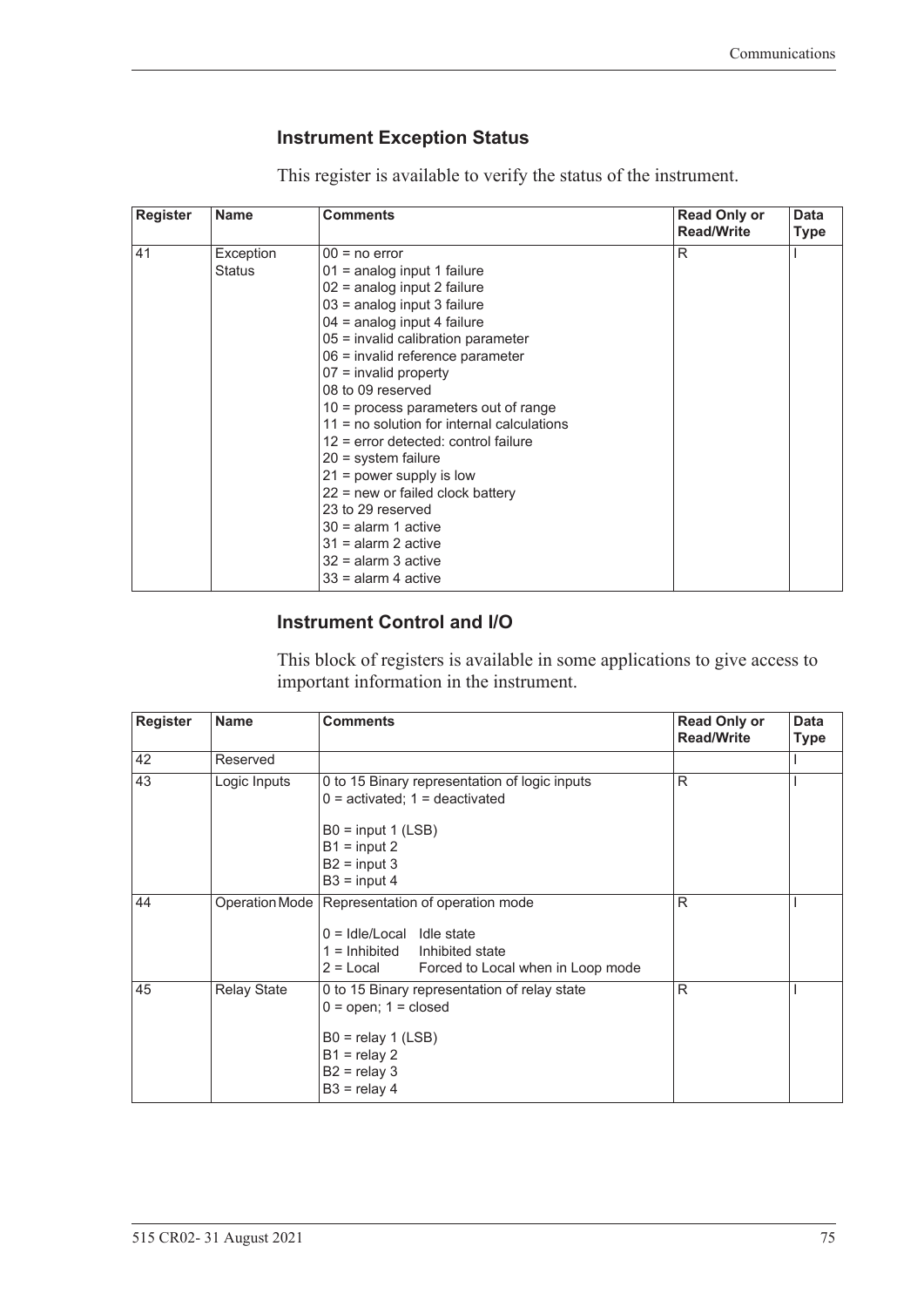### Instrument Exception Status

This register is available to verify the status of the instrument.

| Register | Name | Comments | Read Only or Read/Write | Data Type |
|---|---|---|---|---|
| 41 | Exception Status | 00 = no error<br>01 = analog input 1 failure<br>02 = analog input 2 failure<br>03 = analog input 3 failure<br>04 = analog input 4 failure<br>05 = invalid calibration parameter<br>06 = invalid reference parameter<br>07 = invalid property<br>08 to 09 reserved<br>10 = process parameters out of range<br>11 = no solution for internal calculations<br>12 = error detected: control failure<br>20 = system failure<br>21 = power supply is low<br>22 = new or failed clock battery<br>23 to 29 reserved<br>30 = alarm 1 active<br>31 = alarm 2 active<br>32 = alarm 3 active<br>33 = alarm 4 active | R | I |

### Instrument Control and I/O

This block of registers is available in some applications to give access to important information in the instrument.

| Register | Name | Comments | Read Only or Read/Write | Data Type |
|---|---|---|---|---|
| 42 | Reserved | | | I |
| 43 | Logic Inputs | 0 to 15 Binary representation of logic inputs<br>0 = activated; 1 = deactivated<br><br>B0 = input 1 (LSB)<br>B1 = input 2<br>B2 = input 3<br>B3 = input 4 | R | I |
| 44 | Operation Mode | Representation of operation mode<br><br>0 = Idle/Local    Idle state<br>1 = Inhibited    Inhibited state<br>2 = Local    Forced to Local when in Loop mode | R | I |
| 45 | Relay State | 0 to 15 Binary representation of relay state<br>0 = open; 1 = closed<br><br>B0 = relay 1 (LSB)<br>B1 = relay 2<br>B2 = relay 3<br>B3 = relay 4 | R | I |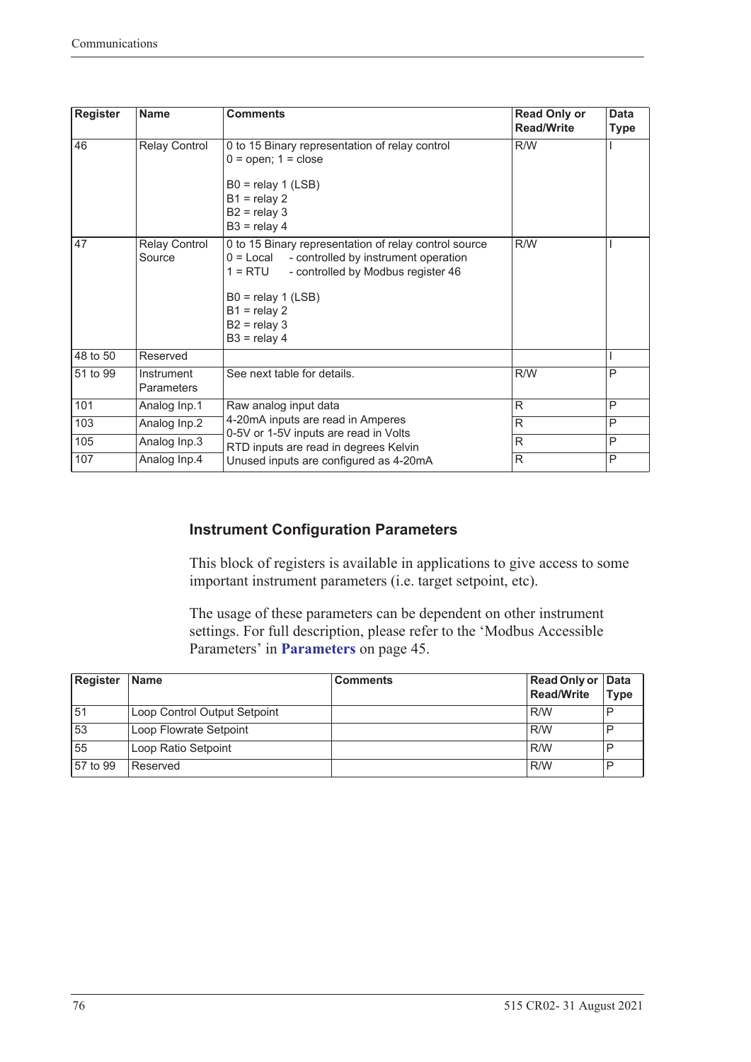| Register | Name | Comments | Read Only or Read/Write | Data Type |
|---|---|---|---|---|
| 46 | Relay Control | 0 to 15 Binary representation of relay control<br>0 = open; 1 = close<br><br>B0 = relay 1 (LSB)<br>B1 = relay 2<br>B2 = relay 3<br>B3 = relay 4 | R/W | I |
| 47 | Relay Control Source | 0 to 15 Binary representation of relay control source<br>0 = Local - controlled by instrument operation<br>1 = RTU - controlled by Modbus register 46<br><br>B0 = relay 1 (LSB)<br>B1 = relay 2<br>B2 = relay 3<br>B3 = relay 4 | R/W | I |
| 48 to 50 | Reserved | | | I |
| 51 to 99 | Instrument Parameters | See next table for details. | R/W | P |
| 101 | Analog Inp.1 | Raw analog input data<br>4-20mA inputs are read in Amperes<br>0-5V or 1-5V inputs are read in Volts<br>RTD inputs are read in degrees Kelvin<br>Unused inputs are configured as 4-20mA | R | P |
| 103 | Analog Inp.2 | | R | P |
| 105 | Analog Inp.3 | | R | P |
| 107 | Analog Inp.4 | | R | P |

### Instrument Configuration Parameters

This block of registers is available in applications to give access to some important instrument parameters (i.e. target setpoint, etc).

The usage of these parameters can be dependent on other instrument settings. For full description, please refer to the 'Modbus Accessible Parameters' in **Parameters** on page 45.

| Register | Name | Comments | Read Only or Read/Write | Data Type |
|---|---|---|---|---|
| 51 | Loop Control Output Setpoint | | R/W | P |
| 53 | Loop Flowrate Setpoint | | R/W | P |
| 55 | Loop Ratio Setpoint | | R/W | P |
| 57 to 99 | Reserved | | R/W | P |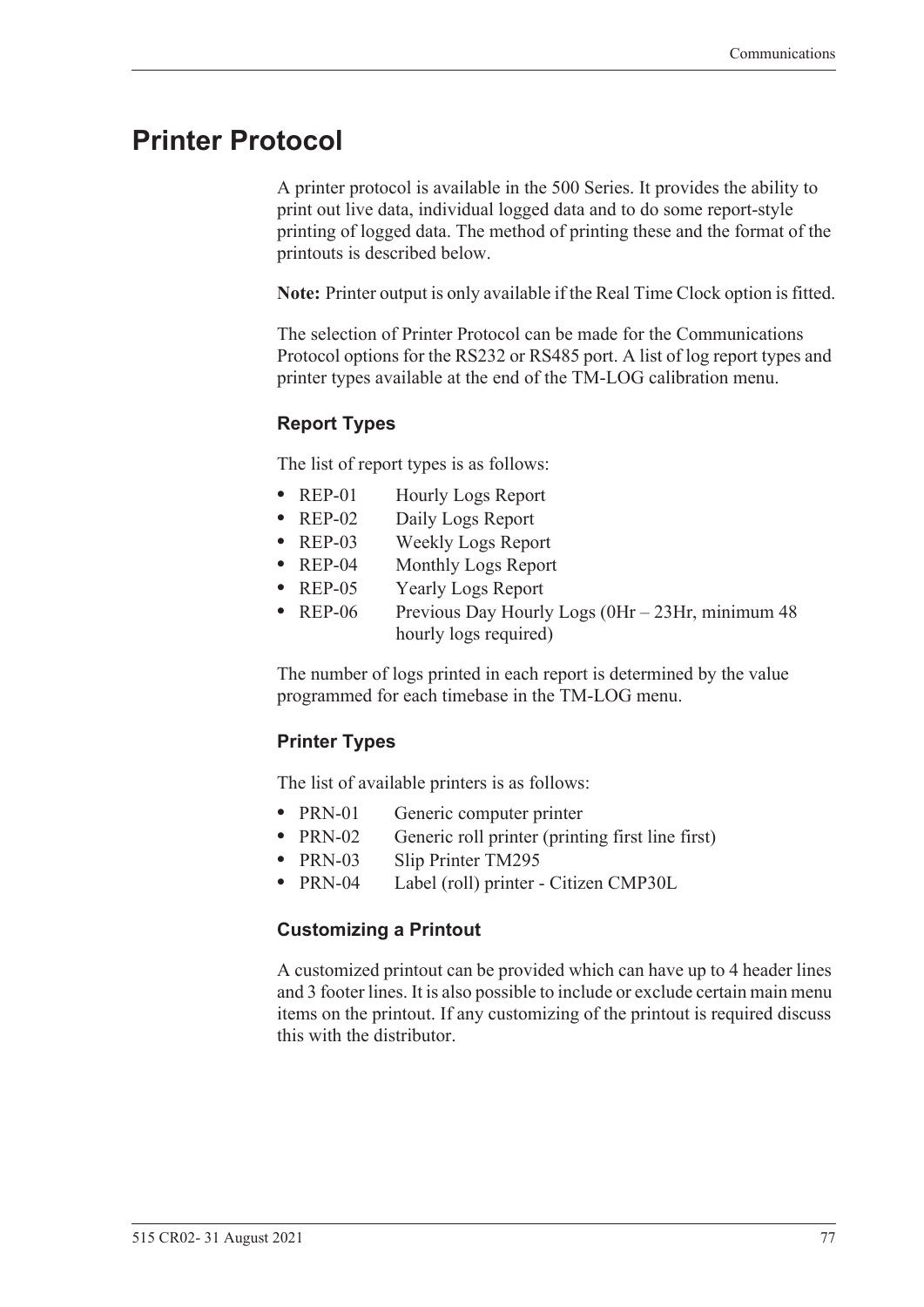# Printer Protocol

A printer protocol is available in the 500 Series. It provides the ability to print out live data, individual logged data and to do some report-style printing of logged data. The method of printing these and the format of the printouts is described below.

**Note:** Printer output is only available if the Real Time Clock option is fitted.

The selection of Printer Protocol can be made for the Communications Protocol options for the RS232 or RS485 port. A list of log report types and printer types available at the end of the TM-LOG calibration menu.

### Report Types

The list of report types is as follows:

- REP-01 Hourly Logs Report
- REP-02 Daily Logs Report
- REP-03 Weekly Logs Report
- REP-04 Monthly Logs Report
- REP-05 Yearly Logs Report
- REP-06 Previous Day Hourly Logs (0Hr – 23Hr, minimum 48 hourly logs required)

The number of logs printed in each report is determined by the value programmed for each timebase in the TM-LOG menu.

### Printer Types

The list of available printers is as follows:

- PRN-01 Generic computer printer
- PRN-02 Generic roll printer (printing first line first)
- PRN-03 Slip Printer TM295
- PRN-04 Label (roll) printer - Citizen CMP30L

### Customizing a Printout

A customized printout can be provided which can have up to 4 header lines and 3 footer lines. It is also possible to include or exclude certain main menu items on the printout. If any customizing of the printout is required discuss this with the distributor.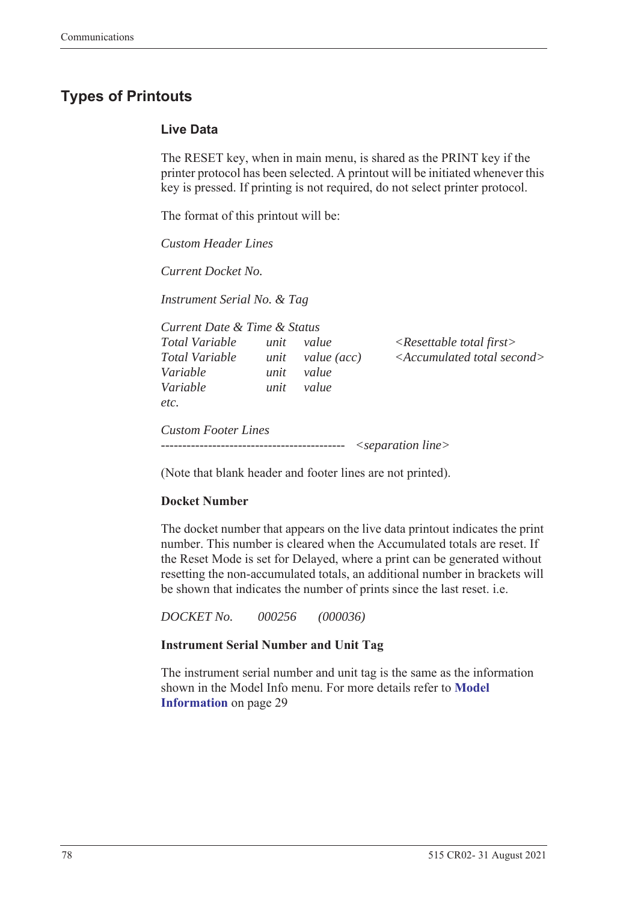## Types of Printouts

### Live Data

The RESET key, when in main menu, is shared as the PRINT key if the printer protocol has been selected. A printout will be initiated whenever this key is pressed. If printing is not required, do not select printer protocol.

The format of this printout will be:

*Custom Header Lines*

*Current Docket No.*

*Instrument Serial No. & Tag*

*Current Date & Time & Status*

| | | | |
|---|---|---|---|
| *Total Variable* | *unit* | *value* | *<Resettable total first>* |
| *Total Variable* | *unit* | *value (acc)* | *<Accumulated total second>* |
| *Variable* | *unit* | *value* | |
| *Variable* | *unit* | *value* | |
| *etc.* | | | |

*Custom Footer Lines*

------------------------------------------- *<separation line>*

(Note that blank header and footer lines are not printed).

**Docket Number**

The docket number that appears on the live data printout indicates the print number. This number is cleared when the Accumulated totals are reset. If the Reset Mode is set for Delayed, where a print can be generated without resetting the non-accumulated totals, an additional number in brackets will be shown that indicates the number of prints since the last reset. i.e.

*DOCKET No. 000256 (000036)*

**Instrument Serial Number and Unit Tag**

The instrument serial number and unit tag is the same as the information shown in the Model Info menu. For more details refer to **Model Information** on page 29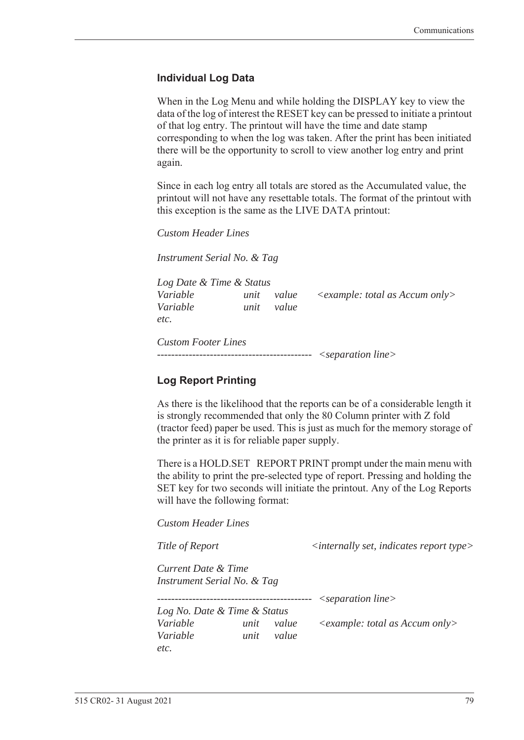### Individual Log Data

When in the Log Menu and while holding the DISPLAY key to view the data of the log of interest the RESET key can be pressed to initiate a printout of that log entry. The printout will have the time and date stamp corresponding to when the log was taken. After the print has been initiated there will be the opportunity to scroll to view another log entry and print again.

Since in each log entry all totals are stored as the Accumulated value, the printout will not have any resettable totals. The format of the printout with this exception is the same as the LIVE DATA printout:

*Custom Header Lines*

*Instrument Serial No. & Tag*

*Log Date & Time & Status*
*Variable unit value <example: total as Accum only>*
*Variable unit value*
*etc.*

*Custom Footer Lines*
*-------------------------------------------- <separation line>*

### Log Report Printing

As there is the likelihood that the reports can be of a considerable length it is strongly recommended that only the 80 Column printer with Z fold (tractor feed) paper be used. This is just as much for the memory storage of the printer as it is for reliable paper supply.

There is a HOLD.SET REPORT PRINT prompt under the main menu with the ability to print the pre-selected type of report. Pressing and holding the SET key for two seconds will initiate the printout. Any of the Log Reports will have the following format:

*Custom Header Lines*

*Title of Report <internally set, indicates report type>*

*Current Date & Time*
*Instrument Serial No. & Tag*

*-------------------------------------------- <separation line>*
*Log No. Date & Time & Status*
*Variable unit value <example: total as Accum only>*
*Variable unit value*
*etc.*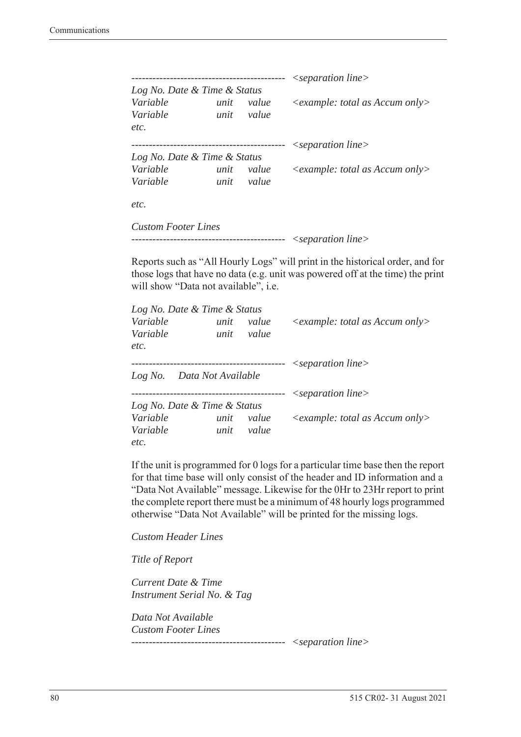```
-------------------------------------------  <separation line>
Log No. Date & Time & Status
Variable          unit    value     <example: total as Accum only>
Variable          unit    value
etc.
-------------------------------------------  <separation line>
Log No. Date & Time & Status
Variable          unit    value     <example: total as Accum only>
Variable          unit    value

etc.

Custom Footer Lines
-------------------------------------------  <separation line>
```

Reports such as "All Hourly Logs" will print in the historical order, and for those logs that have no data (e.g. unit was powered off at the time) the print will show "Data not available", i.e.

```
Log No. Date & Time & Status
Variable          unit    value     <example: total as Accum only>
Variable          unit    value
etc.
-------------------------------------------  <separation line>
Log No.     Data Not Available
-------------------------------------------  <separation line>
Log No. Date & Time & Status
Variable          unit    value     <example: total as Accum only>
Variable          unit    value
etc.
```

If the unit is programmed for 0 logs for a particular time base then the report for that time base will only consist of the header and ID information and a "Data Not Available" message. Likewise for the 0Hr to 23Hr report to print the complete report there must be a minimum of 48 hourly logs programmed otherwise "Data Not Available" will be printed for the missing logs.

```
Custom Header Lines

Title of Report

Current Date & Time
Instrument Serial No. & Tag

Data Not Available
Custom Footer Lines
-------------------------------------------  <separation line>
```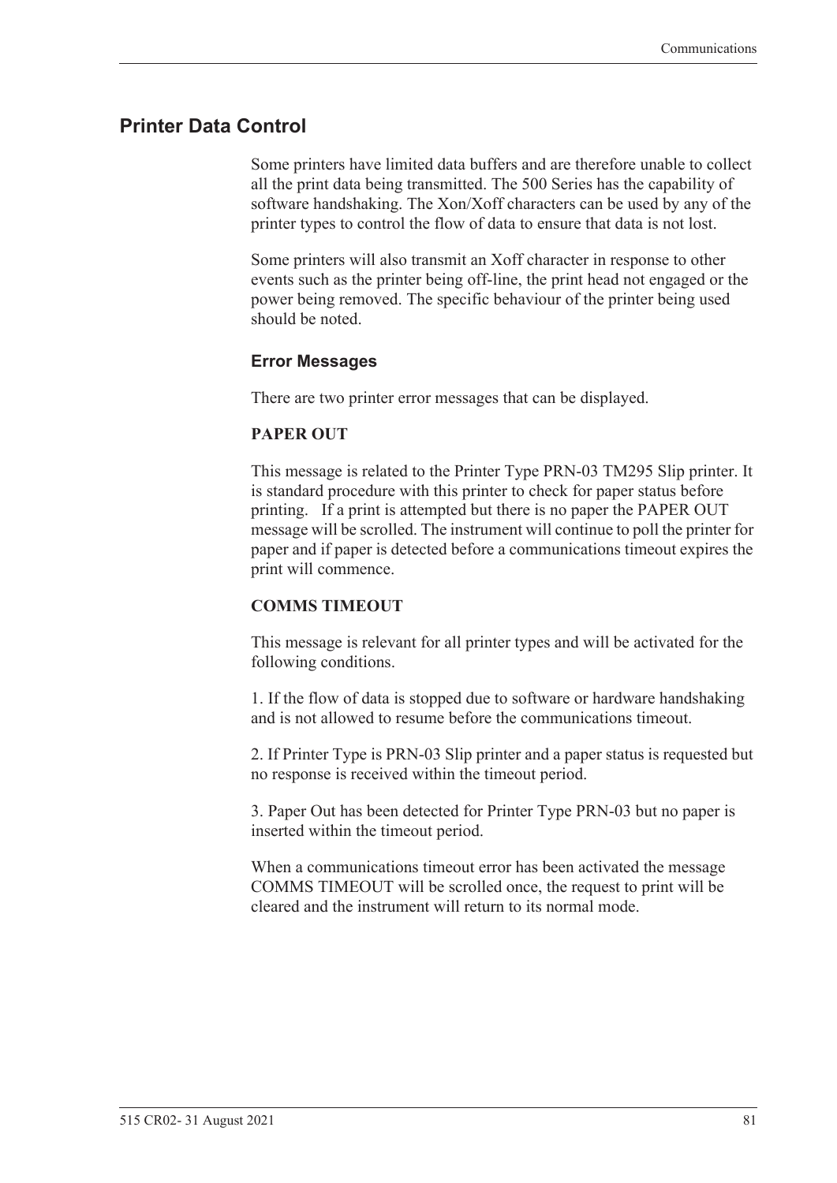## Printer Data Control

Some printers have limited data buffers and are therefore unable to collect all the print data being transmitted. The 500 Series has the capability of software handshaking. The Xon/Xoff characters can be used by any of the printer types to control the flow of data to ensure that data is not lost.

Some printers will also transmit an Xoff character in response to other events such as the printer being off-line, the print head not engaged or the power being removed. The specific behaviour of the printer being used should be noted.

### Error Messages

There are two printer error messages that can be displayed.

**PAPER OUT**

This message is related to the Printer Type PRN-03 TM295 Slip printer. It is standard procedure with this printer to check for paper status before printing. If a print is attempted but there is no paper the PAPER OUT message will be scrolled. The instrument will continue to poll the printer for paper and if paper is detected before a communications timeout expires the print will commence.

**COMMS TIMEOUT**

This message is relevant for all printer types and will be activated for the following conditions.

1. If the flow of data is stopped due to software or hardware handshaking and is not allowed to resume before the communications timeout.

2. If Printer Type is PRN-03 Slip printer and a paper status is requested but no response is received within the timeout period.

3. Paper Out has been detected for Printer Type PRN-03 but no paper is inserted within the timeout period.

When a communications timeout error has been activated the message COMMS TIMEOUT will be scrolled once, the request to print will be cleared and the instrument will return to its normal mode.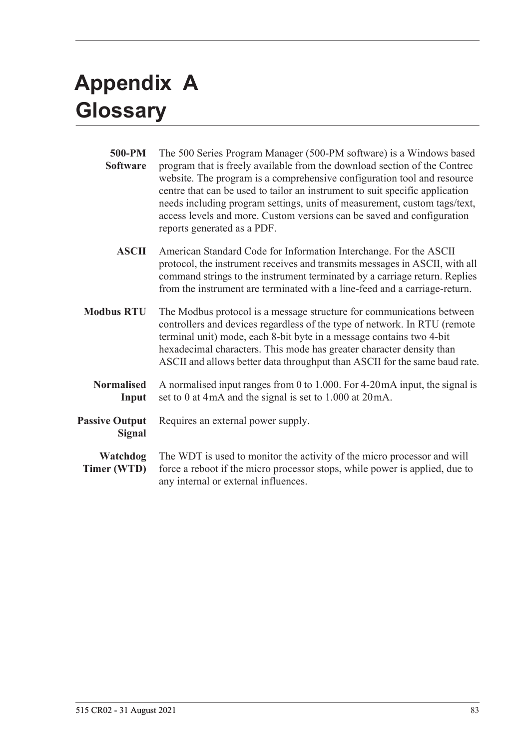# Appendix A Glossary

**500-PM Software** The 500 Series Program Manager (500-PM software) is a Windows based program that is freely available from the download section of the Contrec website. The program is a comprehensive configuration tool and resource centre that can be used to tailor an instrument to suit specific application needs including program settings, units of measurement, custom tags/text, access levels and more. Custom versions can be saved and configuration reports generated as a PDF.

**ASCII** American Standard Code for Information Interchange. For the ASCII protocol, the instrument receives and transmits messages in ASCII, with all command strings to the instrument terminated by a carriage return. Replies from the instrument are terminated with a line-feed and a carriage-return.

**Modbus RTU** The Modbus protocol is a message structure for communications between controllers and devices regardless of the type of network. In RTU (remote terminal unit) mode, each 8-bit byte in a message contains two 4-bit hexadecimal characters. This mode has greater character density than ASCII and allows better data throughput than ASCII for the same baud rate.

**Normalised Input** A normalised input ranges from 0 to 1.000. For 4-20 mA input, the signal is set to 0 at 4 mA and the signal is set to 1.000 at 20 mA.

**Passive Output Signal** Requires an external power supply.

**Watchdog Timer (WTD)** The WDT is used to monitor the activity of the micro processor and will force a reboot if the micro processor stops, while power is applied, due to any internal or external influences.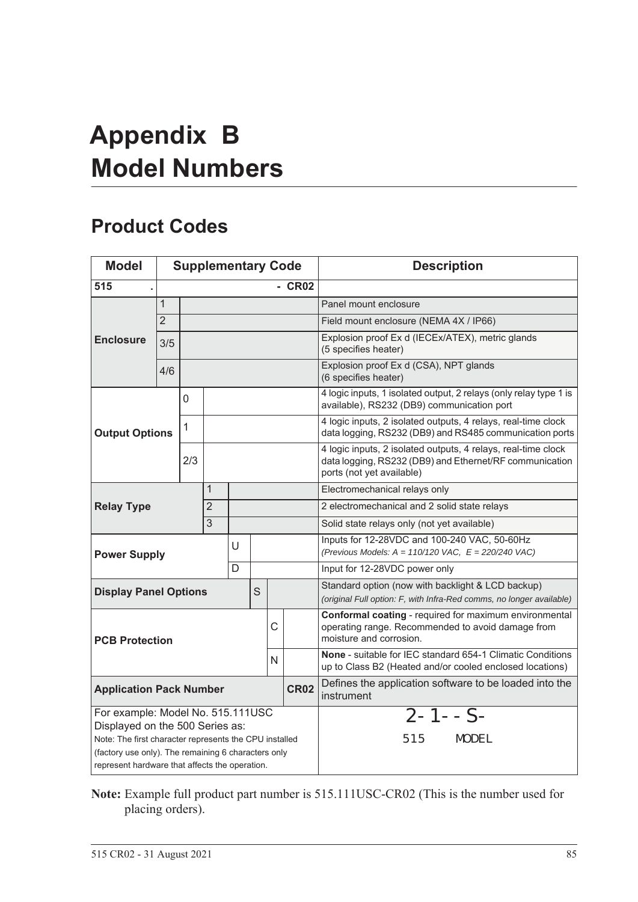# Appendix B
# Model Numbers

## Product Codes

| Model | Supplementary Code | | | | | | | Description |
|---|---|---|---|---|---|---|---|---|
| **515** | **.** | | | | | | **- CR02** | |
| **Enclosure** | 1 | | | | | | | Panel mount enclosure |
| | 2 | | | | | | | Field mount enclosure (NEMA 4X / IP66) |
| | 3/5 | | | | | | | Explosion proof Ex d (IECEx/ATEX), metric glands (5 specifies heater) |
| | 4/6 | | | | | | | Explosion proof Ex d (CSA), NPT glands (6 specifies heater) |
| **Output Options** | | 0 | | | | | | 4 logic inputs, 1 isolated output, 2 relays (only relay type 1 is available), RS232 (DB9) communication port |
| | | 1 | | | | | | 4 logic inputs, 2 isolated outputs, 4 relays, real-time clock data logging, RS232 (DB9) and RS485 communication ports |
| | | 2/3 | | | | | | 4 logic inputs, 2 isolated outputs, 4 relays, real-time clock data logging, RS232 (DB9) and Ethernet/RF communication ports (not yet available) |
| **Relay Type** | | | 1 | | | | | Electromechanical relays only |
| | | | 2 | | | | | 2 electromechanical and 2 solid state relays |
| | | | 3 | | | | | Solid state relays only (not yet available) |
| **Power Supply** | | | | U | | | | Inputs for 12-28VDC and 100-240 VAC, 50-60Hz *(Previous Models: A = 110/120 VAC, E = 220/240 VAC)* |
| | | | | D | | | | Input for 12-28VDC power only |
| **Display Panel Options** | | | | | S | | | Standard option (now with backlight & LCD backup) *(original Full option: F, with Infra-Red comms, no longer available)* |
| **PCB Protection** | | | | | | C | | **Conformal coating** - required for maximum environmental operating range. Recommended to avoid damage from moisture and corrosion. |
| | | | | | | N | | **None** - suitable for IEC standard 654-1 Climatic Conditions up to Class B2 (Heated and/or cooled enclosed locations) |
| **Application Pack Number** | | | | | | | **CR02** | Defines the application software to be loaded into the instrument |
| For example: Model No. 515.111USC Displayed on the 500 Series as: Note: The first character represents the CPU installed (factory use only). The remaining 6 characters only represent hardware that affects the operation. | | | | | | | | 2-1--S- 515 MODEL |

**Note:** Example full product part number is 515.111USC-CR02 (This is the number used for placing orders).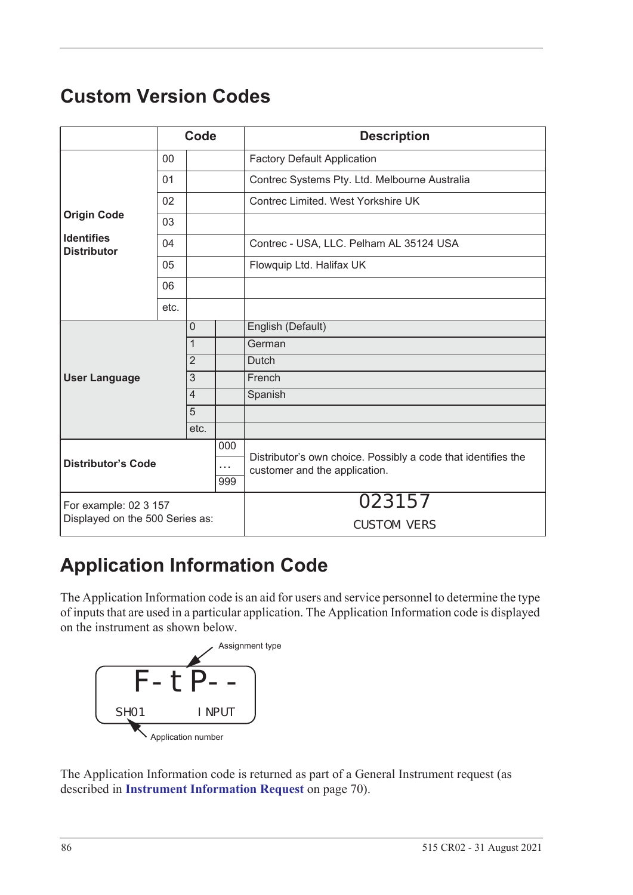## Custom Version Codes

| | Code | | | Description |
|---|---|---|---|---|
| **Origin Code**<br>**Identifies Distributor** | 00 | | | Factory Default Application |
| | 01 | | | Contrec Systems Pty. Ltd. Melbourne Australia |
| | 02 | | | Contrec Limited. West Yorkshire UK |
| | 03 | | | |
| | 04 | | | Contrec - USA, LLC. Pelham AL 35124 USA |
| | 05 | | | Flowquip Ltd. Halifax UK |
| | 06 | | | |
| | etc. | | | |
| **User Language** | | 0 | | English (Default) |
| | | 1 | | German |
| | | 2 | | Dutch |
| | | 3 | | French |
| | | 4 | | Spanish |
| | | 5 | | |
| | | etc. | | |
| **Distributor's Code** | | | 000<br>...<br>999 | Distributor's own choice. Possibly a code that identifies the customer and the application. |
| For example: 02 3 157<br>Displayed on the 500 Series as: | | | | 023157<br>CUSTOM VERS |

## Application Information Code

The Application Information code is an aid for users and service personnel to determine the type of inputs that are used in a particular application. The Application Information code is displayed on the instrument as shown below.

```
F-tP--
SH01        INPUT
```

Assignment type

Application number

The Application Information code is returned as part of a General Instrument request (as described in **Instrument Information Request** on page 70).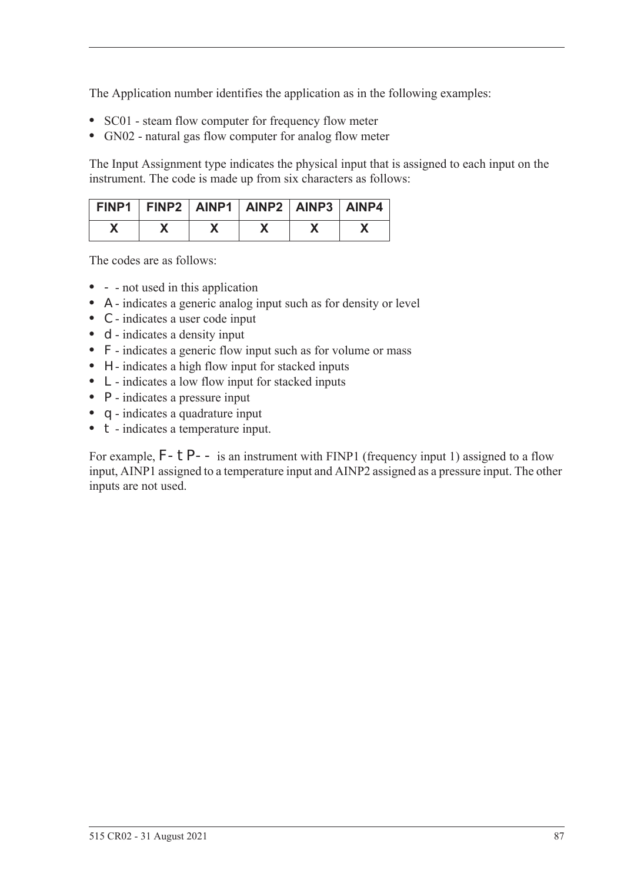The Application number identifies the application as in the following examples:

- SC01 - steam flow computer for frequency flow meter
- GN02 - natural gas flow computer for analog flow meter

The Input Assignment type indicates the physical input that is assigned to each input on the instrument. The code is made up from six characters as follows:

| FINP1 | FINP2 | AINP1 | AINP2 | AINP3 | AINP4 |
|---|---|---|---|---|---|
| X | X | X | X | X | X |

The codes are as follows:

- `-` - not used in this application
- `A` - indicates a generic analog input such as for density or level
- `C` - indicates a user code input
- `d` - indicates a density input
- `F` - indicates a generic flow input such as for volume or mass
- `H` - indicates a high flow input for stacked inputs
- `L` - indicates a low flow input for stacked inputs
- `P` - indicates a pressure input
- `q` - indicates a quadrature input
- `t` - indicates a temperature input.

For example, `F-tP--` is an instrument with FINP1 (frequency input 1) assigned to a flow input, AINP1 assigned to a temperature input and AINP2 assigned as a pressure input. The other inputs are not used.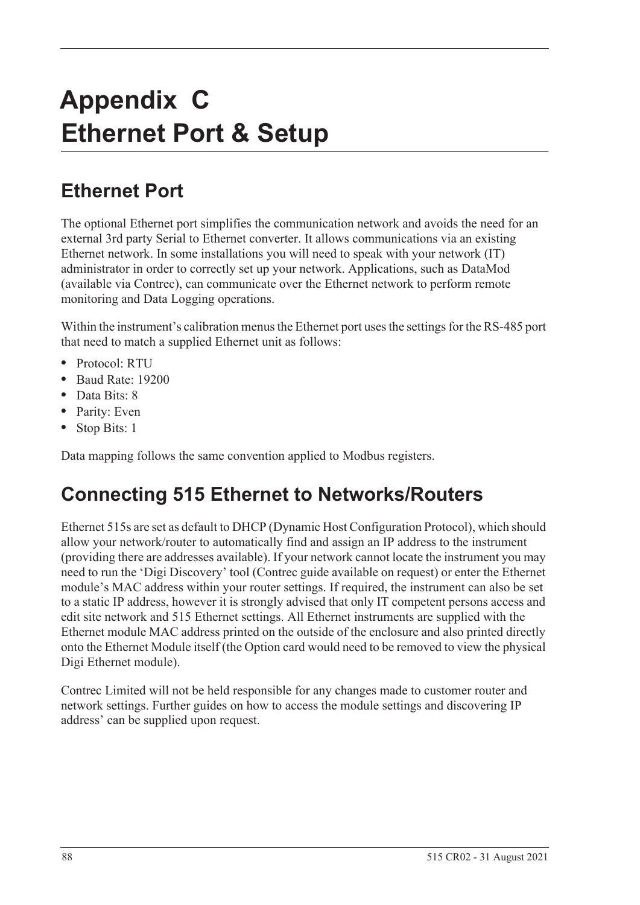# Appendix C
# Ethernet Port & Setup

## Ethernet Port

The optional Ethernet port simplifies the communication network and avoids the need for an external 3rd party Serial to Ethernet converter. It allows communications via an existing Ethernet network. In some installations you will need to speak with your network (IT) administrator in order to correctly set up your network. Applications, such as DataMod (available via Contrec), can communicate over the Ethernet network to perform remote monitoring and Data Logging operations.

Within the instrument's calibration menus the Ethernet port uses the settings for the RS-485 port that need to match a supplied Ethernet unit as follows:

- Protocol: RTU
- Baud Rate: 19200
- Data Bits: 8
- Parity: Even
- Stop Bits: 1

Data mapping follows the same convention applied to Modbus registers.

## Connecting 515 Ethernet to Networks/Routers

Ethernet 515s are set as default to DHCP (Dynamic Host Configuration Protocol), which should allow your network/router to automatically find and assign an IP address to the instrument (providing there are addresses available). If your network cannot locate the instrument you may need to run the 'Digi Discovery' tool (Contrec guide available on request) or enter the Ethernet module's MAC address within your router settings. If required, the instrument can also be set to a static IP address, however it is strongly advised that only IT competent persons access and edit site network and 515 Ethernet settings. All Ethernet instruments are supplied with the Ethernet module MAC address printed on the outside of the enclosure and also printed directly onto the Ethernet Module itself (the Option card would need to be removed to view the physical Digi Ethernet module).

Contrec Limited will not be held responsible for any changes made to customer router and network settings. Further guides on how to access the module settings and discovering IP address' can be supplied upon request.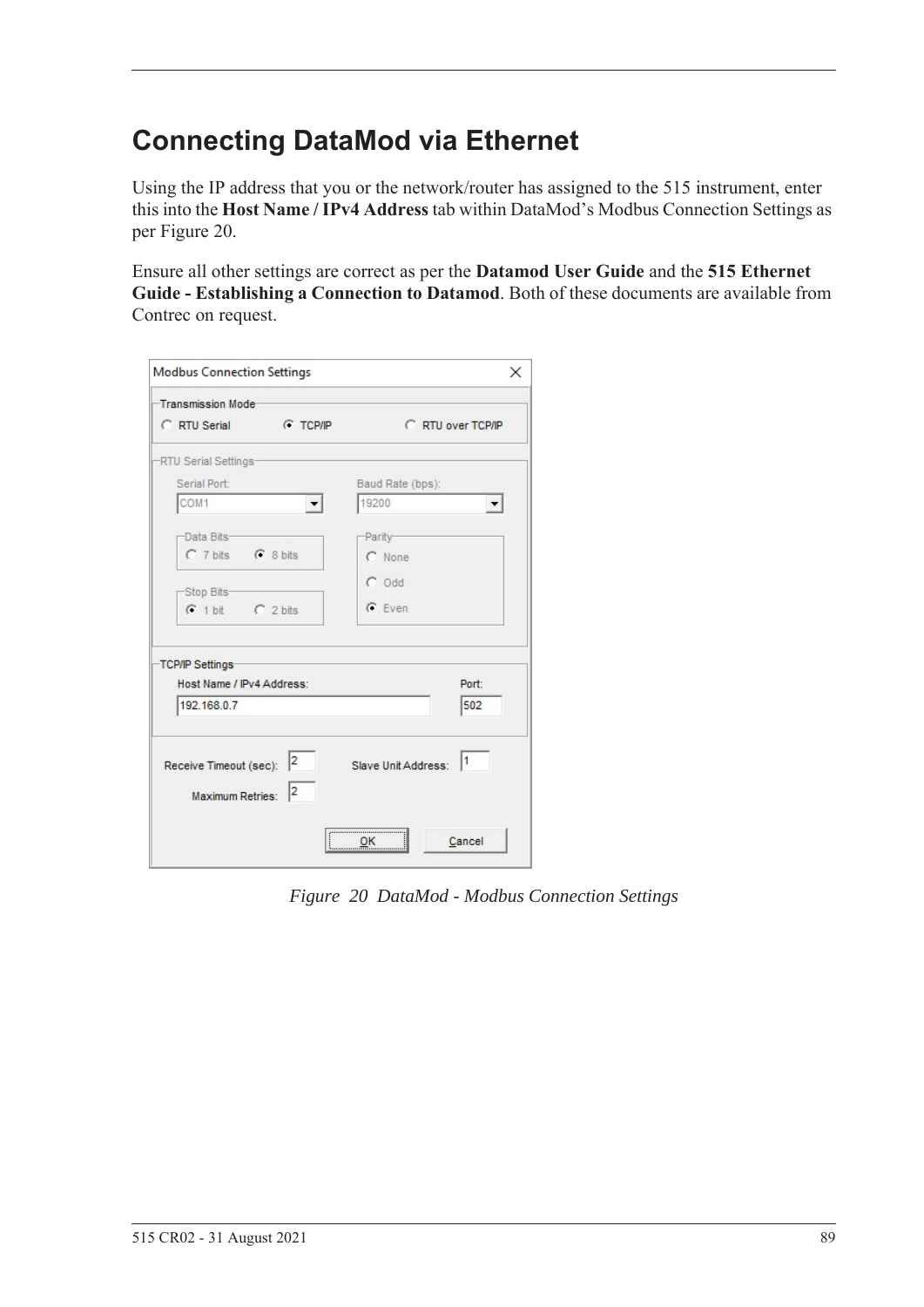# Connecting DataMod via Ethernet

Using the IP address that you or the network/router has assigned to the 515 instrument, enter this into the **Host Name / IPv4 Address** tab within DataMod's Modbus Connection Settings as per Figure 20.

Ensure all other settings are correct as per the **Datamod User Guide** and the **515 Ethernet Guide - Establishing a Connection to Datamod**. Both of these documents are available from Contrec on request.

*Figure 20 DataMod - Modbus Connection Settings*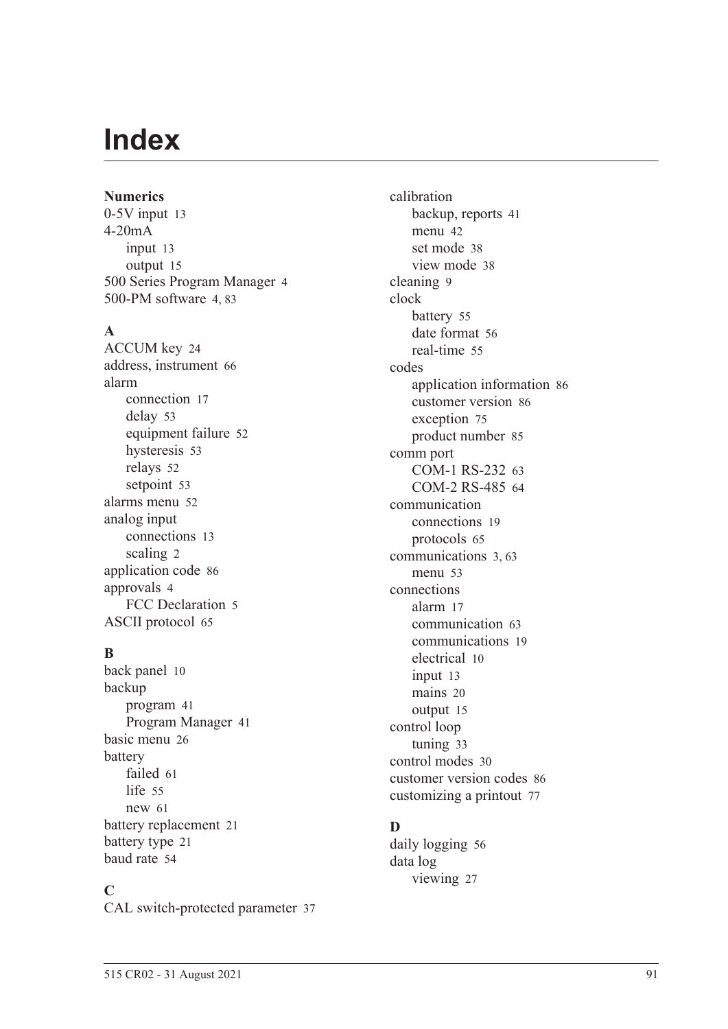# Index

**Numerics**

0-5V input 13
4-20mA
- input 13
- output 15

500 Series Program Manager 4
500-PM software 4, 83

**A**

ACCUM key 24
address, instrument 66
alarm
- connection 17
- delay 53
- equipment failure 52
- hysteresis 53
- relays 52
- setpoint 53

alarms menu 52
analog input
- connections 13
- scaling 2

application code 86
approvals 4
- FCC Declaration 5

ASCII protocol 65

**B**

back panel 10
backup
- program 41
- Program Manager 41

basic menu 26
battery
- failed 61
- life 55
- new 61

battery replacement 21
battery type 21
baud rate 54

**C**

CAL switch-protected parameter 37
calibration
- backup, reports 41
- menu 42
- set mode 38
- view mode 38

cleaning 9
clock
- battery 55
- date format 56
- real-time 55

codes
- application information 86
- customer version 86
- exception 75
- product number 85

comm port
- COM-1 RS-232 63
- COM-2 RS-485 64

communication
- connections 19
- protocols 65

communications 3, 63
- menu 53

connections
- alarm 17
- communication 63
- communications 19
- electrical 10
- input 13
- mains 20
- output 15

control loop
- tuning 33

control modes 30
customer version codes 86
customizing a printout 77

**D**

daily logging 56
data log
- viewing 27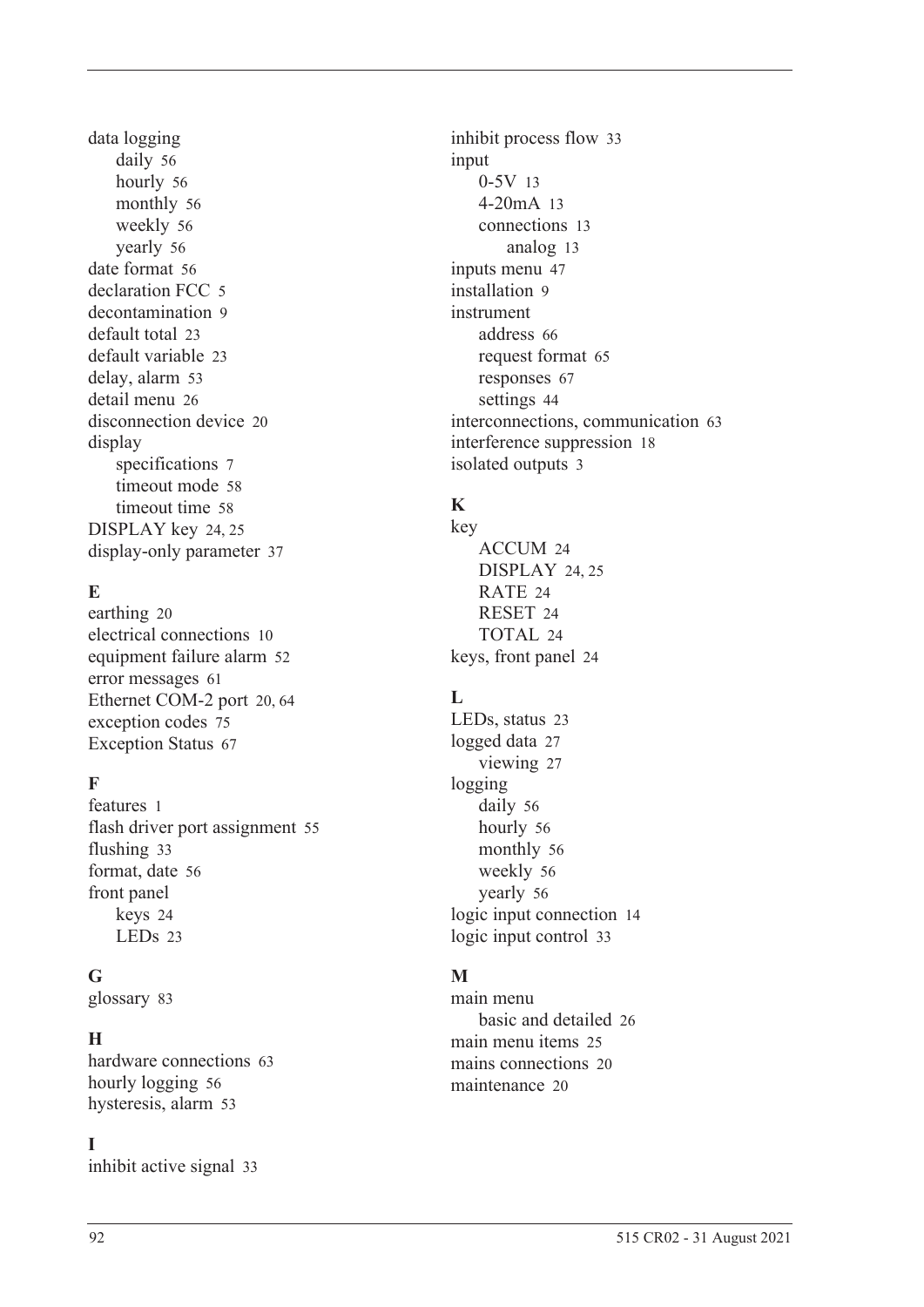data logging
- daily 56
- hourly 56
- monthly 56
- weekly 56
- yearly 56

date format 56
declaration FCC 5
decontamination 9
default total 23
default variable 23
delay, alarm 53
detail menu 26
disconnection device 20
display
- specifications 7
- timeout mode 58
- timeout time 58

DISPLAY key 24, 25
display-only parameter 37

### E

earthing 20
electrical connections 10
equipment failure alarm 52
error messages 61
Ethernet COM-2 port 20, 64
exception codes 75
Exception Status 67

### F

features 1
flash driver port assignment 55
flushing 33
format, date 56
front panel
- keys 24
- LEDs 23

### G

glossary 83

### H

hardware connections 63
hourly logging 56
hysteresis, alarm 53

### I

inhibit active signal 33
inhibit process flow 33
input
- 0-5V 13
- 4-20mA 13
- connections 13
  - analog 13

inputs menu 47
installation 9
instrument
- address 66
- request format 65
- responses 67
- settings 44

interconnections, communication 63
interference suppression 18
isolated outputs 3

### K

key
- ACCUM 24
- DISPLAY 24, 25
- RATE 24
- RESET 24
- TOTAL 24

keys, front panel 24

### L

LEDs, status 23
logged data 27
- viewing 27

logging
- daily 56
- hourly 56
- monthly 56
- weekly 56
- yearly 56

logic input connection 14
logic input control 33

### M

main menu
- basic and detailed 26

main menu items 25
mains connections 20
maintenance 20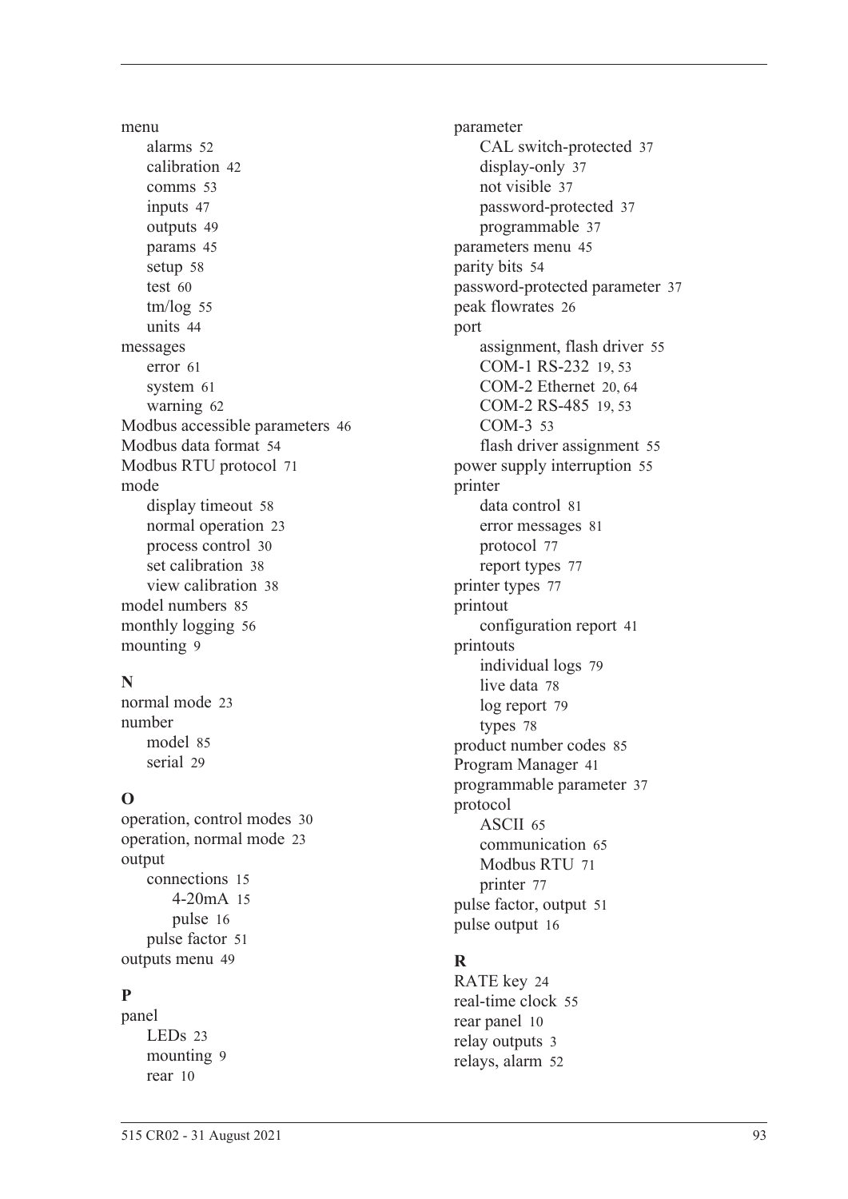menu
- alarms 52
- calibration 42
- comms 53
- inputs 47
- outputs 49
- params 45
- setup 58
- test 60
- tm/log 55
- units 44

messages
- error 61
- system 61
- warning 62

Modbus accessible parameters 46
Modbus data format 54
Modbus RTU protocol 71
mode
- display timeout 58
- normal operation 23
- process control 30
- set calibration 38
- view calibration 38

model numbers 85
monthly logging 56
mounting 9

**N**

normal mode 23
number
- model 85
- serial 29

**O**

operation, control modes 30
operation, normal mode 23
output
- connections 15
    - 4-20mA 15
    - pulse 16
- pulse factor 51

outputs menu 49

**P**

panel
- LEDs 23
- mounting 9
- rear 10

parameter
- CAL switch-protected 37
- display-only 37
- not visible 37
- password-protected 37
- programmable 37

parameters menu 45
parity bits 54
password-protected parameter 37
peak flowrates 26
port
- assignment, flash driver 55
- COM-1 RS-232 19, 53
- COM-2 Ethernet 20, 64
- COM-2 RS-485 19, 53
- COM-3 53
- flash driver assignment 55

power supply interruption 55
printer
- data control 81
- error messages 81
- protocol 77
- report types 77

printer types 77
printout
- configuration report 41

printouts
- individual logs 79
- live data 78
- log report 79
- types 78

product number codes 85
Program Manager 41
programmable parameter 37
protocol
- ASCII 65
- communication 65
- Modbus RTU 71
- printer 77

pulse factor, output 51
pulse output 16

**R**

RATE key 24
real-time clock 55
rear panel 10
relay outputs 3
relays, alarm 52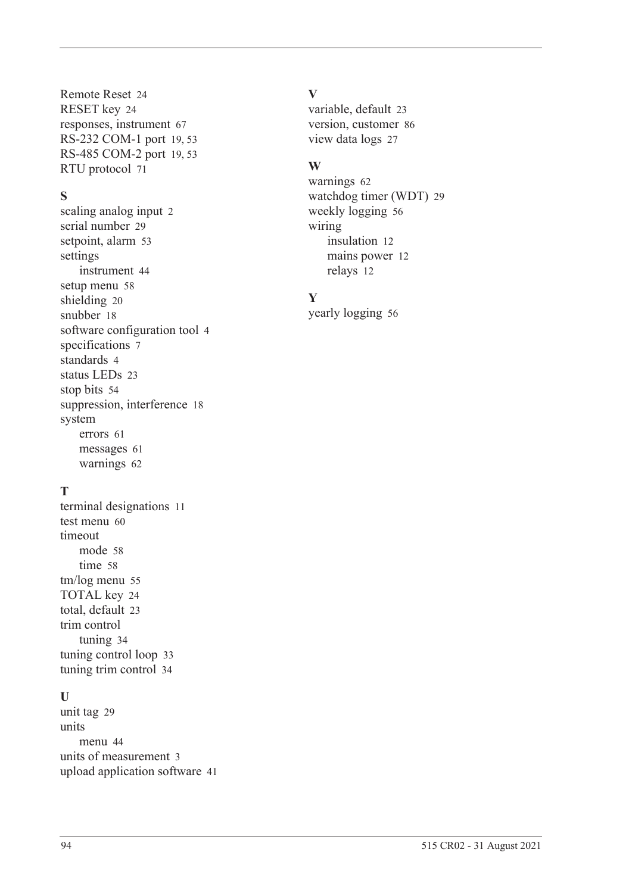Remote Reset 24
RESET key 24
responses, instrument 67
RS-232 COM-1 port 19, 53
RS-485 COM-2 port 19, 53
RTU protocol 71

**S**

scaling analog input 2
serial number 29
setpoint, alarm 53
settings
    instrument 44
setup menu 58
shielding 20
snubber 18
software configuration tool 4
specifications 7
standards 4
status LEDs 23
stop bits 54
suppression, interference 18
system
    errors 61
    messages 61
    warnings 62

**T**

terminal designations 11
test menu 60
timeout
    mode 58
    time 58
tm/log menu 55
TOTAL key 24
total, default 23
trim control
    tuning 34
tuning control loop 33
tuning trim control 34

**U**

unit tag 29
units
    menu 44
units of measurement 3
upload application software 41

**V**

variable, default 23
version, customer 86
view data logs 27

**W**

warnings 62
watchdog timer (WDT) 29
weekly logging 56
wiring
    insulation 12
    mains power 12
    relays 12

**Y**

yearly logging 56